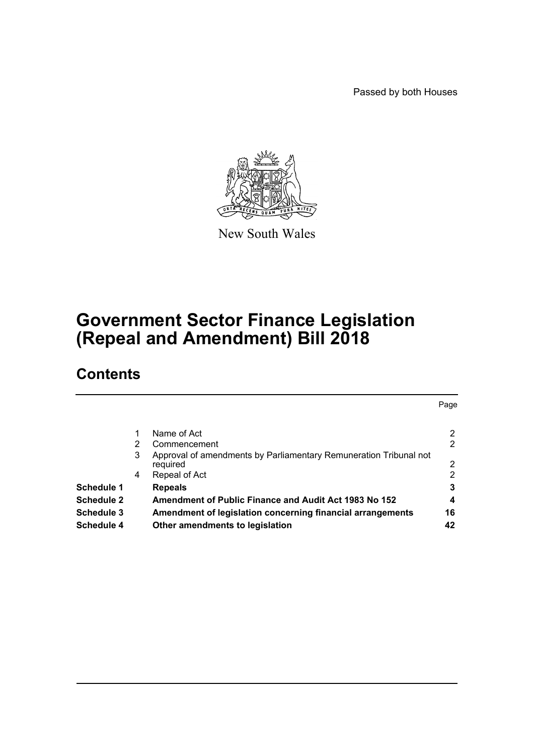Passed by both Houses

New South Wales

# Government Sector Finance Legislation (Repeal and Amendment) Bill 2018

## Contents

| | | | Page |
|---|---|---|---|
| | 1 | Name of Act | 2 |
| | 2 | Commencement | 2 |
| | 3 | Approval of amendments by Parliamentary Remuneration Tribunal not required | 2 |
| | 4 | Repeal of Act | 2 |
| **Schedule 1** | | **Repeals** | **3** |
| **Schedule 2** | | **Amendment of Public Finance and Audit Act 1983 No 152** | **4** |
| **Schedule 3** | | **Amendment of legislation concerning financial arrangements** | **16** |
| **Schedule 4** | | **Other amendments to legislation** | **42** |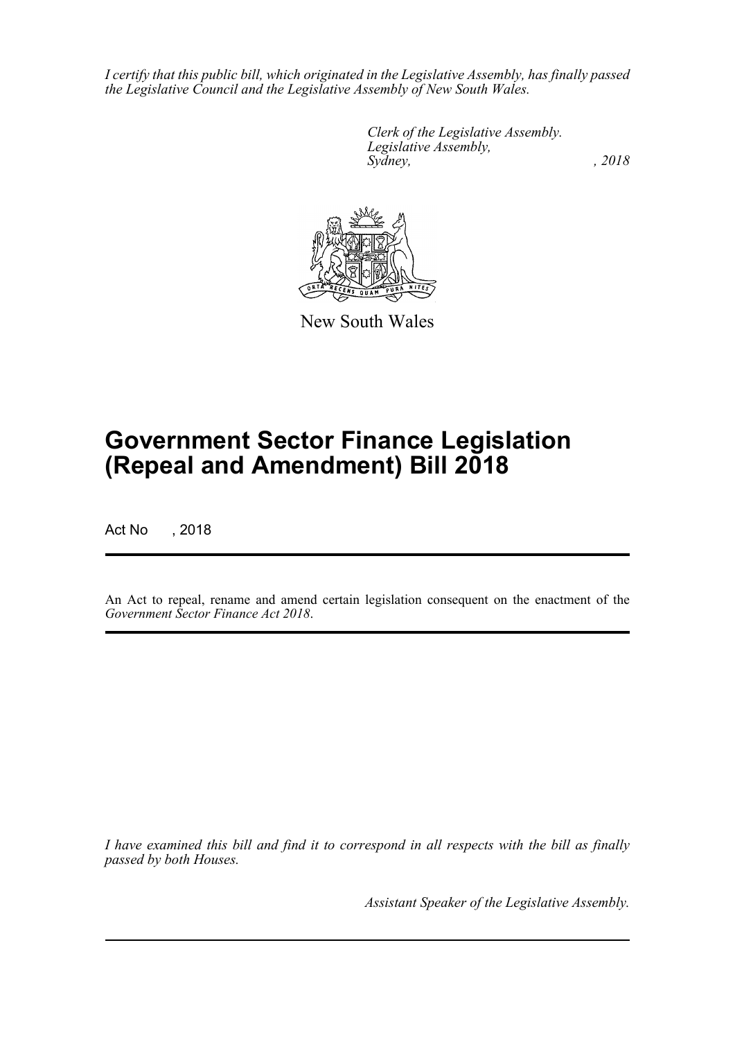*I certify that this public bill, which originated in the Legislative Assembly, has finally passed the Legislative Council and the Legislative Assembly of New South Wales.*

*Clerk of the Legislative Assembly.*
*Legislative Assembly,*
*Sydney, , 2018*

New South Wales

# Government Sector Finance Legislation (Repeal and Amendment) Bill 2018

Act No , 2018

An Act to repeal, rename and amend certain legislation consequent on the enactment of the *Government Sector Finance Act 2018*.

*I have examined this bill and find it to correspond in all respects with the bill as finally passed by both Houses.*

*Assistant Speaker of the Legislative Assembly.*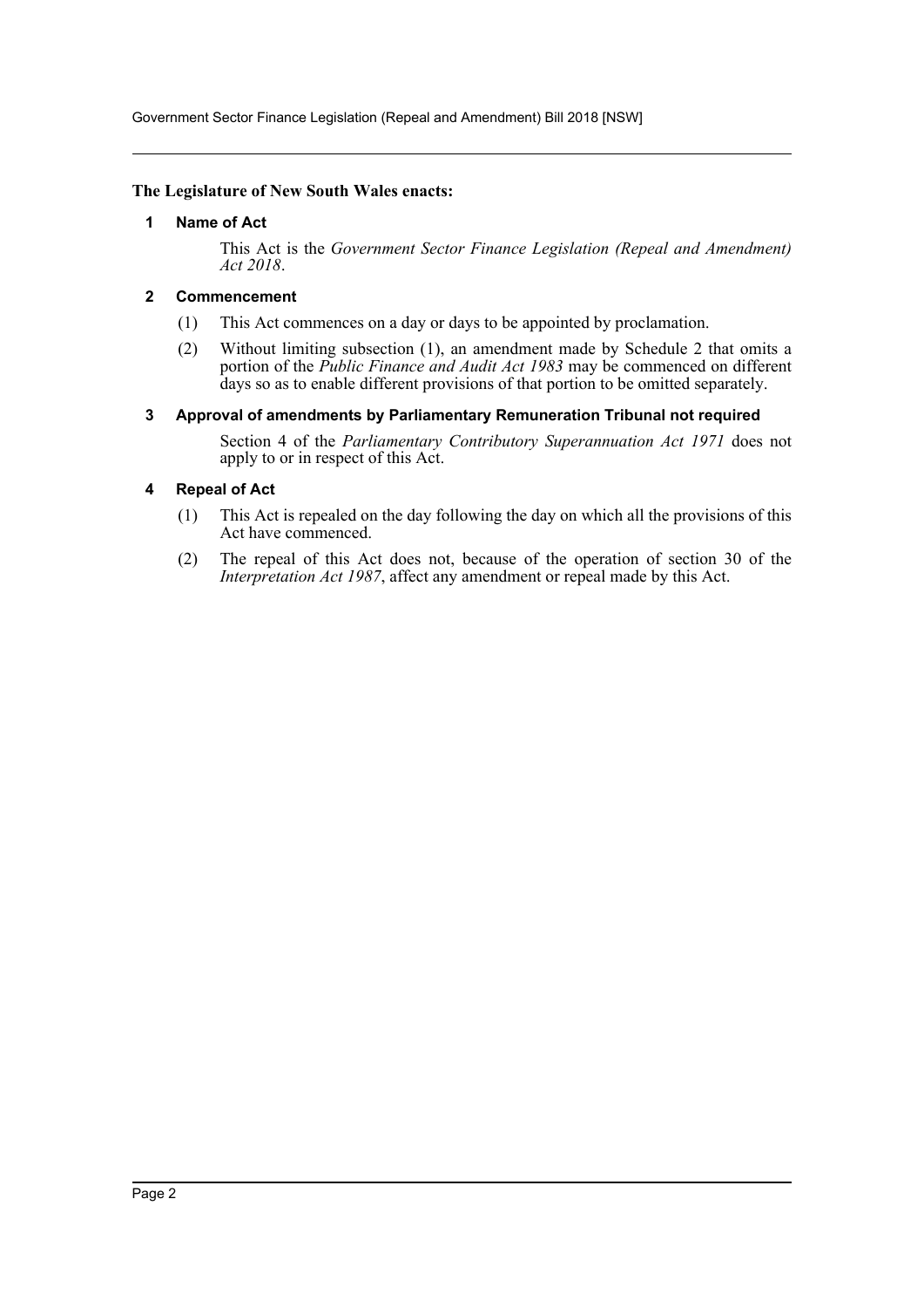**The Legislature of New South Wales enacts:**

### 1 Name of Act

This Act is the *Government Sector Finance Legislation (Repeal and Amendment) Act 2018*.

### 2 Commencement

(1) This Act commences on a day or days to be appointed by proclamation.

(2) Without limiting subsection (1), an amendment made by Schedule 2 that omits a portion of the *Public Finance and Audit Act 1983* may be commenced on different days so as to enable different provisions of that portion to be omitted separately.

### 3 Approval of amendments by Parliamentary Remuneration Tribunal not required

Section 4 of the *Parliamentary Contributory Superannuation Act 1971* does not apply to or in respect of this Act.

### 4 Repeal of Act

(1) This Act is repealed on the day following the day on which all the provisions of this Act have commenced.

(2) The repeal of this Act does not, because of the operation of section 30 of the *Interpretation Act 1987*, affect any amendment or repeal made by this Act.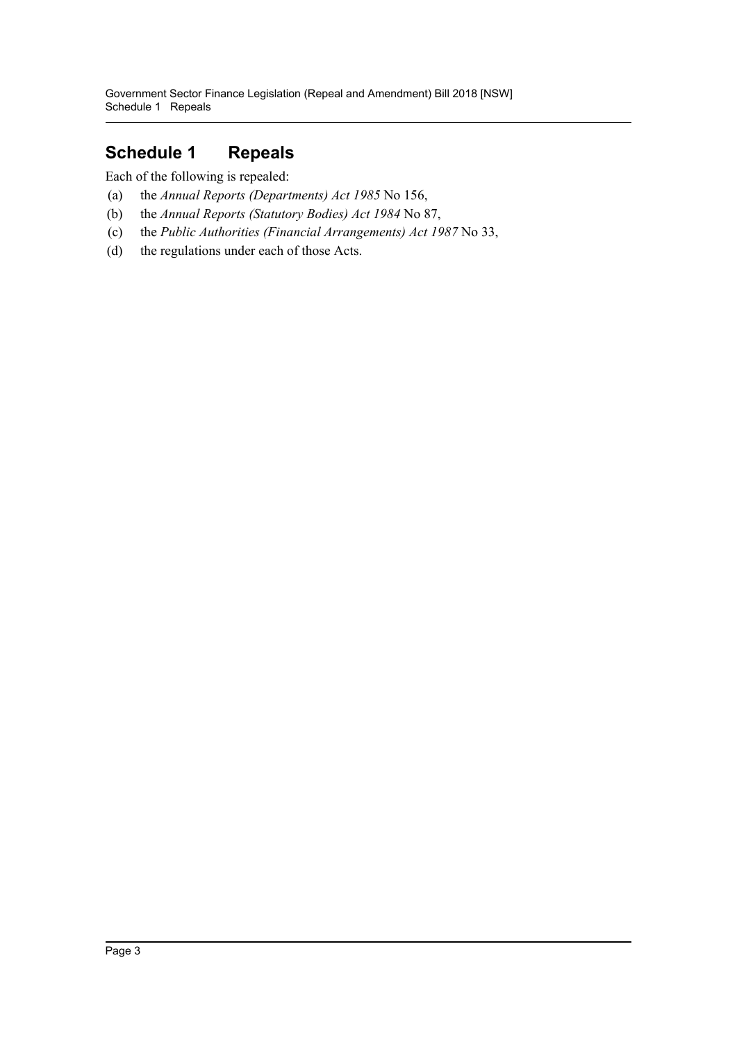# Schedule 1 Repeals

Each of the following is repealed:

(a) the *Annual Reports (Departments) Act 1985* No 156,

(b) the *Annual Reports (Statutory Bodies) Act 1984* No 87,

(c) the *Public Authorities (Financial Arrangements) Act 1987* No 33,

(d) the regulations under each of those Acts.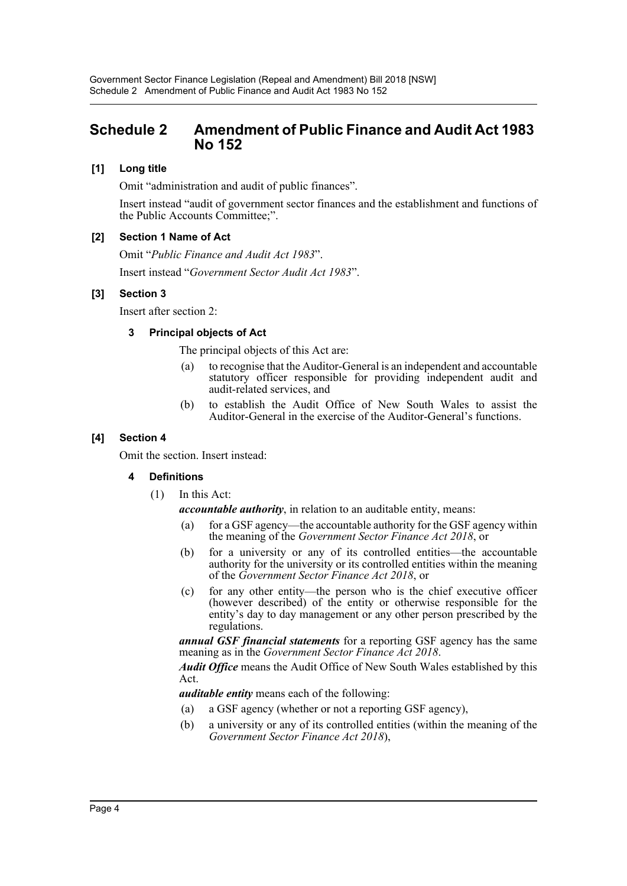# Schedule 2 Amendment of Public Finance and Audit Act 1983 No 152

**[1] Long title**

Omit "administration and audit of public finances".

Insert instead "audit of government sector finances and the establishment and functions of the Public Accounts Committee;".

**[2] Section 1 Name of Act**

Omit "*Public Finance and Audit Act 1983*".

Insert instead "*Government Sector Audit Act 1983*".

**[3] Section 3**

Insert after section 2:

**3 Principal objects of Act**

The principal objects of this Act are:

(a) to recognise that the Auditor-General is an independent and accountable statutory officer responsible for providing independent audit and audit-related services, and

(b) to establish the Audit Office of New South Wales to assist the Auditor-General in the exercise of the Auditor-General's functions.

**[4] Section 4**

Omit the section. Insert instead:

**4 Definitions**

(1) In this Act:

***accountable authority***, in relation to an auditable entity, means:

(a) for a GSF agency—the accountable authority for the GSF agency within the meaning of the *Government Sector Finance Act 2018*, or

(b) for a university or any of its controlled entities—the accountable authority for the university or its controlled entities within the meaning of the *Government Sector Finance Act 2018*, or

(c) for any other entity—the person who is the chief executive officer (however described) of the entity or otherwise responsible for the entity's day to day management or any other person prescribed by the regulations.

***annual GSF financial statements*** for a reporting GSF agency has the same meaning as in the *Government Sector Finance Act 2018*.

***Audit Office*** means the Audit Office of New South Wales established by this Act.

***auditable entity*** means each of the following:

(a) a GSF agency (whether or not a reporting GSF agency),

(b) a university or any of its controlled entities (within the meaning of the *Government Sector Finance Act 2018*),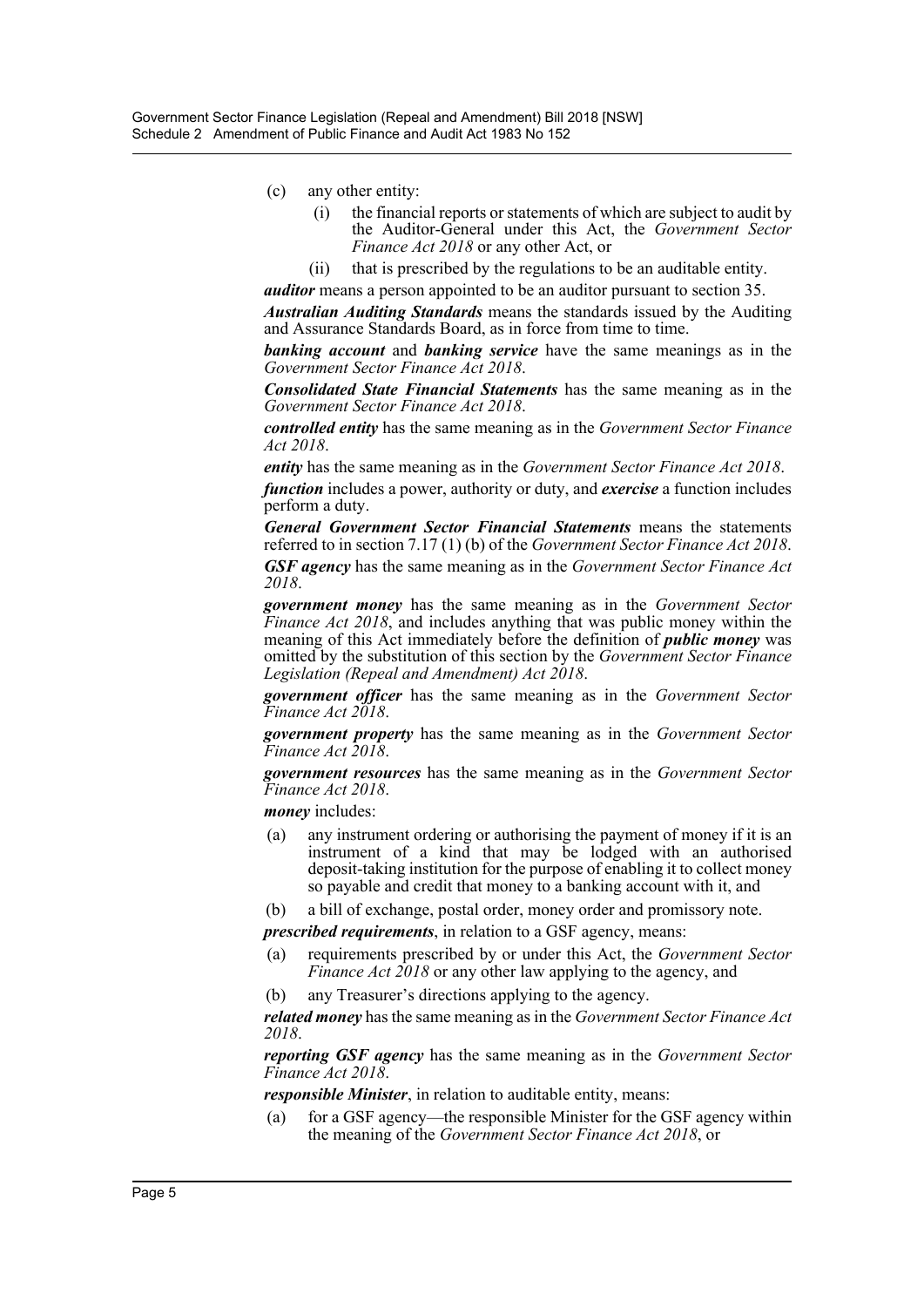(c) any other entity:

  (i) the financial reports or statements of which are subject to audit by the Auditor-General under this Act, the *Government Sector Finance Act 2018* or any other Act, or

  (ii) that is prescribed by the regulations to be an auditable entity.

***auditor*** means a person appointed to be an auditor pursuant to section 35.

***Australian Auditing Standards*** means the standards issued by the Auditing and Assurance Standards Board, as in force from time to time.

***banking account*** and ***banking service*** have the same meanings as in the *Government Sector Finance Act 2018*.

***Consolidated State Financial Statements*** has the same meaning as in the *Government Sector Finance Act 2018*.

***controlled entity*** has the same meaning as in the *Government Sector Finance Act 2018*.

***entity*** has the same meaning as in the *Government Sector Finance Act 2018*.

***function*** includes a power, authority or duty, and ***exercise*** a function includes perform a duty.

***General Government Sector Financial Statements*** means the statements referred to in section 7.17 (1) (b) of the *Government Sector Finance Act 2018*.

***GSF agency*** has the same meaning as in the *Government Sector Finance Act 2018*.

***government money*** has the same meaning as in the *Government Sector Finance Act 2018*, and includes anything that was public money within the meaning of this Act immediately before the definition of ***public money*** was omitted by the substitution of this section by the *Government Sector Finance Legislation (Repeal and Amendment) Act 2018*.

***government officer*** has the same meaning as in the *Government Sector Finance Act 2018*.

***government property*** has the same meaning as in the *Government Sector Finance Act 2018*.

***government resources*** has the same meaning as in the *Government Sector Finance Act 2018*.

***money*** includes:

(a) any instrument ordering or authorising the payment of money if it is an instrument of a kind that may be lodged with an authorised deposit-taking institution for the purpose of enabling it to collect money so payable and credit that money to a banking account with it, and

(b) a bill of exchange, postal order, money order and promissory note.

***prescribed requirements***, in relation to a GSF agency, means:

(a) requirements prescribed by or under this Act, the *Government Sector Finance Act 2018* or any other law applying to the agency, and

(b) any Treasurer's directions applying to the agency.

***related money*** has the same meaning as in the *Government Sector Finance Act 2018*.

***reporting GSF agency*** has the same meaning as in the *Government Sector Finance Act 2018*.

***responsible Minister***, in relation to auditable entity, means:

(a) for a GSF agency—the responsible Minister for the GSF agency within the meaning of the *Government Sector Finance Act 2018*, or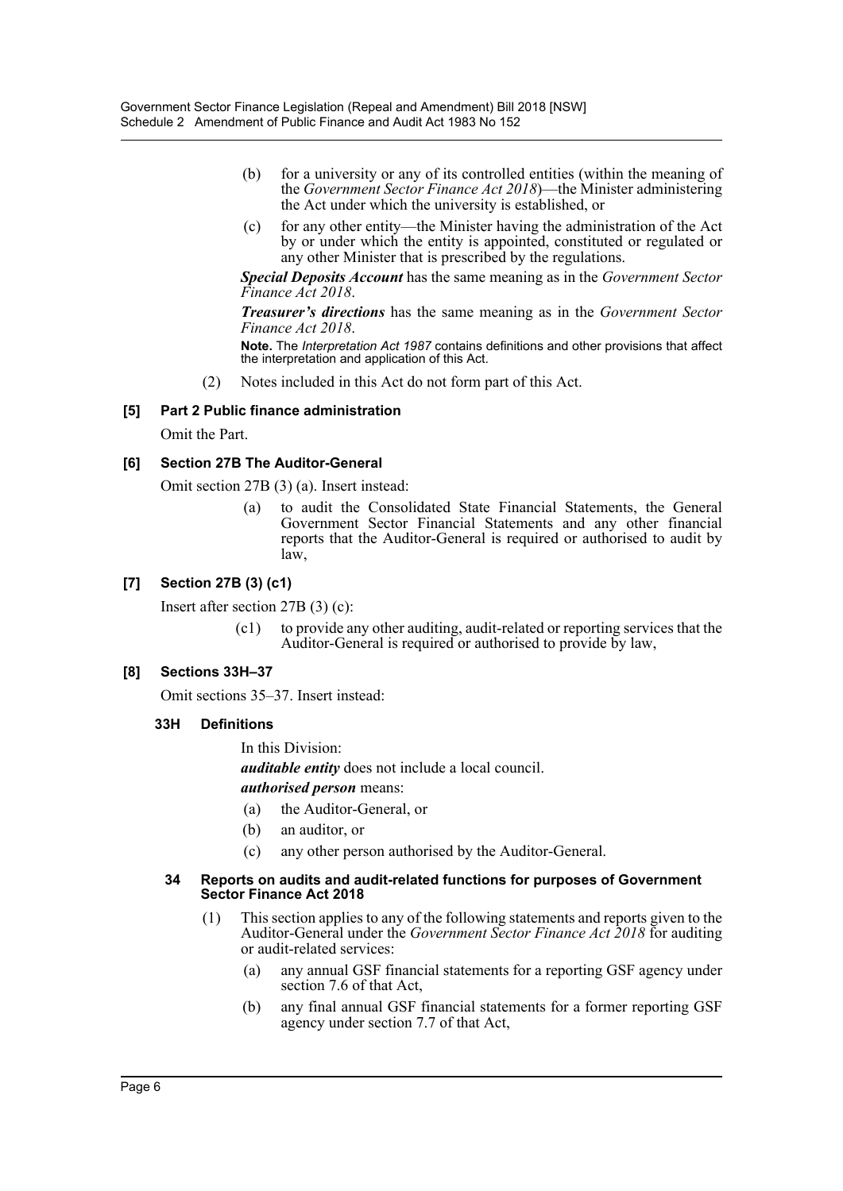(b) for a university or any of its controlled entities (within the meaning of the *Government Sector Finance Act 2018*)—the Minister administering the Act under which the university is established, or

(c) for any other entity—the Minister having the administration of the Act by or under which the entity is appointed, constituted or regulated or any other Minister that is prescribed by the regulations.

***Special Deposits Account*** has the same meaning as in the *Government Sector Finance Act 2018*.

***Treasurer's directions*** has the same meaning as in the *Government Sector Finance Act 2018*.

**Note.** The *Interpretation Act 1987* contains definitions and other provisions that affect the interpretation and application of this Act.

(2) Notes included in this Act do not form part of this Act.

### [5] Part 2 Public finance administration

Omit the Part.

### [6] Section 27B The Auditor-General

Omit section 27B (3) (a). Insert instead:

(a) to audit the Consolidated State Financial Statements, the General Government Sector Financial Statements and any other financial reports that the Auditor-General is required or authorised to audit by law,

### [7] Section 27B (3) (c1)

Insert after section 27B (3) (c):

(c1) to provide any other auditing, audit-related or reporting services that the Auditor-General is required or authorised to provide by law,

### [8] Sections 33H–37

Omit sections 35–37. Insert instead:

#### 33H Definitions

In this Division:

***auditable entity*** does not include a local council.

***authorised person*** means:

(a) the Auditor-General, or

(b) an auditor, or

(c) any other person authorised by the Auditor-General.

#### 34 Reports on audits and audit-related functions for purposes of Government Sector Finance Act 2018

(1) This section applies to any of the following statements and reports given to the Auditor-General under the *Government Sector Finance Act 2018* for auditing or audit-related services:

(a) any annual GSF financial statements for a reporting GSF agency under section 7.6 of that Act,

(b) any final annual GSF financial statements for a former reporting GSF agency under section 7.7 of that Act,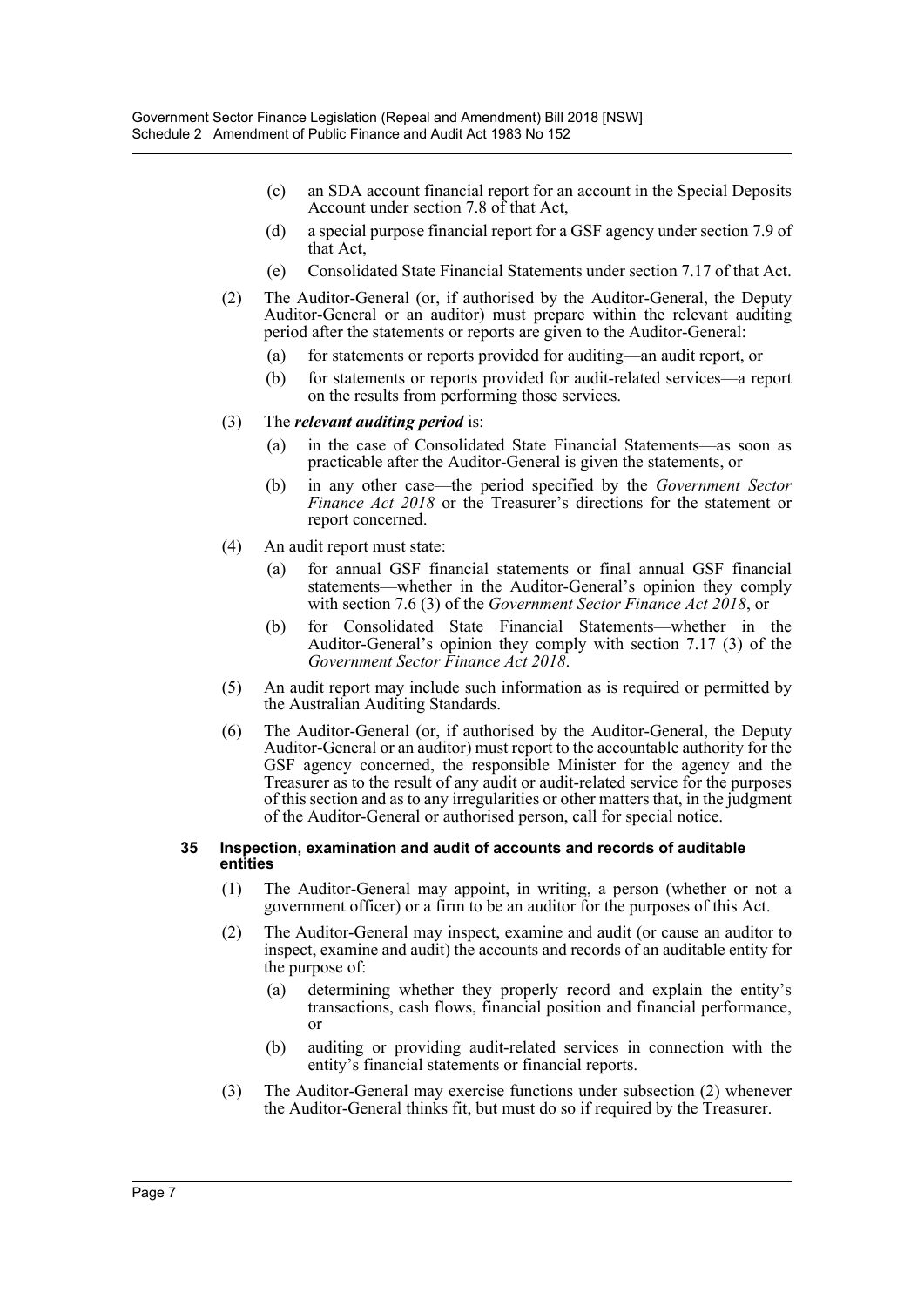(c) an SDA account financial report for an account in the Special Deposits Account under section 7.8 of that Act,

(d) a special purpose financial report for a GSF agency under section 7.9 of that Act,

(e) Consolidated State Financial Statements under section 7.17 of that Act.

(2) The Auditor-General (or, if authorised by the Auditor-General, the Deputy Auditor-General or an auditor) must prepare within the relevant auditing period after the statements or reports are given to the Auditor-General:

(a) for statements or reports provided for auditing—an audit report, or

(b) for statements or reports provided for audit-related services—a report on the results from performing those services.

(3) The ***relevant auditing period*** is:

(a) in the case of Consolidated State Financial Statements—as soon as practicable after the Auditor-General is given the statements, or

(b) in any other case—the period specified by the *Government Sector Finance Act 2018* or the Treasurer's directions for the statement or report concerned.

(4) An audit report must state:

(a) for annual GSF financial statements or final annual GSF financial statements—whether in the Auditor-General's opinion they comply with section 7.6 (3) of the *Government Sector Finance Act 2018*, or

(b) for Consolidated State Financial Statements—whether in the Auditor-General's opinion they comply with section 7.17 (3) of the *Government Sector Finance Act 2018*.

(5) An audit report may include such information as is required or permitted by the Australian Auditing Standards.

(6) The Auditor-General (or, if authorised by the Auditor-General, the Deputy Auditor-General or an auditor) must report to the accountable authority for the GSF agency concerned, the responsible Minister for the agency and the Treasurer as to the result of any audit or audit-related service for the purposes of this section and as to any irregularities or other matters that, in the judgment of the Auditor-General or authorised person, call for special notice.

### 35 Inspection, examination and audit of accounts and records of auditable entities

(1) The Auditor-General may appoint, in writing, a person (whether or not a government officer) or a firm to be an auditor for the purposes of this Act.

(2) The Auditor-General may inspect, examine and audit (or cause an auditor to inspect, examine and audit) the accounts and records of an auditable entity for the purpose of:

(a) determining whether they properly record and explain the entity's transactions, cash flows, financial position and financial performance, or

(b) auditing or providing audit-related services in connection with the entity's financial statements or financial reports.

(3) The Auditor-General may exercise functions under subsection (2) whenever the Auditor-General thinks fit, but must do so if required by the Treasurer.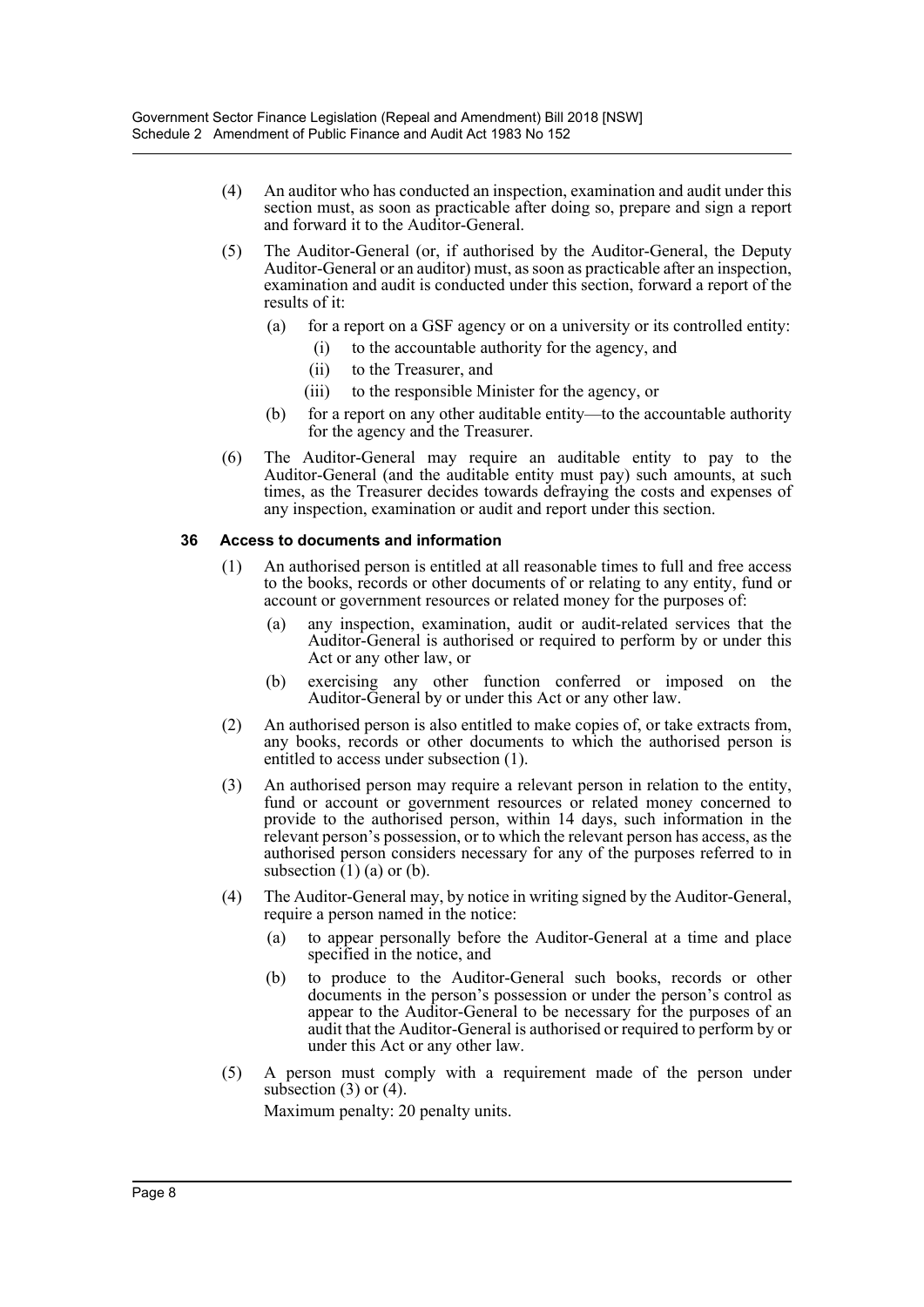(4) An auditor who has conducted an inspection, examination and audit under this section must, as soon as practicable after doing so, prepare and sign a report and forward it to the Auditor-General.

(5) The Auditor-General (or, if authorised by the Auditor-General, the Deputy Auditor-General or an auditor) must, as soon as practicable after an inspection, examination and audit is conducted under this section, forward a report of the results of it:

- (a) for a report on a GSF agency or on a university or its controlled entity:
  - (i) to the accountable authority for the agency, and
  - (ii) to the Treasurer, and
  - (iii) to the responsible Minister for the agency, or
- (b) for a report on any other auditable entity—to the accountable authority for the agency and the Treasurer.

(6) The Auditor-General may require an auditable entity to pay to the Auditor-General (and the auditable entity must pay) such amounts, at such times, as the Treasurer decides towards defraying the costs and expenses of any inspection, examination or audit and report under this section.

#### 36 Access to documents and information

(1) An authorised person is entitled at all reasonable times to full and free access to the books, records or other documents of or relating to any entity, fund or account or government resources or related money for the purposes of:

- (a) any inspection, examination, audit or audit-related services that the Auditor-General is authorised or required to perform by or under this Act or any other law, or
- (b) exercising any other function conferred or imposed on the Auditor-General by or under this Act or any other law.

(2) An authorised person is also entitled to make copies of, or take extracts from, any books, records or other documents to which the authorised person is entitled to access under subsection (1).

(3) An authorised person may require a relevant person in relation to the entity, fund or account or government resources or related money concerned to provide to the authorised person, within 14 days, such information in the relevant person's possession, or to which the relevant person has access, as the authorised person considers necessary for any of the purposes referred to in subsection (1) (a) or (b).

(4) The Auditor-General may, by notice in writing signed by the Auditor-General, require a person named in the notice:

- (a) to appear personally before the Auditor-General at a time and place specified in the notice, and
- (b) to produce to the Auditor-General such books, records or other documents in the person's possession or under the person's control as appear to the Auditor-General to be necessary for the purposes of an audit that the Auditor-General is authorised or required to perform by or under this Act or any other law.

(5) A person must comply with a requirement made of the person under subsection (3) or (4).

Maximum penalty: 20 penalty units.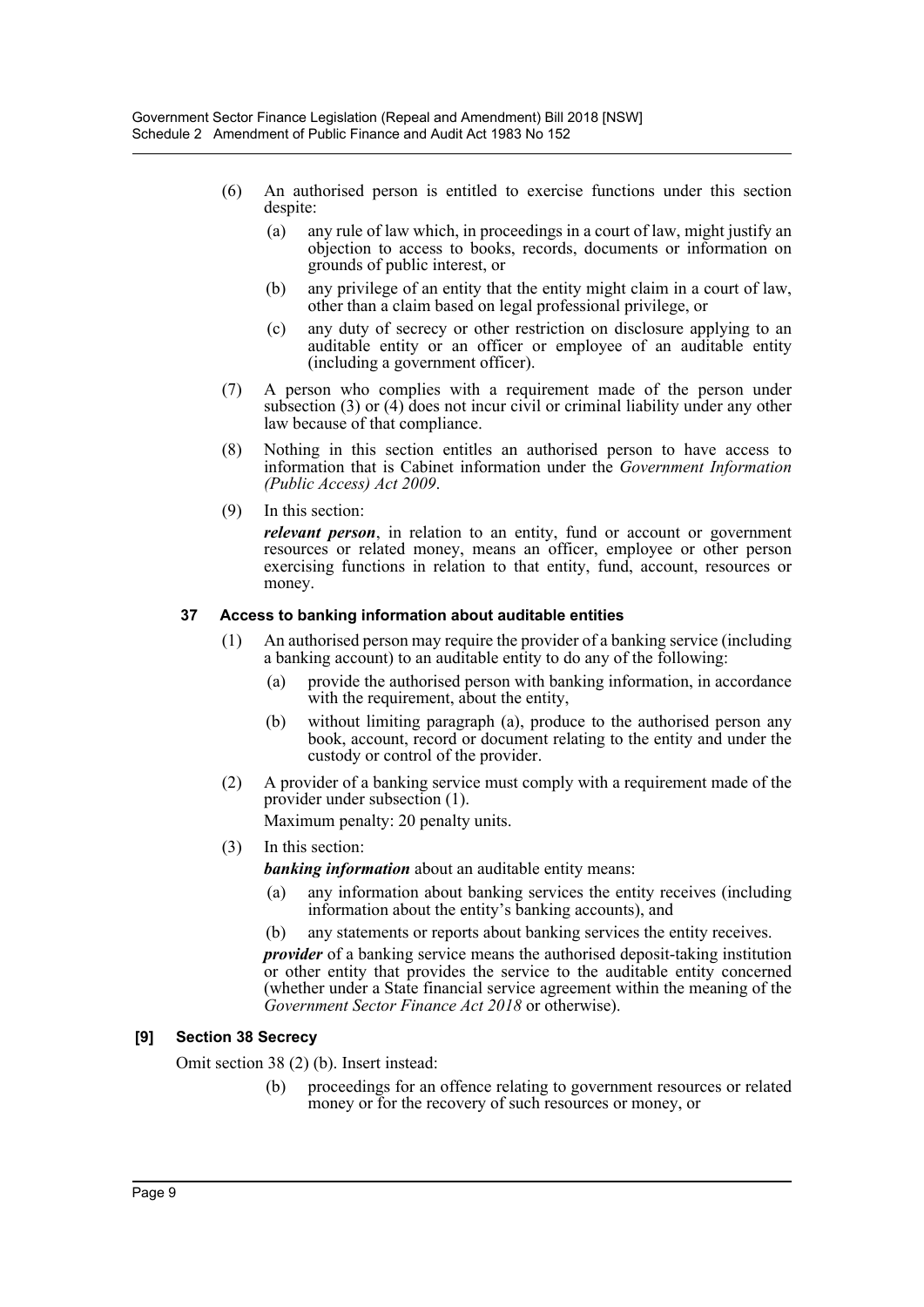(6) An authorised person is entitled to exercise functions under this section despite:

(a) any rule of law which, in proceedings in a court of law, might justify an objection to access to books, records, documents or information on grounds of public interest, or

(b) any privilege of an entity that the entity might claim in a court of law, other than a claim based on legal professional privilege, or

(c) any duty of secrecy or other restriction on disclosure applying to an auditable entity or an officer or employee of an auditable entity (including a government officer).

(7) A person who complies with a requirement made of the person under subsection (3) or (4) does not incur civil or criminal liability under any other law because of that compliance.

(8) Nothing in this section entitles an authorised person to have access to information that is Cabinet information under the *Government Information (Public Access) Act 2009*.

(9) In this section:

***relevant person***, in relation to an entity, fund or account or government resources or related money, means an officer, employee or other person exercising functions in relation to that entity, fund, account, resources or money.

### 37 Access to banking information about auditable entities

(1) An authorised person may require the provider of a banking service (including a banking account) to an auditable entity to do any of the following:

(a) provide the authorised person with banking information, in accordance with the requirement, about the entity,

(b) without limiting paragraph (a), produce to the authorised person any book, account, record or document relating to the entity and under the custody or control of the provider.

(2) A provider of a banking service must comply with a requirement made of the provider under subsection (1).

Maximum penalty: 20 penalty units.

(3) In this section:

***banking information*** about an auditable entity means:

(a) any information about banking services the entity receives (including information about the entity's banking accounts), and

(b) any statements or reports about banking services the entity receives.

***provider*** of a banking service means the authorised deposit-taking institution or other entity that provides the service to the auditable entity concerned (whether under a State financial service agreement within the meaning of the *Government Sector Finance Act 2018* or otherwise).

### [9] Section 38 Secrecy

Omit section 38 (2) (b). Insert instead:

(b) proceedings for an offence relating to government resources or related money or for the recovery of such resources or money, or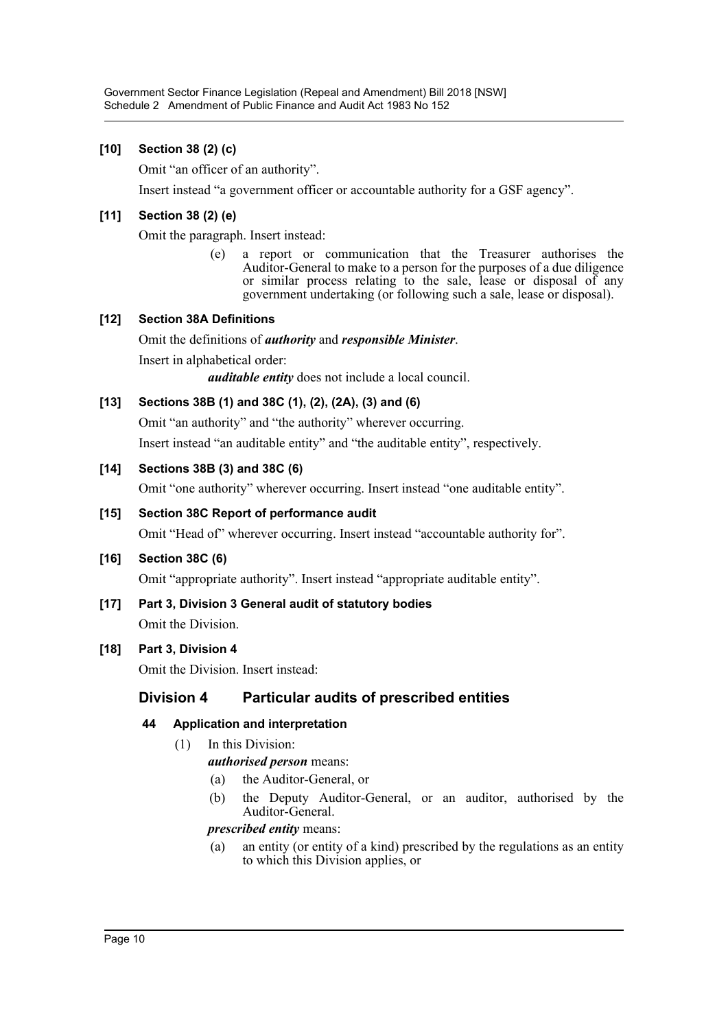**[10] Section 38 (2) (c)**

Omit "an officer of an authority".

Insert instead "a government officer or accountable authority for a GSF agency".

**[11] Section 38 (2) (e)**

Omit the paragraph. Insert instead:

> (e) a report or communication that the Treasurer authorises the Auditor-General to make to a person for the purposes of a due diligence or similar process relating to the sale, lease or disposal of any government undertaking (or following such a sale, lease or disposal).

**[12] Section 38A Definitions**

Omit the definitions of ***authority*** and ***responsible Minister***.

Insert in alphabetical order:

> ***auditable entity*** does not include a local council.

**[13] Sections 38B (1) and 38C (1), (2), (2A), (3) and (6)**

Omit "an authority" and "the authority" wherever occurring.

Insert instead "an auditable entity" and "the auditable entity", respectively.

**[14] Sections 38B (3) and 38C (6)**

Omit "one authority" wherever occurring. Insert instead "one auditable entity".

**[15] Section 38C Report of performance audit**

Omit "Head of" wherever occurring. Insert instead "accountable authority for".

**[16] Section 38C (6)**

Omit "appropriate authority". Insert instead "appropriate auditable entity".

**[17] Part 3, Division 3 General audit of statutory bodies**

Omit the Division.

**[18] Part 3, Division 4**

Omit the Division. Insert instead:

## Division 4 Particular audits of prescribed entities

### 44 Application and interpretation

(1) In this Division:

***authorised person*** means:

(a) the Auditor-General, or

(b) the Deputy Auditor-General, or an auditor, authorised by the Auditor-General.

***prescribed entity*** means:

(a) an entity (or entity of a kind) prescribed by the regulations as an entity to which this Division applies, or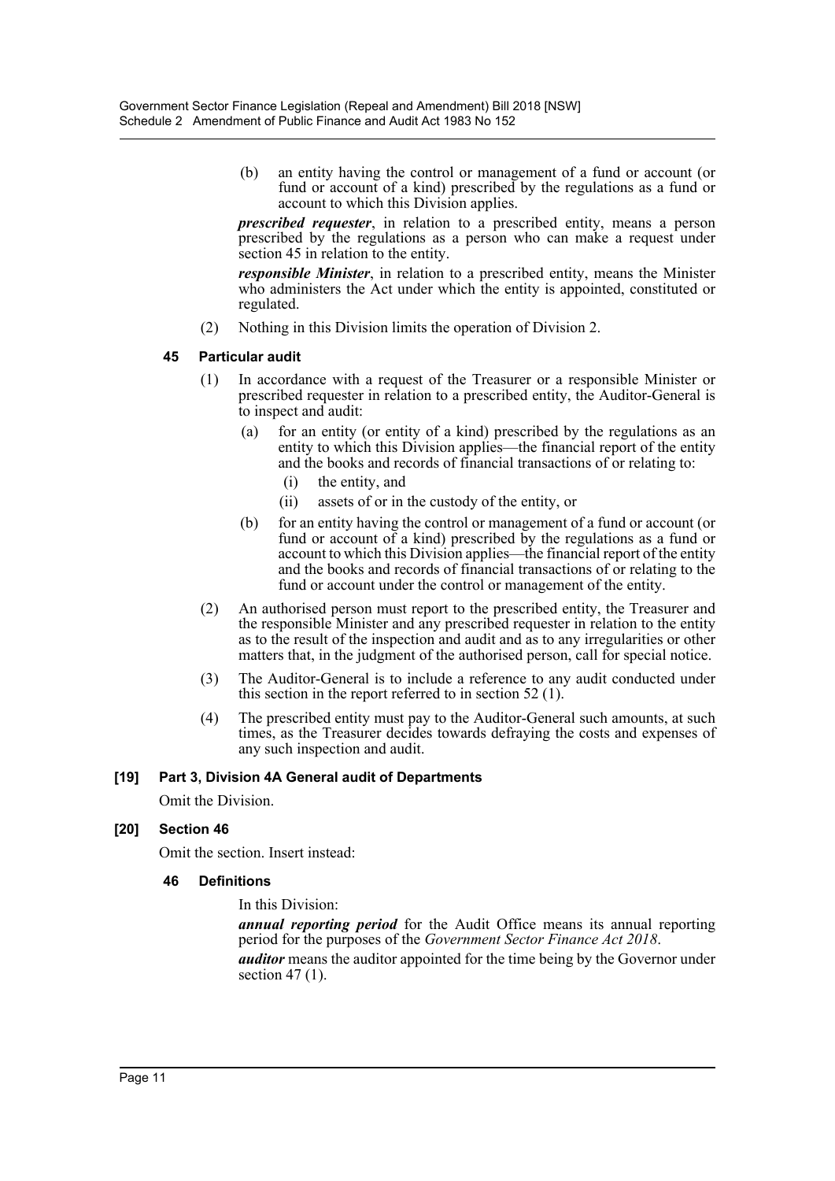(b) an entity having the control or management of a fund or account (or fund or account of a kind) prescribed by the regulations as a fund or account to which this Division applies.

***prescribed requester***, in relation to a prescribed entity, means a person prescribed by the regulations as a person who can make a request under section 45 in relation to the entity.

***responsible Minister***, in relation to a prescribed entity, means the Minister who administers the Act under which the entity is appointed, constituted or regulated.

(2) Nothing in this Division limits the operation of Division 2.

**45 Particular audit**

(1) In accordance with a request of the Treasurer or a responsible Minister or prescribed requester in relation to a prescribed entity, the Auditor-General is to inspect and audit:

(a) for an entity (or entity of a kind) prescribed by the regulations as an entity to which this Division applies—the financial report of the entity and the books and records of financial transactions of or relating to:

(i) the entity, and

(ii) assets of or in the custody of the entity, or

(b) for an entity having the control or management of a fund or account (or fund or account of a kind) prescribed by the regulations as a fund or account to which this Division applies—the financial report of the entity and the books and records of financial transactions of or relating to the fund or account under the control or management of the entity.

(2) An authorised person must report to the prescribed entity, the Treasurer and the responsible Minister and any prescribed requester in relation to the entity as to the result of the inspection and audit and as to any irregularities or other matters that, in the judgment of the authorised person, call for special notice.

(3) The Auditor-General is to include a reference to any audit conducted under this section in the report referred to in section 52 (1).

(4) The prescribed entity must pay to the Auditor-General such amounts, at such times, as the Treasurer decides towards defraying the costs and expenses of any such inspection and audit.

**[19] Part 3, Division 4A General audit of Departments**

Omit the Division.

**[20] Section 46**

Omit the section. Insert instead:

**46 Definitions**

In this Division:

***annual reporting period*** for the Audit Office means its annual reporting period for the purposes of the *Government Sector Finance Act 2018*.

***auditor*** means the auditor appointed for the time being by the Governor under section 47 (1).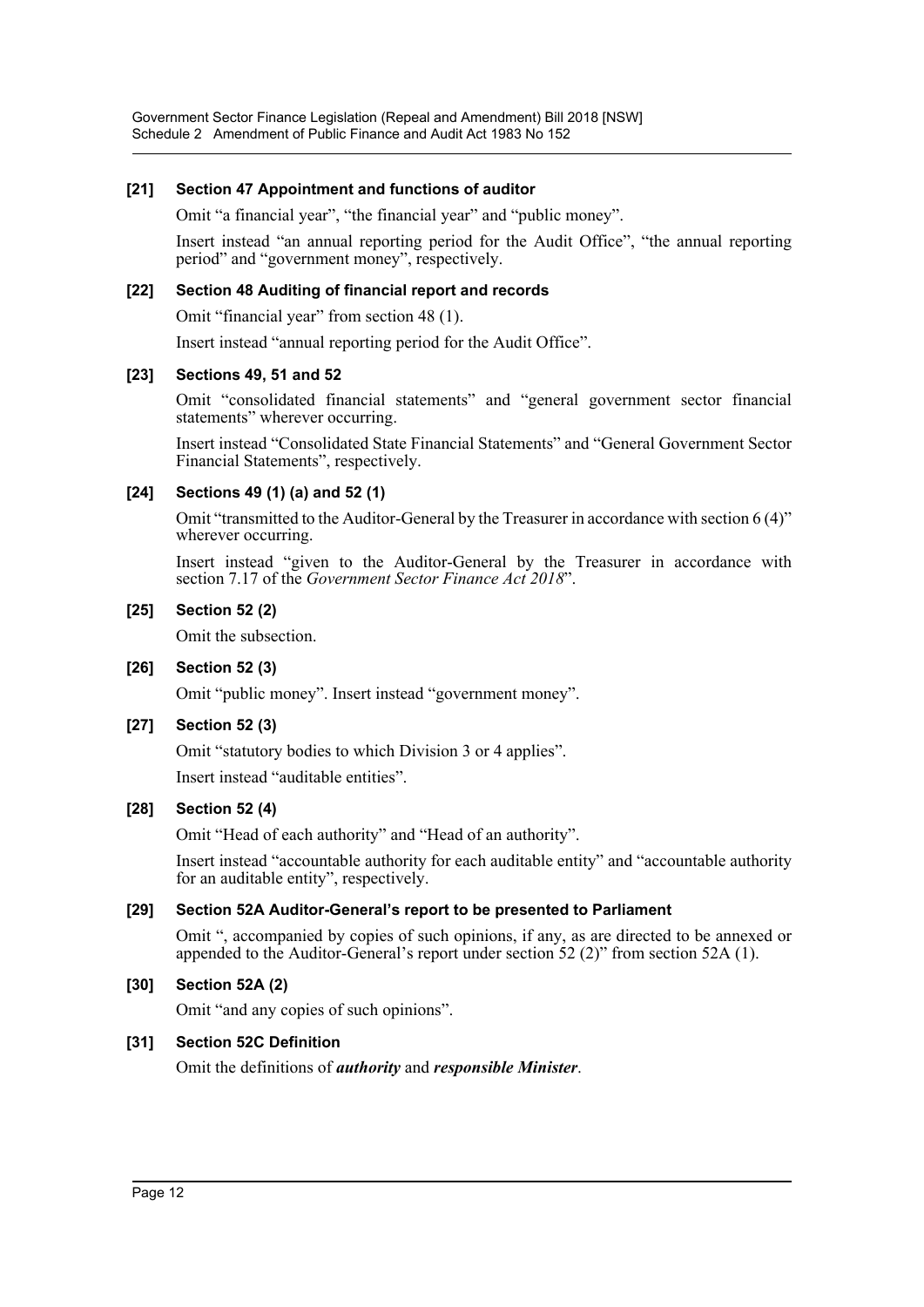#### [21] Section 47 Appointment and functions of auditor

Omit "a financial year", "the financial year" and "public money".

Insert instead "an annual reporting period for the Audit Office", "the annual reporting period" and "government money", respectively.

#### [22] Section 48 Auditing of financial report and records

Omit "financial year" from section 48 (1).

Insert instead "annual reporting period for the Audit Office".

#### [23] Sections 49, 51 and 52

Omit "consolidated financial statements" and "general government sector financial statements" wherever occurring.

Insert instead "Consolidated State Financial Statements" and "General Government Sector Financial Statements", respectively.

#### [24] Sections 49 (1) (a) and 52 (1)

Omit "transmitted to the Auditor-General by the Treasurer in accordance with section 6 (4)" wherever occurring.

Insert instead "given to the Auditor-General by the Treasurer in accordance with section 7.17 of the *Government Sector Finance Act 2018*".

#### [25] Section 52 (2)

Omit the subsection.

#### [26] Section 52 (3)

Omit "public money". Insert instead "government money".

#### [27] Section 52 (3)

Omit "statutory bodies to which Division 3 or 4 applies".

Insert instead "auditable entities".

#### [28] Section 52 (4)

Omit "Head of each authority" and "Head of an authority".

Insert instead "accountable authority for each auditable entity" and "accountable authority for an auditable entity", respectively.

#### [29] Section 52A Auditor-General's report to be presented to Parliament

Omit ", accompanied by copies of such opinions, if any, as are directed to be annexed or appended to the Auditor-General's report under section 52 (2)" from section 52A (1).

#### [30] Section 52A (2)

Omit "and any copies of such opinions".

#### [31] Section 52C Definition

Omit the definitions of ***authority*** and ***responsible Minister***.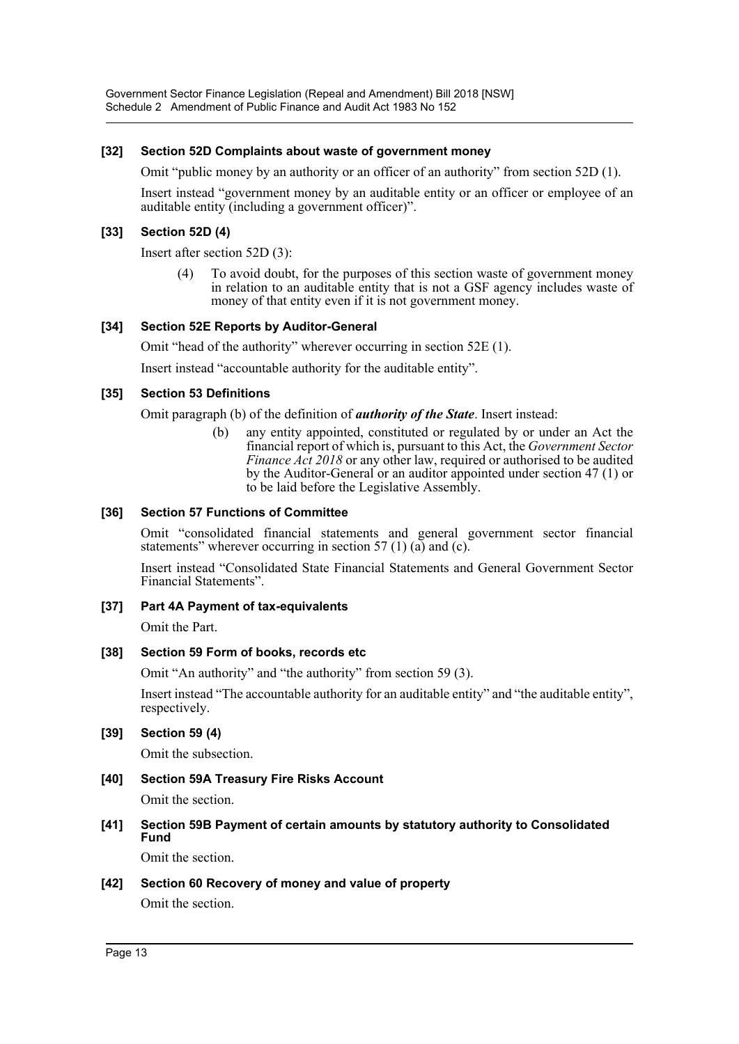### [32] Section 52D Complaints about waste of government money

Omit "public money by an authority or an officer of an authority" from section 52D (1).

Insert instead "government money by an auditable entity or an officer or employee of an auditable entity (including a government officer)".

### [33] Section 52D (4)

Insert after section 52D (3):

> (4) To avoid doubt, for the purposes of this section waste of government money in relation to an auditable entity that is not a GSF agency includes waste of money of that entity even if it is not government money.

### [34] Section 52E Reports by Auditor-General

Omit "head of the authority" wherever occurring in section 52E (1).

Insert instead "accountable authority for the auditable entity".

### [35] Section 53 Definitions

Omit paragraph (b) of the definition of ***authority of the State***. Insert instead:

> (b) any entity appointed, constituted or regulated by or under an Act the financial report of which is, pursuant to this Act, the *Government Sector Finance Act 2018* or any other law, required or authorised to be audited by the Auditor-General or an auditor appointed under section 47 (1) or to be laid before the Legislative Assembly.

### [36] Section 57 Functions of Committee

Omit "consolidated financial statements and general government sector financial statements" wherever occurring in section 57 (1) (a) and (c).

Insert instead "Consolidated State Financial Statements and General Government Sector Financial Statements".

### [37] Part 4A Payment of tax-equivalents

Omit the Part.

### [38] Section 59 Form of books, records etc

Omit "An authority" and "the authority" from section 59 (3).

Insert instead "The accountable authority for an auditable entity" and "the auditable entity", respectively.

### [39] Section 59 (4)

Omit the subsection.

### [40] Section 59A Treasury Fire Risks Account

Omit the section.

### [41] Section 59B Payment of certain amounts by statutory authority to Consolidated Fund

Omit the section.

### [42] Section 60 Recovery of money and value of property

Omit the section.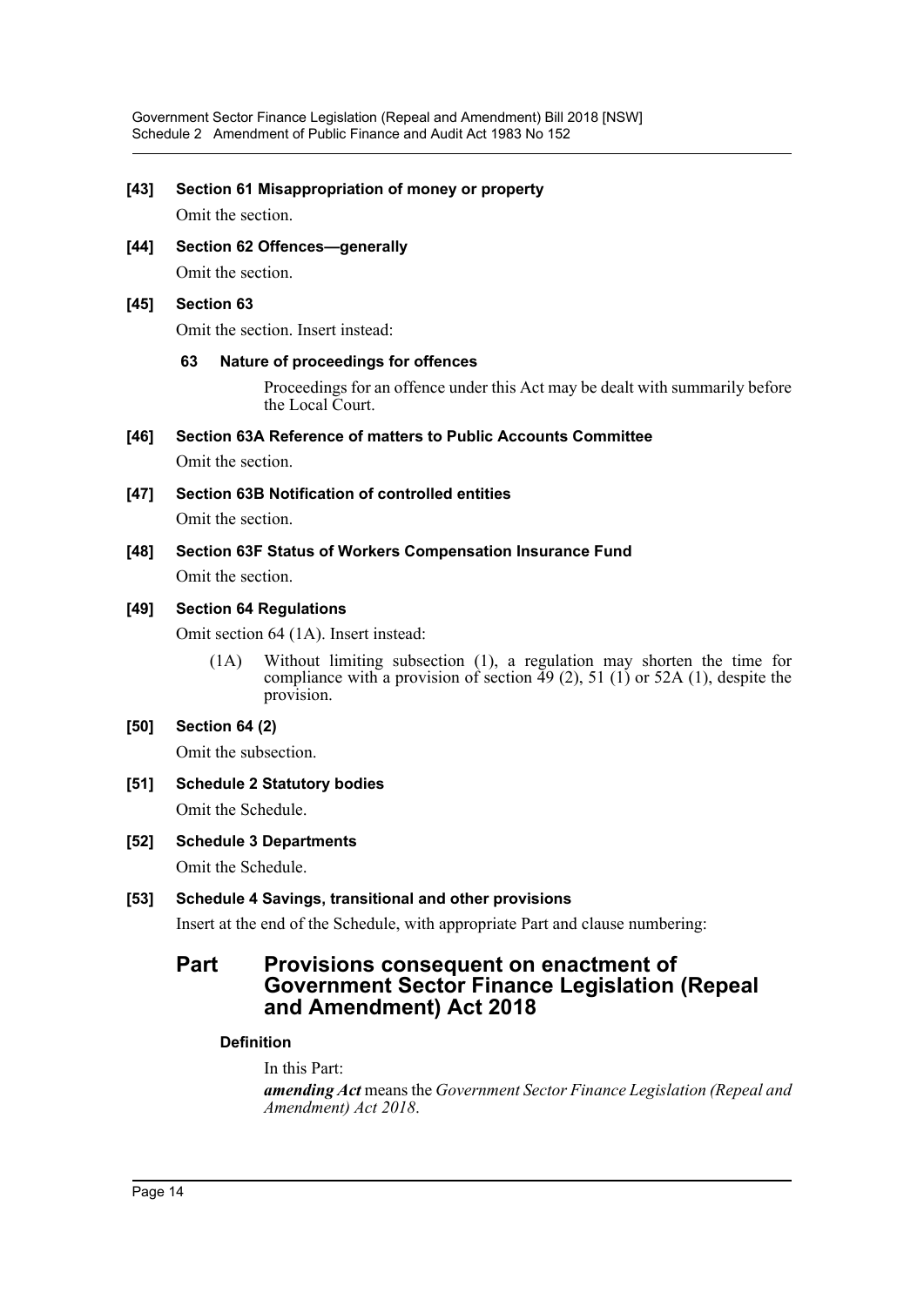**[43] Section 61 Misappropriation of money or property**

Omit the section.

**[44] Section 62 Offences—generally**

Omit the section.

**[45] Section 63**

Omit the section. Insert instead:

**63 Nature of proceedings for offences**

Proceedings for an offence under this Act may be dealt with summarily before the Local Court.

**[46] Section 63A Reference of matters to Public Accounts Committee**

Omit the section.

**[47] Section 63B Notification of controlled entities**

Omit the section.

**[48] Section 63F Status of Workers Compensation Insurance Fund**

Omit the section.

**[49] Section 64 Regulations**

Omit section 64 (1A). Insert instead:

(1A) Without limiting subsection (1), a regulation may shorten the time for compliance with a provision of section 49 (2), 51 (1) or 52A (1), despite the provision.

**[50] Section 64 (2)**

Omit the subsection.

**[51] Schedule 2 Statutory bodies**

Omit the Schedule.

**[52] Schedule 3 Departments**

Omit the Schedule.

**[53] Schedule 4 Savings, transitional and other provisions**

Insert at the end of the Schedule, with appropriate Part and clause numbering:

## Part Provisions consequent on enactment of Government Sector Finance Legislation (Repeal and Amendment) Act 2018

**Definition**

In this Part:

***amending Act*** means the *Government Sector Finance Legislation (Repeal and Amendment) Act 2018*.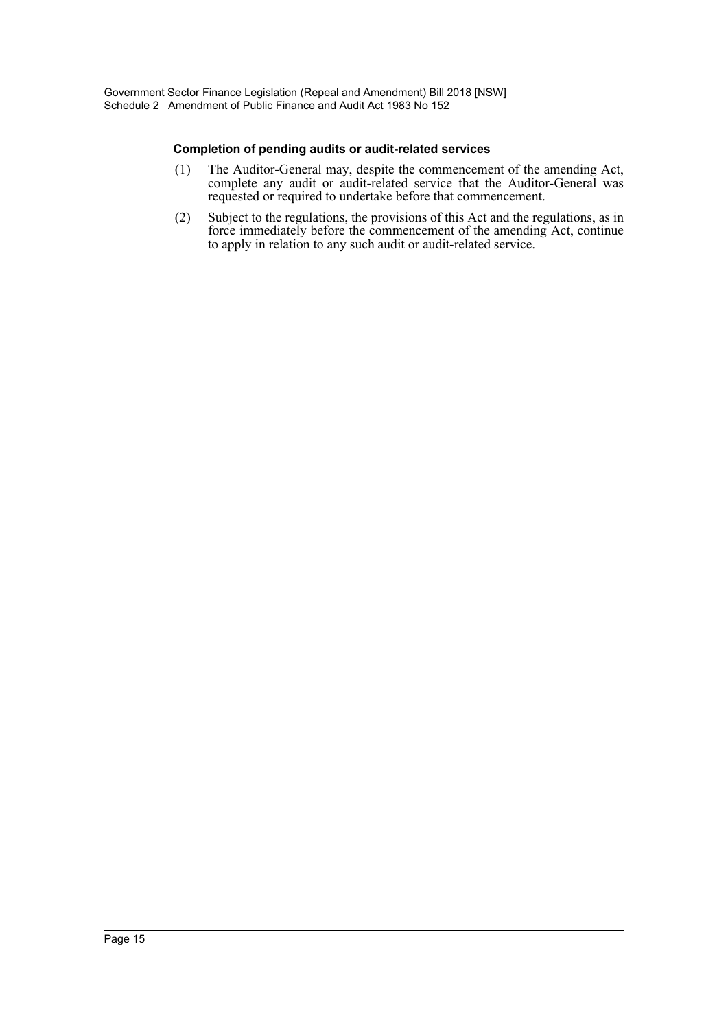**Completion of pending audits or audit-related services**

(1) The Auditor-General may, despite the commencement of the amending Act, complete any audit or audit-related service that the Auditor-General was requested or required to undertake before that commencement.

(2) Subject to the regulations, the provisions of this Act and the regulations, as in force immediately before the commencement of the amending Act, continue to apply in relation to any such audit or audit-related service.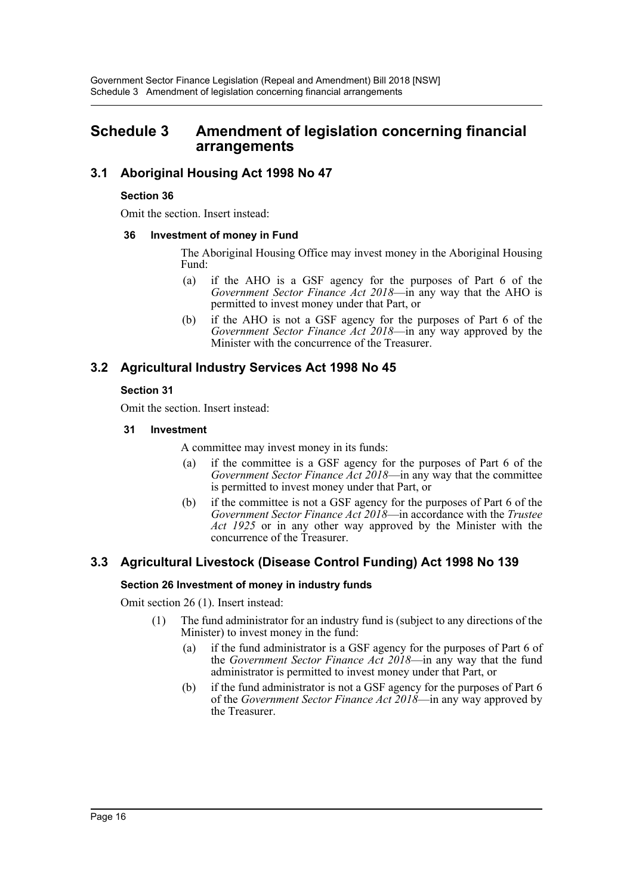# Schedule 3 Amendment of legislation concerning financial arrangements

## 3.1 Aboriginal Housing Act 1998 No 47

**Section 36**

Omit the section. Insert instead:

**36 Investment of money in Fund**

The Aboriginal Housing Office may invest money in the Aboriginal Housing Fund:

(a) if the AHO is a GSF agency for the purposes of Part 6 of the *Government Sector Finance Act 2018*—in any way that the AHO is permitted to invest money under that Part, or

(b) if the AHO is not a GSF agency for the purposes of Part 6 of the *Government Sector Finance Act 2018*—in any way approved by the Minister with the concurrence of the Treasurer.

## 3.2 Agricultural Industry Services Act 1998 No 45

**Section 31**

Omit the section. Insert instead:

**31 Investment**

A committee may invest money in its funds:

(a) if the committee is a GSF agency for the purposes of Part 6 of the *Government Sector Finance Act 2018*—in any way that the committee is permitted to invest money under that Part, or

(b) if the committee is not a GSF agency for the purposes of Part 6 of the *Government Sector Finance Act 2018*—in accordance with the *Trustee Act 1925* or in any other way approved by the Minister with the concurrence of the Treasurer.

## 3.3 Agricultural Livestock (Disease Control Funding) Act 1998 No 139

**Section 26 Investment of money in industry funds**

Omit section 26 (1). Insert instead:

(1) The fund administrator for an industry fund is (subject to any directions of the Minister) to invest money in the fund:

(a) if the fund administrator is a GSF agency for the purposes of Part 6 of the *Government Sector Finance Act 2018*—in any way that the fund administrator is permitted to invest money under that Part, or

(b) if the fund administrator is not a GSF agency for the purposes of Part 6 of the *Government Sector Finance Act 2018*—in any way approved by the Treasurer.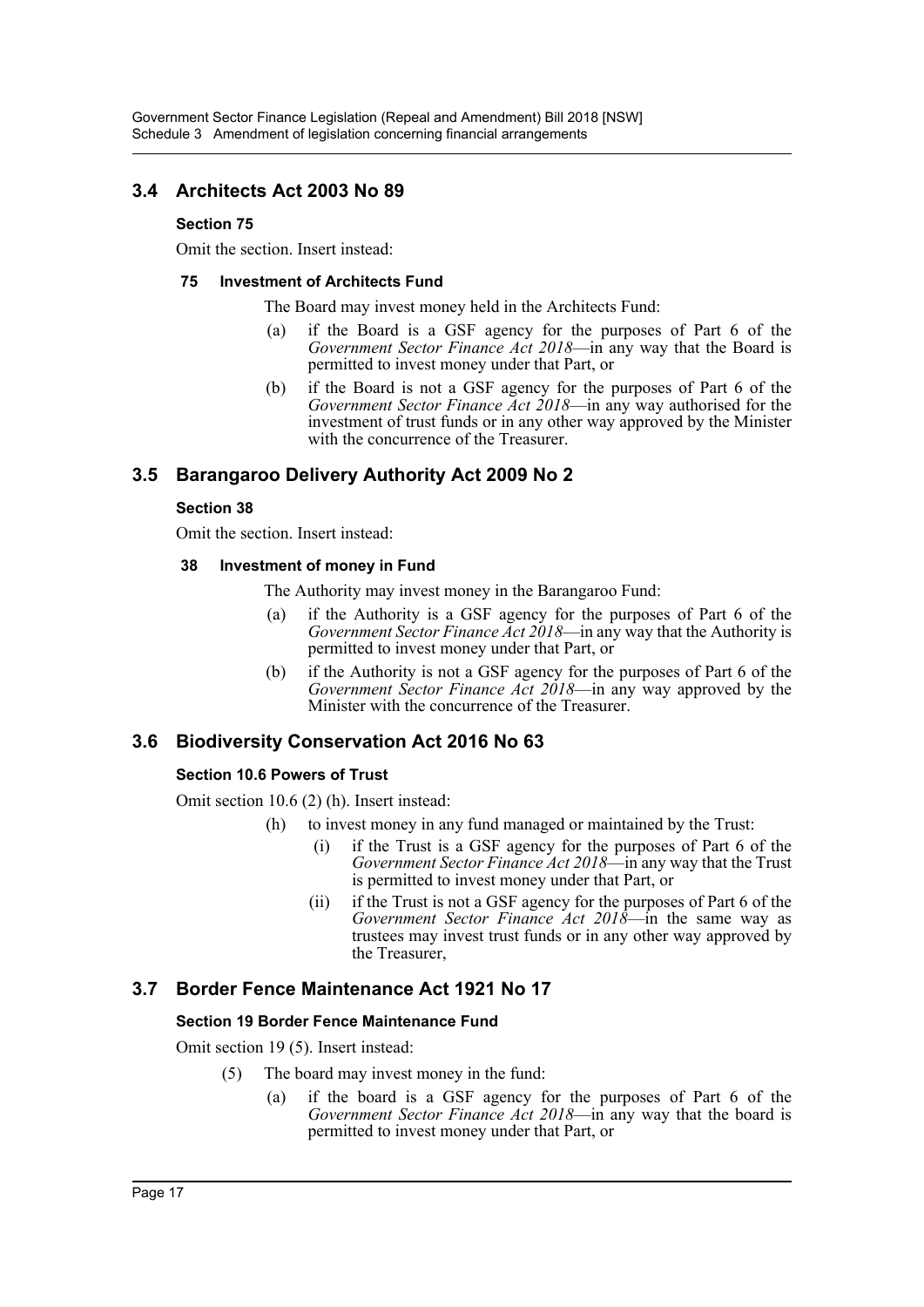## 3.4 Architects Act 2003 No 89

### Section 75

Omit the section. Insert instead:

#### 75 Investment of Architects Fund

The Board may invest money held in the Architects Fund:

(a) if the Board is a GSF agency for the purposes of Part 6 of the *Government Sector Finance Act 2018*—in any way that the Board is permitted to invest money under that Part, or

(b) if the Board is not a GSF agency for the purposes of Part 6 of the *Government Sector Finance Act 2018*—in any way authorised for the investment of trust funds or in any other way approved by the Minister with the concurrence of the Treasurer.

## 3.5 Barangaroo Delivery Authority Act 2009 No 2

### Section 38

Omit the section. Insert instead:

#### 38 Investment of money in Fund

The Authority may invest money in the Barangaroo Fund:

(a) if the Authority is a GSF agency for the purposes of Part 6 of the *Government Sector Finance Act 2018*—in any way that the Authority is permitted to invest money under that Part, or

(b) if the Authority is not a GSF agency for the purposes of Part 6 of the *Government Sector Finance Act 2018*—in any way approved by the Minister with the concurrence of the Treasurer.

## 3.6 Biodiversity Conservation Act 2016 No 63

### Section 10.6 Powers of Trust

Omit section 10.6 (2) (h). Insert instead:

(h) to invest money in any fund managed or maintained by the Trust:

(i) if the Trust is a GSF agency for the purposes of Part 6 of the *Government Sector Finance Act 2018*—in any way that the Trust is permitted to invest money under that Part, or

(ii) if the Trust is not a GSF agency for the purposes of Part 6 of the *Government Sector Finance Act 2018*—in the same way as trustees may invest trust funds or in any other way approved by the Treasurer,

## 3.7 Border Fence Maintenance Act 1921 No 17

### Section 19 Border Fence Maintenance Fund

Omit section 19 (5). Insert instead:

(5) The board may invest money in the fund:

(a) if the board is a GSF agency for the purposes of Part 6 of the *Government Sector Finance Act 2018*—in any way that the board is permitted to invest money under that Part, or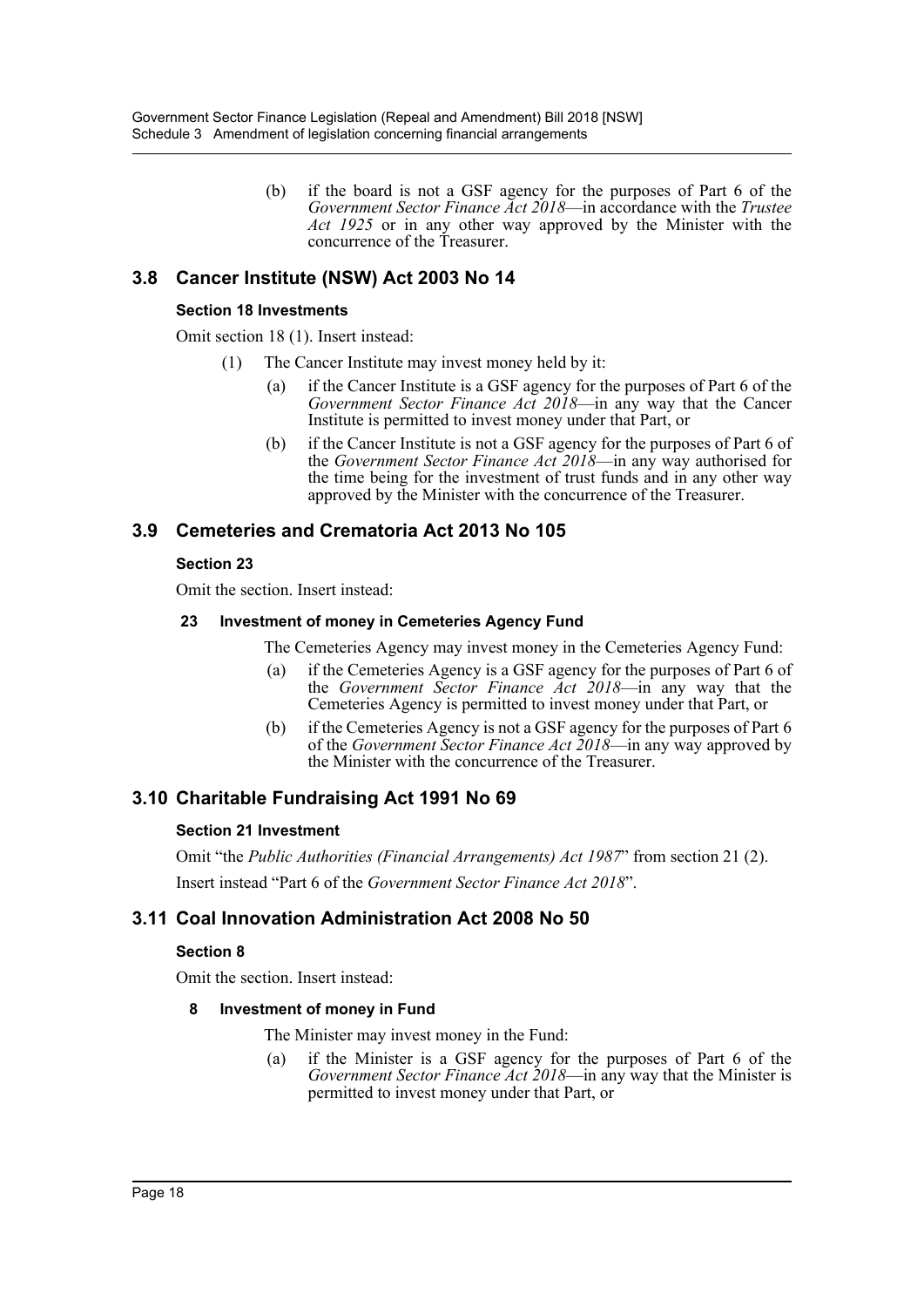(b) if the board is not a GSF agency for the purposes of Part 6 of the *Government Sector Finance Act 2018*—in accordance with the *Trustee Act 1925* or in any other way approved by the Minister with the concurrence of the Treasurer.

## 3.8 Cancer Institute (NSW) Act 2003 No 14

### Section 18 Investments

Omit section 18 (1). Insert instead:

(1) The Cancer Institute may invest money held by it:

(a) if the Cancer Institute is a GSF agency for the purposes of Part 6 of the *Government Sector Finance Act 2018*—in any way that the Cancer Institute is permitted to invest money under that Part, or

(b) if the Cancer Institute is not a GSF agency for the purposes of Part 6 of the *Government Sector Finance Act 2018*—in any way authorised for the time being for the investment of trust funds and in any other way approved by the Minister with the concurrence of the Treasurer.

## 3.9 Cemeteries and Crematoria Act 2013 No 105

### Section 23

Omit the section. Insert instead:

#### 23 Investment of money in Cemeteries Agency Fund

The Cemeteries Agency may invest money in the Cemeteries Agency Fund:

(a) if the Cemeteries Agency is a GSF agency for the purposes of Part 6 of the *Government Sector Finance Act 2018*—in any way that the Cemeteries Agency is permitted to invest money under that Part, or

(b) if the Cemeteries Agency is not a GSF agency for the purposes of Part 6 of the *Government Sector Finance Act 2018*—in any way approved by the Minister with the concurrence of the Treasurer.

## 3.10 Charitable Fundraising Act 1991 No 69

### Section 21 Investment

Omit "the *Public Authorities (Financial Arrangements) Act 1987*" from section 21 (2).

Insert instead "Part 6 of the *Government Sector Finance Act 2018*".

## 3.11 Coal Innovation Administration Act 2008 No 50

### Section 8

Omit the section. Insert instead:

#### 8 Investment of money in Fund

The Minister may invest money in the Fund:

(a) if the Minister is a GSF agency for the purposes of Part 6 of the *Government Sector Finance Act 2018*—in any way that the Minister is permitted to invest money under that Part, or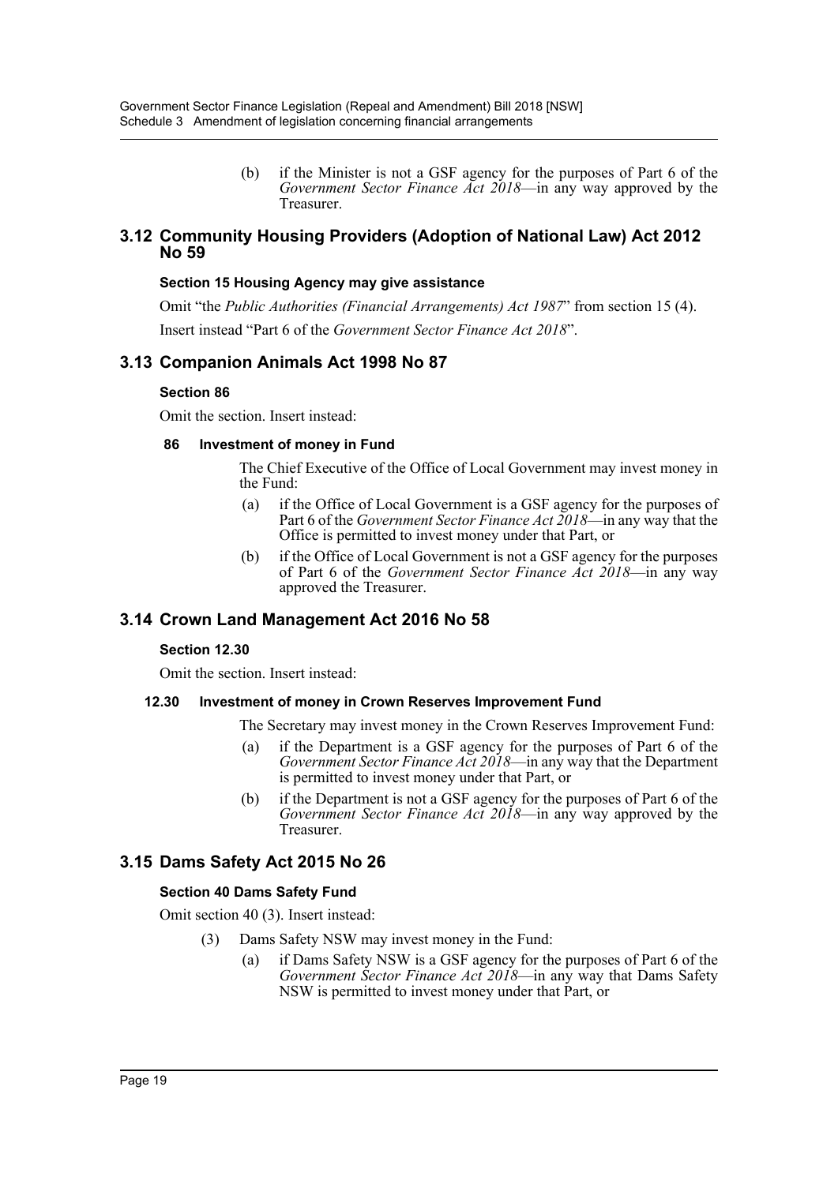(b) if the Minister is not a GSF agency for the purposes of Part 6 of the *Government Sector Finance Act 2018*—in any way approved by the Treasurer.

## 3.12 Community Housing Providers (Adoption of National Law) Act 2012 No 59

### Section 15 Housing Agency may give assistance

Omit "the *Public Authorities (Financial Arrangements) Act 1987*" from section 15 (4).

Insert instead "Part 6 of the *Government Sector Finance Act 2018*".

## 3.13 Companion Animals Act 1998 No 87

### Section 86

Omit the section. Insert instead:

#### 86 Investment of money in Fund

The Chief Executive of the Office of Local Government may invest money in the Fund:

(a) if the Office of Local Government is a GSF agency for the purposes of Part 6 of the *Government Sector Finance Act 2018*—in any way that the Office is permitted to invest money under that Part, or

(b) if the Office of Local Government is not a GSF agency for the purposes of Part 6 of the *Government Sector Finance Act 2018*—in any way approved the Treasurer.

## 3.14 Crown Land Management Act 2016 No 58

### Section 12.30

Omit the section. Insert instead:

#### 12.30 Investment of money in Crown Reserves Improvement Fund

The Secretary may invest money in the Crown Reserves Improvement Fund:

(a) if the Department is a GSF agency for the purposes of Part 6 of the *Government Sector Finance Act 2018*—in any way that the Department is permitted to invest money under that Part, or

(b) if the Department is not a GSF agency for the purposes of Part 6 of the *Government Sector Finance Act 2018*—in any way approved by the Treasurer.

## 3.15 Dams Safety Act 2015 No 26

### Section 40 Dams Safety Fund

Omit section 40 (3). Insert instead:

(3) Dams Safety NSW may invest money in the Fund:

(a) if Dams Safety NSW is a GSF agency for the purposes of Part 6 of the *Government Sector Finance Act 2018*—in any way that Dams Safety NSW is permitted to invest money under that Part, or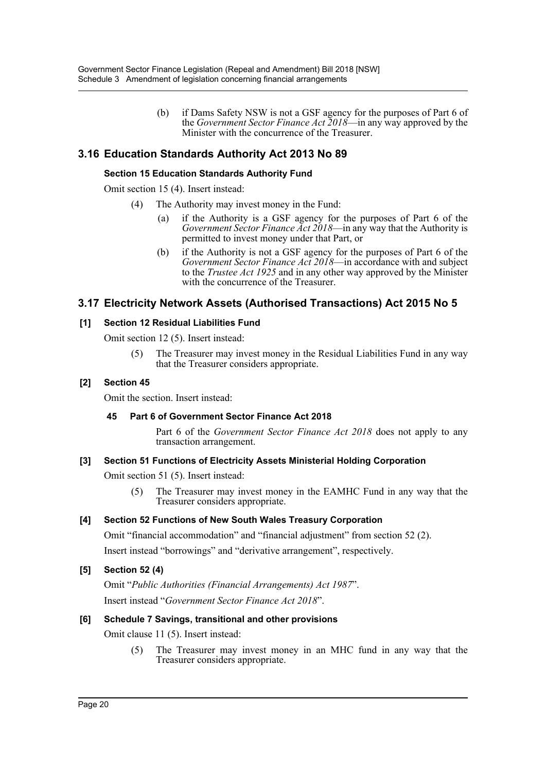(b) if Dams Safety NSW is not a GSF agency for the purposes of Part 6 of the *Government Sector Finance Act 2018*—in any way approved by the Minister with the concurrence of the Treasurer.

## 3.16 Education Standards Authority Act 2013 No 89

### Section 15 Education Standards Authority Fund

Omit section 15 (4). Insert instead:

(4) The Authority may invest money in the Fund:

(a) if the Authority is a GSF agency for the purposes of Part 6 of the *Government Sector Finance Act 2018*—in any way that the Authority is permitted to invest money under that Part, or

(b) if the Authority is not a GSF agency for the purposes of Part 6 of the *Government Sector Finance Act 2018*—in accordance with and subject to the *Trustee Act 1925* and in any other way approved by the Minister with the concurrence of the Treasurer.

## 3.17 Electricity Network Assets (Authorised Transactions) Act 2015 No 5

### [1] Section 12 Residual Liabilities Fund

Omit section 12 (5). Insert instead:

(5) The Treasurer may invest money in the Residual Liabilities Fund in any way that the Treasurer considers appropriate.

### [2] Section 45

Omit the section. Insert instead:

**45 Part 6 of Government Sector Finance Act 2018**

Part 6 of the *Government Sector Finance Act 2018* does not apply to any transaction arrangement.

### [3] Section 51 Functions of Electricity Assets Ministerial Holding Corporation

Omit section 51 (5). Insert instead:

(5) The Treasurer may invest money in the EAMHC Fund in any way that the Treasurer considers appropriate.

### [4] Section 52 Functions of New South Wales Treasury Corporation

Omit "financial accommodation" and "financial adjustment" from section 52 (2).

Insert instead "borrowings" and "derivative arrangement", respectively.

### [5] Section 52 (4)

Omit "*Public Authorities (Financial Arrangements) Act 1987*".

Insert instead "*Government Sector Finance Act 2018*".

### [6] Schedule 7 Savings, transitional and other provisions

Omit clause 11 (5). Insert instead:

(5) The Treasurer may invest money in an MHC fund in any way that the Treasurer considers appropriate.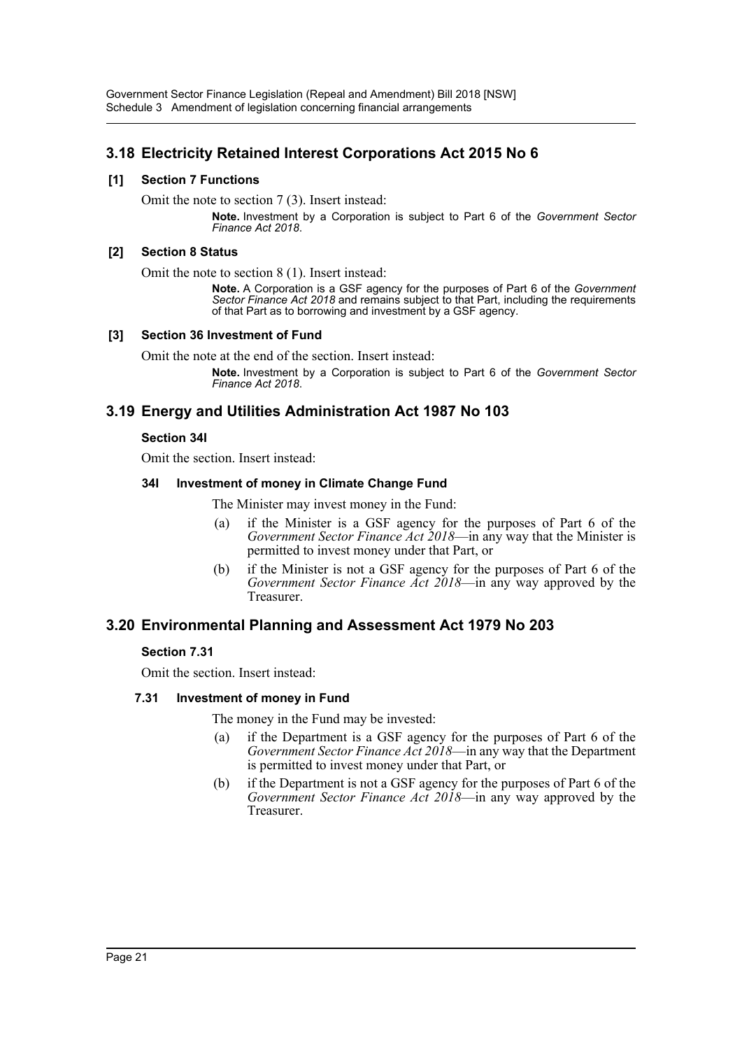## 3.18 Electricity Retained Interest Corporations Act 2015 No 6

### [1] Section 7 Functions

Omit the note to section 7 (3). Insert instead:

> **Note.** Investment by a Corporation is subject to Part 6 of the *Government Sector Finance Act 2018*.

### [2] Section 8 Status

Omit the note to section 8 (1). Insert instead:

> **Note.** A Corporation is a GSF agency for the purposes of Part 6 of the *Government Sector Finance Act 2018* and remains subject to that Part, including the requirements of that Part as to borrowing and investment by a GSF agency.

### [3] Section 36 Investment of Fund

Omit the note at the end of the section. Insert instead:

> **Note.** Investment by a Corporation is subject to Part 6 of the *Government Sector Finance Act 2018*.

## 3.19 Energy and Utilities Administration Act 1987 No 103

### Section 34I

Omit the section. Insert instead:

#### 34I Investment of money in Climate Change Fund

The Minister may invest money in the Fund:

(a) if the Minister is a GSF agency for the purposes of Part 6 of the *Government Sector Finance Act 2018*—in any way that the Minister is permitted to invest money under that Part, or

(b) if the Minister is not a GSF agency for the purposes of Part 6 of the *Government Sector Finance Act 2018*—in any way approved by the Treasurer.

## 3.20 Environmental Planning and Assessment Act 1979 No 203

### Section 7.31

Omit the section. Insert instead:

#### 7.31 Investment of money in Fund

The money in the Fund may be invested:

(a) if the Department is a GSF agency for the purposes of Part 6 of the *Government Sector Finance Act 2018*—in any way that the Department is permitted to invest money under that Part, or

(b) if the Department is not a GSF agency for the purposes of Part 6 of the *Government Sector Finance Act 2018*—in any way approved by the Treasurer.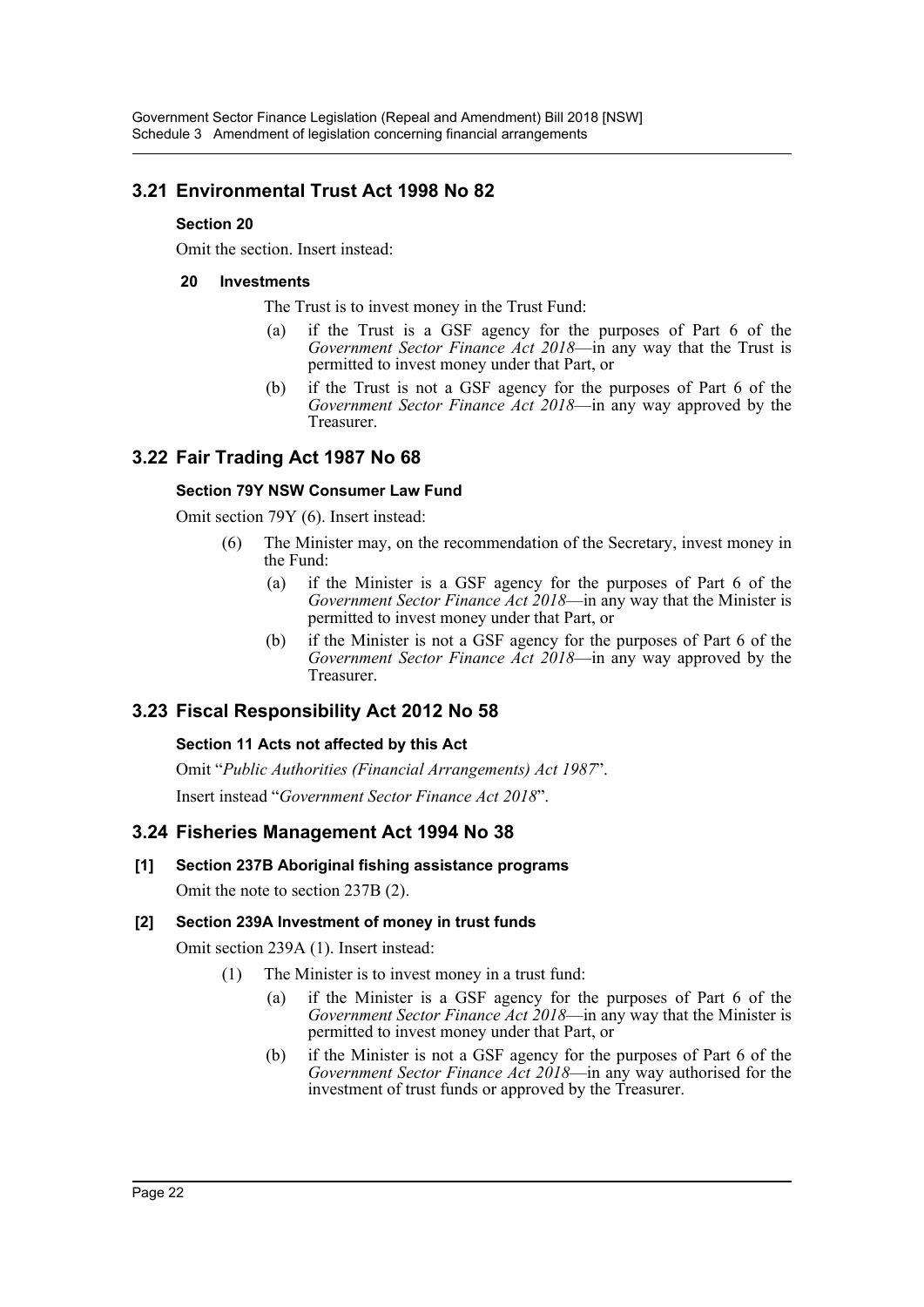## 3.21 Environmental Trust Act 1998 No 82

**Section 20**

Omit the section. Insert instead:

**20 Investments**

The Trust is to invest money in the Trust Fund:

(a) if the Trust is a GSF agency for the purposes of Part 6 of the *Government Sector Finance Act 2018*—in any way that the Trust is permitted to invest money under that Part, or

(b) if the Trust is not a GSF agency for the purposes of Part 6 of the *Government Sector Finance Act 2018*—in any way approved by the Treasurer.

## 3.22 Fair Trading Act 1987 No 68

**Section 79Y NSW Consumer Law Fund**

Omit section 79Y (6). Insert instead:

(6) The Minister may, on the recommendation of the Secretary, invest money in the Fund:

(a) if the Minister is a GSF agency for the purposes of Part 6 of the *Government Sector Finance Act 2018*—in any way that the Minister is permitted to invest money under that Part, or

(b) if the Minister is not a GSF agency for the purposes of Part 6 of the *Government Sector Finance Act 2018*—in any way approved by the Treasurer.

## 3.23 Fiscal Responsibility Act 2012 No 58

**Section 11 Acts not affected by this Act**

Omit "*Public Authorities (Financial Arrangements) Act 1987*".

Insert instead "*Government Sector Finance Act 2018*".

## 3.24 Fisheries Management Act 1994 No 38

**[1] Section 237B Aboriginal fishing assistance programs**

Omit the note to section 237B (2).

**[2] Section 239A Investment of money in trust funds**

Omit section 239A (1). Insert instead:

(1) The Minister is to invest money in a trust fund:

(a) if the Minister is a GSF agency for the purposes of Part 6 of the *Government Sector Finance Act 2018*—in any way that the Minister is permitted to invest money under that Part, or

(b) if the Minister is not a GSF agency for the purposes of Part 6 of the *Government Sector Finance Act 2018*—in any way authorised for the investment of trust funds or approved by the Treasurer.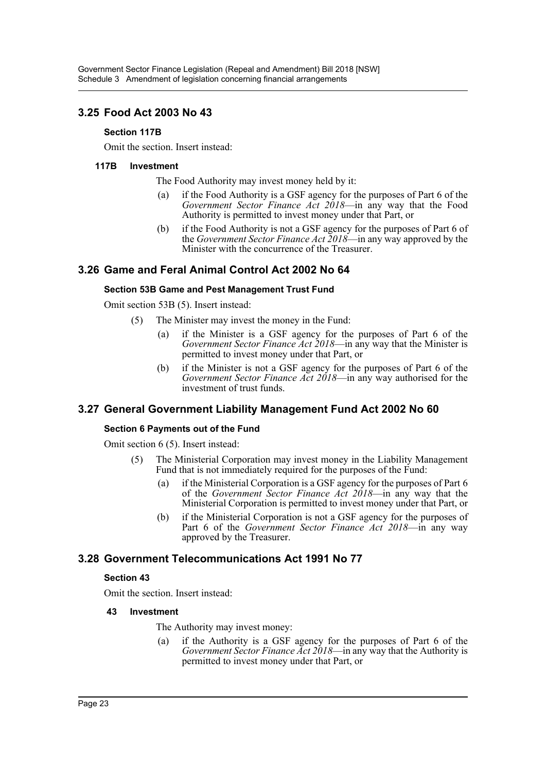## 3.25 Food Act 2003 No 43

### Section 117B

Omit the section. Insert instead:

#### 117B Investment

The Food Authority may invest money held by it:

(a) if the Food Authority is a GSF agency for the purposes of Part 6 of the *Government Sector Finance Act 2018*—in any way that the Food Authority is permitted to invest money under that Part, or

(b) if the Food Authority is not a GSF agency for the purposes of Part 6 of the *Government Sector Finance Act 2018*—in any way approved by the Minister with the concurrence of the Treasurer.

## 3.26 Game and Feral Animal Control Act 2002 No 64

### Section 53B Game and Pest Management Trust Fund

Omit section 53B (5). Insert instead:

(5) The Minister may invest the money in the Fund:

(a) if the Minister is a GSF agency for the purposes of Part 6 of the *Government Sector Finance Act 2018*—in any way that the Minister is permitted to invest money under that Part, or

(b) if the Minister is not a GSF agency for the purposes of Part 6 of the *Government Sector Finance Act 2018*—in any way authorised for the investment of trust funds.

## 3.27 General Government Liability Management Fund Act 2002 No 60

### Section 6 Payments out of the Fund

Omit section 6 (5). Insert instead:

(5) The Ministerial Corporation may invest money in the Liability Management Fund that is not immediately required for the purposes of the Fund:

(a) if the Ministerial Corporation is a GSF agency for the purposes of Part 6 of the *Government Sector Finance Act 2018*—in any way that the Ministerial Corporation is permitted to invest money under that Part, or

(b) if the Ministerial Corporation is not a GSF agency for the purposes of Part 6 of the *Government Sector Finance Act 2018*—in any way approved by the Treasurer.

## 3.28 Government Telecommunications Act 1991 No 77

### Section 43

Omit the section. Insert instead:

#### 43 Investment

The Authority may invest money:

(a) if the Authority is a GSF agency for the purposes of Part 6 of the *Government Sector Finance Act 2018*—in any way that the Authority is permitted to invest money under that Part, or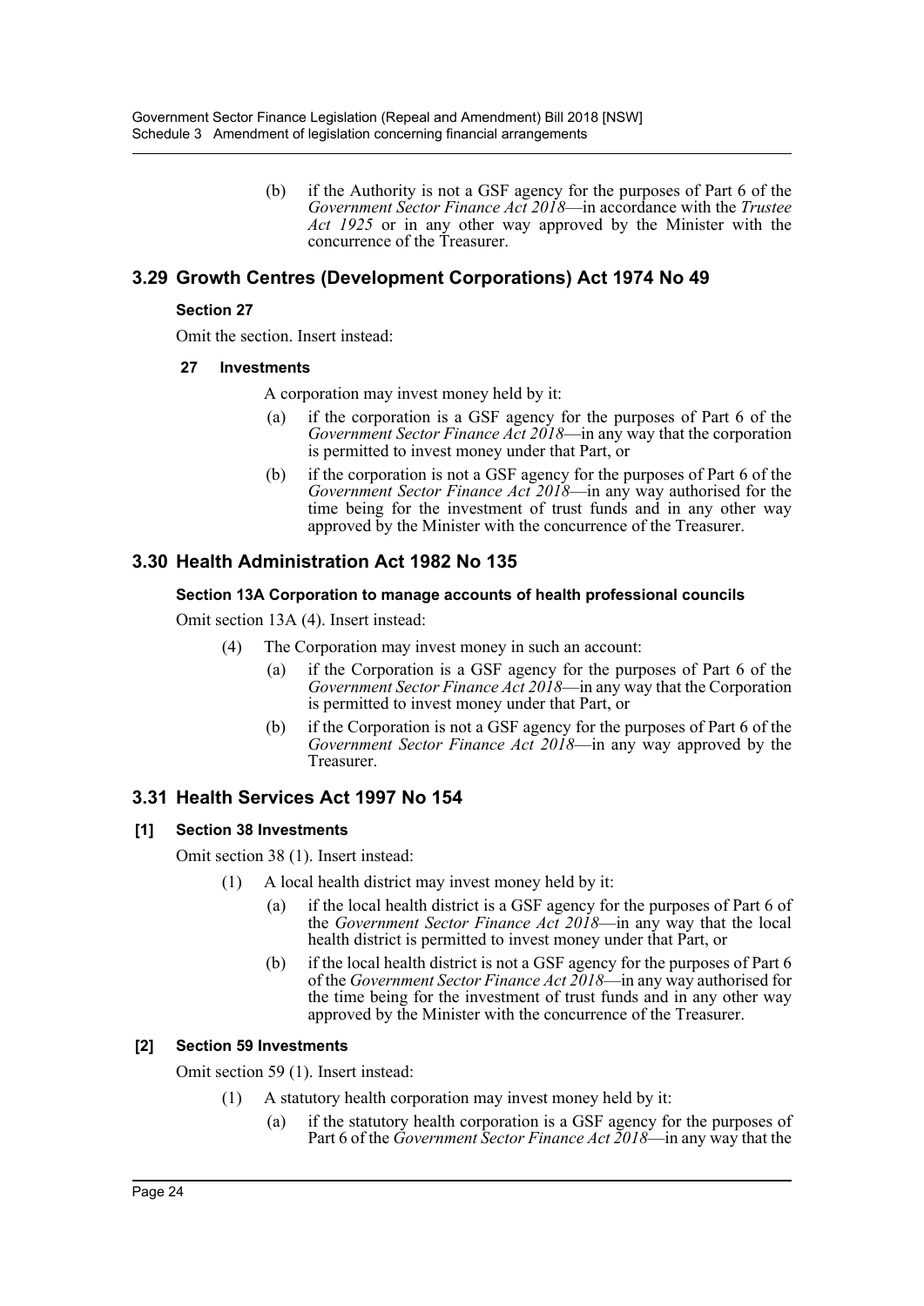(b) if the Authority is not a GSF agency for the purposes of Part 6 of the *Government Sector Finance Act 2018*—in accordance with the *Trustee Act 1925* or in any other way approved by the Minister with the concurrence of the Treasurer.

## 3.29 Growth Centres (Development Corporations) Act 1974 No 49

### Section 27

Omit the section. Insert instead:

#### 27 Investments

A corporation may invest money held by it:

(a) if the corporation is a GSF agency for the purposes of Part 6 of the *Government Sector Finance Act 2018*—in any way that the corporation is permitted to invest money under that Part, or

(b) if the corporation is not a GSF agency for the purposes of Part 6 of the *Government Sector Finance Act 2018*—in any way authorised for the time being for the investment of trust funds and in any other way approved by the Minister with the concurrence of the Treasurer.

## 3.30 Health Administration Act 1982 No 135

### Section 13A Corporation to manage accounts of health professional councils

Omit section 13A (4). Insert instead:

(4) The Corporation may invest money in such an account:

(a) if the Corporation is a GSF agency for the purposes of Part 6 of the *Government Sector Finance Act 2018*—in any way that the Corporation is permitted to invest money under that Part, or

(b) if the Corporation is not a GSF agency for the purposes of Part 6 of the *Government Sector Finance Act 2018*—in any way approved by the Treasurer.

## 3.31 Health Services Act 1997 No 154

### [1] Section 38 Investments

Omit section 38 (1). Insert instead:

(1) A local health district may invest money held by it:

(a) if the local health district is a GSF agency for the purposes of Part 6 of the *Government Sector Finance Act 2018*—in any way that the local health district is permitted to invest money under that Part, or

(b) if the local health district is not a GSF agency for the purposes of Part 6 of the *Government Sector Finance Act 2018*—in any way authorised for the time being for the investment of trust funds and in any other way approved by the Minister with the concurrence of the Treasurer.

### [2] Section 59 Investments

Omit section 59 (1). Insert instead:

(1) A statutory health corporation may invest money held by it:

(a) if the statutory health corporation is a GSF agency for the purposes of Part 6 of the *Government Sector Finance Act 2018*—in any way that the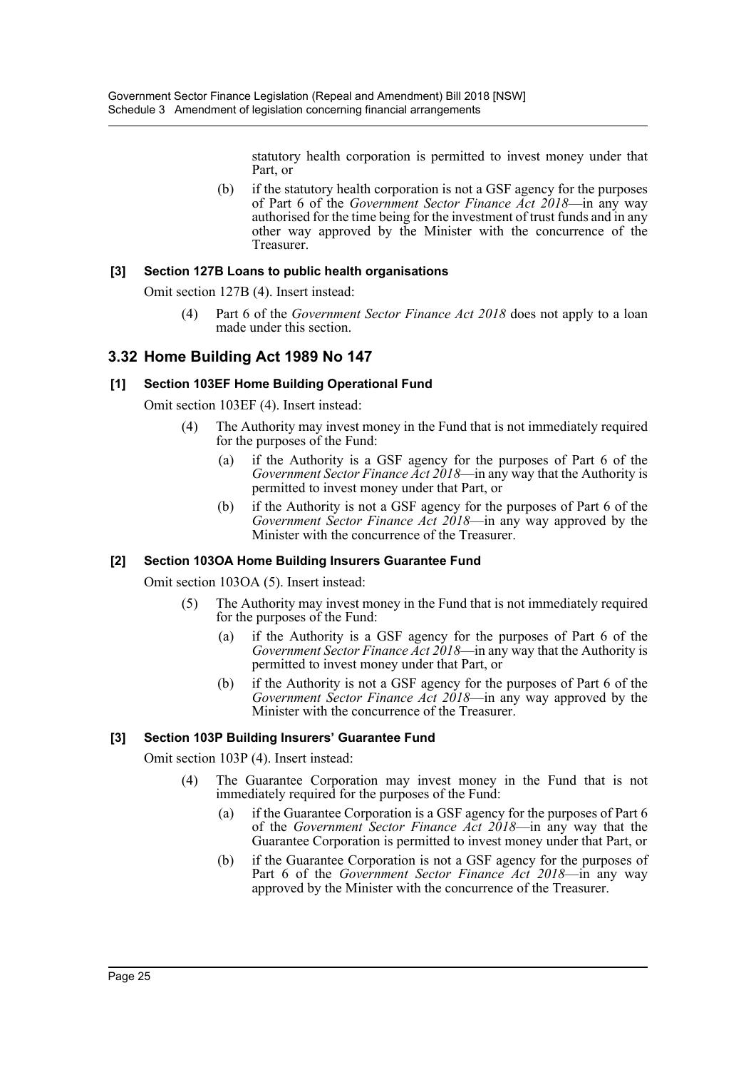statutory health corporation is permitted to invest money under that Part, or

(b) if the statutory health corporation is not a GSF agency for the purposes of Part 6 of the *Government Sector Finance Act 2018*—in any way authorised for the time being for the investment of trust funds and in any other way approved by the Minister with the concurrence of the Treasurer.

#### [3] Section 127B Loans to public health organisations

Omit section 127B (4). Insert instead:

(4) Part 6 of the *Government Sector Finance Act 2018* does not apply to a loan made under this section.

## 3.32 Home Building Act 1989 No 147

#### [1] Section 103EF Home Building Operational Fund

Omit section 103EF (4). Insert instead:

(4) The Authority may invest money in the Fund that is not immediately required for the purposes of the Fund:

(a) if the Authority is a GSF agency for the purposes of Part 6 of the *Government Sector Finance Act 2018*—in any way that the Authority is permitted to invest money under that Part, or

(b) if the Authority is not a GSF agency for the purposes of Part 6 of the *Government Sector Finance Act 2018*—in any way approved by the Minister with the concurrence of the Treasurer.

#### [2] Section 103OA Home Building Insurers Guarantee Fund

Omit section 103OA (5). Insert instead:

(5) The Authority may invest money in the Fund that is not immediately required for the purposes of the Fund:

(a) if the Authority is a GSF agency for the purposes of Part 6 of the *Government Sector Finance Act 2018*—in any way that the Authority is permitted to invest money under that Part, or

(b) if the Authority is not a GSF agency for the purposes of Part 6 of the *Government Sector Finance Act 2018*—in any way approved by the Minister with the concurrence of the Treasurer.

#### [3] Section 103P Building Insurers' Guarantee Fund

Omit section 103P (4). Insert instead:

(4) The Guarantee Corporation may invest money in the Fund that is not immediately required for the purposes of the Fund:

(a) if the Guarantee Corporation is a GSF agency for the purposes of Part 6 of the *Government Sector Finance Act 2018*—in any way that the Guarantee Corporation is permitted to invest money under that Part, or

(b) if the Guarantee Corporation is not a GSF agency for the purposes of Part 6 of the *Government Sector Finance Act 2018*—in any way approved by the Minister with the concurrence of the Treasurer.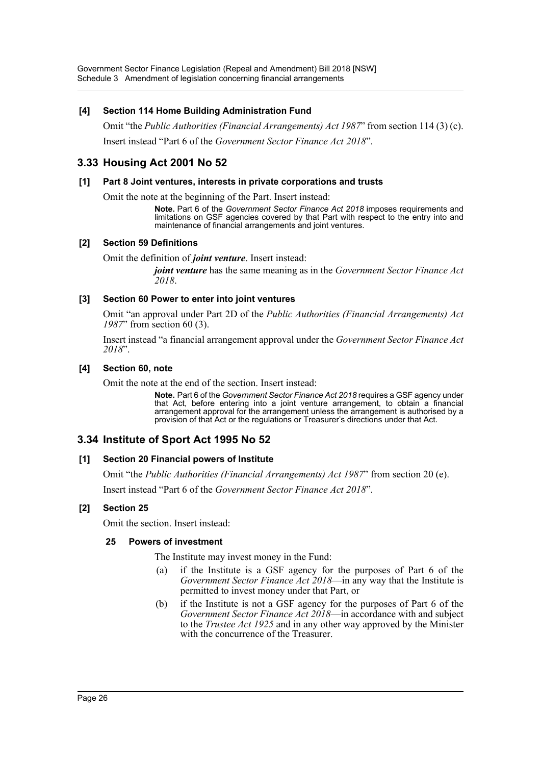#### [4] Section 114 Home Building Administration Fund

Omit "the *Public Authorities (Financial Arrangements) Act 1987*" from section 114 (3) (c).

Insert instead "Part 6 of the *Government Sector Finance Act 2018*".

## 3.33 Housing Act 2001 No 52

#### [1] Part 8 Joint ventures, interests in private corporations and trusts

Omit the note at the beginning of the Part. Insert instead:

> **Note.** Part 6 of the *Government Sector Finance Act 2018* imposes requirements and limitations on GSF agencies covered by that Part with respect to the entry into and maintenance of financial arrangements and joint ventures.

#### [2] Section 59 Definitions

Omit the definition of ***joint venture***. Insert instead:

> ***joint venture*** has the same meaning as in the *Government Sector Finance Act 2018*.

#### [3] Section 60 Power to enter into joint ventures

Omit "an approval under Part 2D of the *Public Authorities (Financial Arrangements) Act 1987*" from section 60 (3).

Insert instead "a financial arrangement approval under the *Government Sector Finance Act 2018*".

#### [4] Section 60, note

Omit the note at the end of the section. Insert instead:

> **Note.** Part 6 of the *Government Sector Finance Act 2018* requires a GSF agency under that Act, before entering into a joint venture arrangement, to obtain a financial arrangement approval for the arrangement unless the arrangement is authorised by a provision of that Act or the regulations or Treasurer's directions under that Act.

## 3.34 Institute of Sport Act 1995 No 52

#### [1] Section 20 Financial powers of Institute

Omit "the *Public Authorities (Financial Arrangements) Act 1987*" from section 20 (e).

Insert instead "Part 6 of the *Government Sector Finance Act 2018*".

#### [2] Section 25

Omit the section. Insert instead:

**25 Powers of investment**

The Institute may invest money in the Fund:

(a) if the Institute is a GSF agency for the purposes of Part 6 of the *Government Sector Finance Act 2018*—in any way that the Institute is permitted to invest money under that Part, or

(b) if the Institute is not a GSF agency for the purposes of Part 6 of the *Government Sector Finance Act 2018*—in accordance with and subject to the *Trustee Act 1925* and in any other way approved by the Minister with the concurrence of the Treasurer.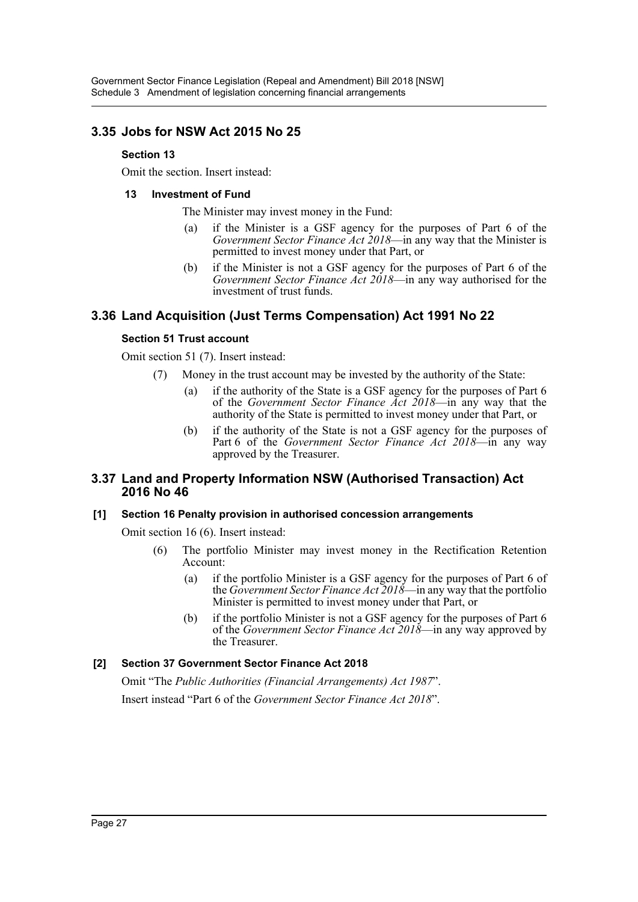## 3.35 Jobs for NSW Act 2015 No 25

### Section 13

Omit the section. Insert instead:

#### 13 Investment of Fund

The Minister may invest money in the Fund:

(a) if the Minister is a GSF agency for the purposes of Part 6 of the *Government Sector Finance Act 2018*—in any way that the Minister is permitted to invest money under that Part, or

(b) if the Minister is not a GSF agency for the purposes of Part 6 of the *Government Sector Finance Act 2018*—in any way authorised for the investment of trust funds.

## 3.36 Land Acquisition (Just Terms Compensation) Act 1991 No 22

### Section 51 Trust account

Omit section 51 (7). Insert instead:

(7) Money in the trust account may be invested by the authority of the State:

(a) if the authority of the State is a GSF agency for the purposes of Part 6 of the *Government Sector Finance Act 2018*—in any way that the authority of the State is permitted to invest money under that Part, or

(b) if the authority of the State is not a GSF agency for the purposes of Part 6 of the *Government Sector Finance Act 2018*—in any way approved by the Treasurer.

## 3.37 Land and Property Information NSW (Authorised Transaction) Act 2016 No 46

### [1] Section 16 Penalty provision in authorised concession arrangements

Omit section 16 (6). Insert instead:

(6) The portfolio Minister may invest money in the Rectification Retention Account:

(a) if the portfolio Minister is a GSF agency for the purposes of Part 6 of the *Government Sector Finance Act 2018*—in any way that the portfolio Minister is permitted to invest money under that Part, or

(b) if the portfolio Minister is not a GSF agency for the purposes of Part 6 of the *Government Sector Finance Act 2018*—in any way approved by the Treasurer.

### [2] Section 37 Government Sector Finance Act 2018

Omit "The *Public Authorities (Financial Arrangements) Act 1987*".

Insert instead "Part 6 of the *Government Sector Finance Act 2018*".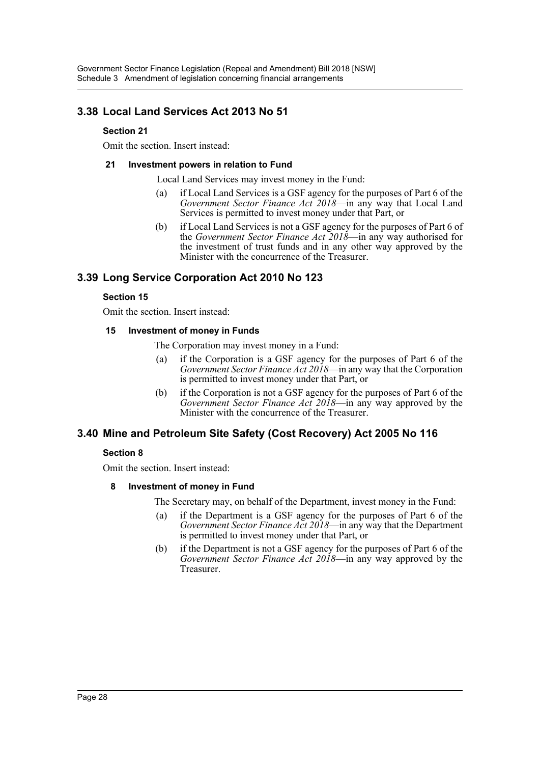## 3.38 Local Land Services Act 2013 No 51

### Section 21

Omit the section. Insert instead:

#### 21 Investment powers in relation to Fund

Local Land Services may invest money in the Fund:

(a) if Local Land Services is a GSF agency for the purposes of Part 6 of the *Government Sector Finance Act 2018*—in any way that Local Land Services is permitted to invest money under that Part, or

(b) if Local Land Services is not a GSF agency for the purposes of Part 6 of the *Government Sector Finance Act 2018*—in any way authorised for the investment of trust funds and in any other way approved by the Minister with the concurrence of the Treasurer.

## 3.39 Long Service Corporation Act 2010 No 123

### Section 15

Omit the section. Insert instead:

#### 15 Investment of money in Funds

The Corporation may invest money in a Fund:

(a) if the Corporation is a GSF agency for the purposes of Part 6 of the *Government Sector Finance Act 2018*—in any way that the Corporation is permitted to invest money under that Part, or

(b) if the Corporation is not a GSF agency for the purposes of Part 6 of the *Government Sector Finance Act 2018*—in any way approved by the Minister with the concurrence of the Treasurer.

## 3.40 Mine and Petroleum Site Safety (Cost Recovery) Act 2005 No 116

### Section 8

Omit the section. Insert instead:

#### 8 Investment of money in Fund

The Secretary may, on behalf of the Department, invest money in the Fund:

(a) if the Department is a GSF agency for the purposes of Part 6 of the *Government Sector Finance Act 2018*—in any way that the Department is permitted to invest money under that Part, or

(b) if the Department is not a GSF agency for the purposes of Part 6 of the *Government Sector Finance Act 2018*—in any way approved by the Treasurer.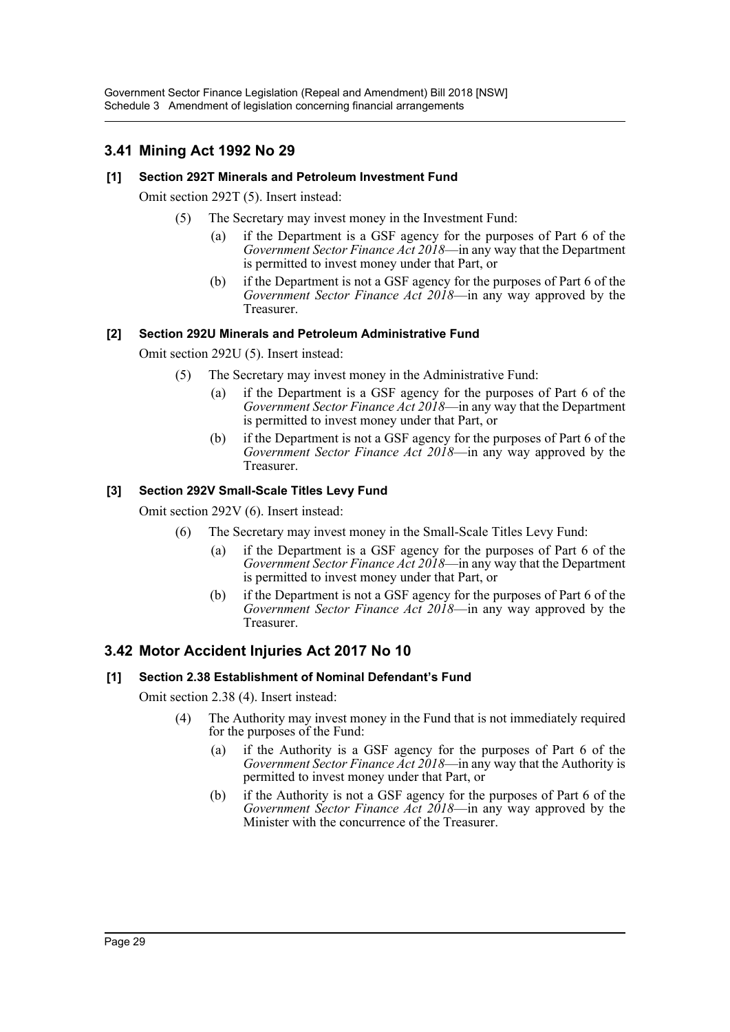## 3.41 Mining Act 1992 No 29

### [1] Section 292T Minerals and Petroleum Investment Fund

Omit section 292T (5). Insert instead:

(5) The Secretary may invest money in the Investment Fund:

(a) if the Department is a GSF agency for the purposes of Part 6 of the *Government Sector Finance Act 2018*—in any way that the Department is permitted to invest money under that Part, or

(b) if the Department is not a GSF agency for the purposes of Part 6 of the *Government Sector Finance Act 2018*—in any way approved by the Treasurer.

### [2] Section 292U Minerals and Petroleum Administrative Fund

Omit section 292U (5). Insert instead:

(5) The Secretary may invest money in the Administrative Fund:

(a) if the Department is a GSF agency for the purposes of Part 6 of the *Government Sector Finance Act 2018*—in any way that the Department is permitted to invest money under that Part, or

(b) if the Department is not a GSF agency for the purposes of Part 6 of the *Government Sector Finance Act 2018*—in any way approved by the Treasurer.

### [3] Section 292V Small-Scale Titles Levy Fund

Omit section 292V (6). Insert instead:

(6) The Secretary may invest money in the Small-Scale Titles Levy Fund:

(a) if the Department is a GSF agency for the purposes of Part 6 of the *Government Sector Finance Act 2018*—in any way that the Department is permitted to invest money under that Part, or

(b) if the Department is not a GSF agency for the purposes of Part 6 of the *Government Sector Finance Act 2018*—in any way approved by the Treasurer.

## 3.42 Motor Accident Injuries Act 2017 No 10

### [1] Section 2.38 Establishment of Nominal Defendant's Fund

Omit section 2.38 (4). Insert instead:

(4) The Authority may invest money in the Fund that is not immediately required for the purposes of the Fund:

(a) if the Authority is a GSF agency for the purposes of Part 6 of the *Government Sector Finance Act 2018*—in any way that the Authority is permitted to invest money under that Part, or

(b) if the Authority is not a GSF agency for the purposes of Part 6 of the *Government Sector Finance Act 2018*—in any way approved by the Minister with the concurrence of the Treasurer.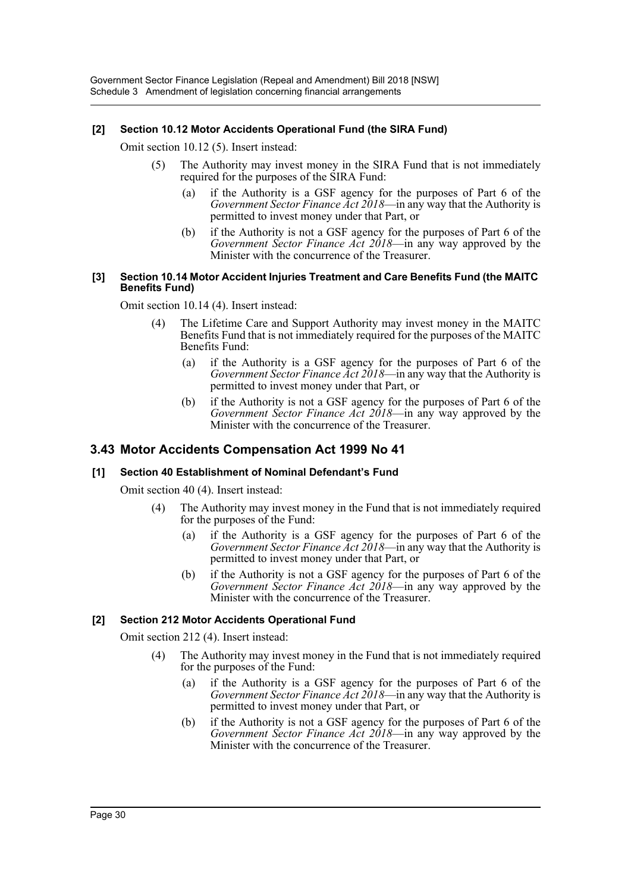**[2] Section 10.12 Motor Accidents Operational Fund (the SIRA Fund)**

Omit section 10.12 (5). Insert instead:

> (5) The Authority may invest money in the SIRA Fund that is not immediately required for the purposes of the SIRA Fund:
>
> (a) if the Authority is a GSF agency for the purposes of Part 6 of the *Government Sector Finance Act 2018*—in any way that the Authority is permitted to invest money under that Part, or
>
> (b) if the Authority is not a GSF agency for the purposes of Part 6 of the *Government Sector Finance Act 2018*—in any way approved by the Minister with the concurrence of the Treasurer.

**[3] Section 10.14 Motor Accident Injuries Treatment and Care Benefits Fund (the MAITC Benefits Fund)**

Omit section 10.14 (4). Insert instead:

> (4) The Lifetime Care and Support Authority may invest money in the MAITC Benefits Fund that is not immediately required for the purposes of the MAITC Benefits Fund:
>
> (a) if the Authority is a GSF agency for the purposes of Part 6 of the *Government Sector Finance Act 2018*—in any way that the Authority is permitted to invest money under that Part, or
>
> (b) if the Authority is not a GSF agency for the purposes of Part 6 of the *Government Sector Finance Act 2018*—in any way approved by the Minister with the concurrence of the Treasurer.

## 3.43 Motor Accidents Compensation Act 1999 No 41

**[1] Section 40 Establishment of Nominal Defendant's Fund**

Omit section 40 (4). Insert instead:

> (4) The Authority may invest money in the Fund that is not immediately required for the purposes of the Fund:
>
> (a) if the Authority is a GSF agency for the purposes of Part 6 of the *Government Sector Finance Act 2018*—in any way that the Authority is permitted to invest money under that Part, or
>
> (b) if the Authority is not a GSF agency for the purposes of Part 6 of the *Government Sector Finance Act 2018*—in any way approved by the Minister with the concurrence of the Treasurer.

**[2] Section 212 Motor Accidents Operational Fund**

Omit section 212 (4). Insert instead:

> (4) The Authority may invest money in the Fund that is not immediately required for the purposes of the Fund:
>
> (a) if the Authority is a GSF agency for the purposes of Part 6 of the *Government Sector Finance Act 2018*—in any way that the Authority is permitted to invest money under that Part, or
>
> (b) if the Authority is not a GSF agency for the purposes of Part 6 of the *Government Sector Finance Act 2018*—in any way approved by the Minister with the concurrence of the Treasurer.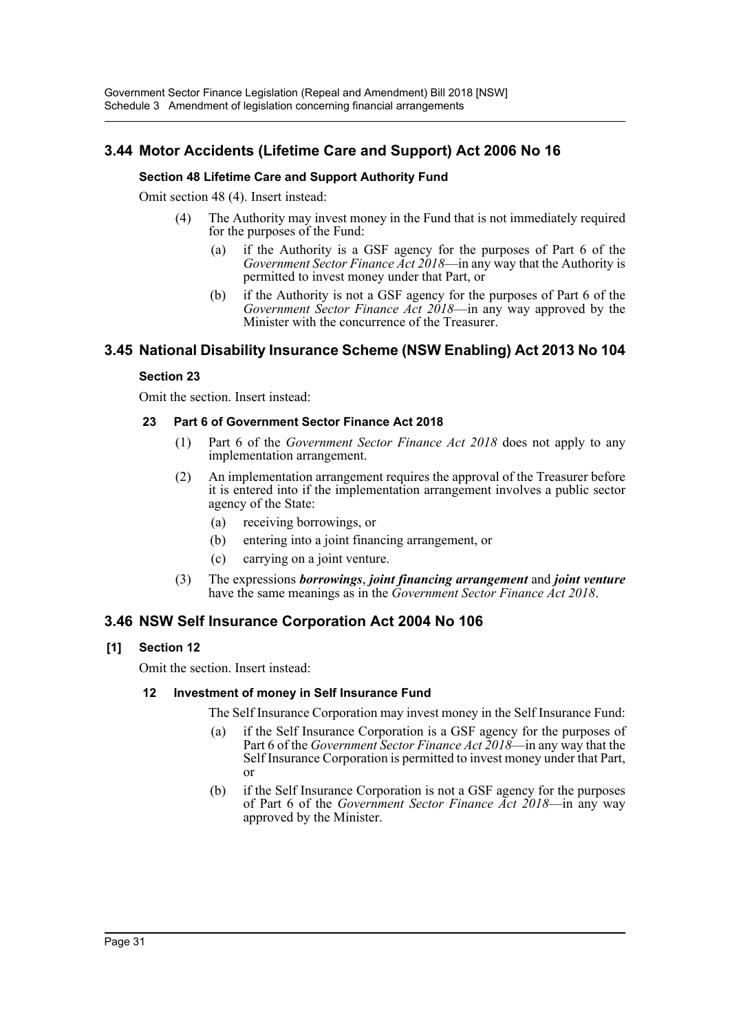## 3.44 Motor Accidents (Lifetime Care and Support) Act 2006 No 16

### Section 48 Lifetime Care and Support Authority Fund

Omit section 48 (4). Insert instead:

(4) The Authority may invest money in the Fund that is not immediately required for the purposes of the Fund:

(a) if the Authority is a GSF agency for the purposes of Part 6 of the *Government Sector Finance Act 2018*—in any way that the Authority is permitted to invest money under that Part, or

(b) if the Authority is not a GSF agency for the purposes of Part 6 of the *Government Sector Finance Act 2018*—in any way approved by the Minister with the concurrence of the Treasurer.

## 3.45 National Disability Insurance Scheme (NSW Enabling) Act 2013 No 104

### Section 23

Omit the section. Insert instead:

#### 23 Part 6 of Government Sector Finance Act 2018

(1) Part 6 of the *Government Sector Finance Act 2018* does not apply to any implementation arrangement.

(2) An implementation arrangement requires the approval of the Treasurer before it is entered into if the implementation arrangement involves a public sector agency of the State:

(a) receiving borrowings, or

(b) entering into a joint financing arrangement, or

(c) carrying on a joint venture.

(3) The expressions ***borrowings***, ***joint financing arrangement*** and ***joint venture*** have the same meanings as in the *Government Sector Finance Act 2018*.

## 3.46 NSW Self Insurance Corporation Act 2004 No 106

### [1] Section 12

Omit the section. Insert instead:

#### 12 Investment of money in Self Insurance Fund

The Self Insurance Corporation may invest money in the Self Insurance Fund:

(a) if the Self Insurance Corporation is a GSF agency for the purposes of Part 6 of the *Government Sector Finance Act 2018*—in any way that the Self Insurance Corporation is permitted to invest money under that Part, or

(b) if the Self Insurance Corporation is not a GSF agency for the purposes of Part 6 of the *Government Sector Finance Act 2018*—in any way approved by the Minister.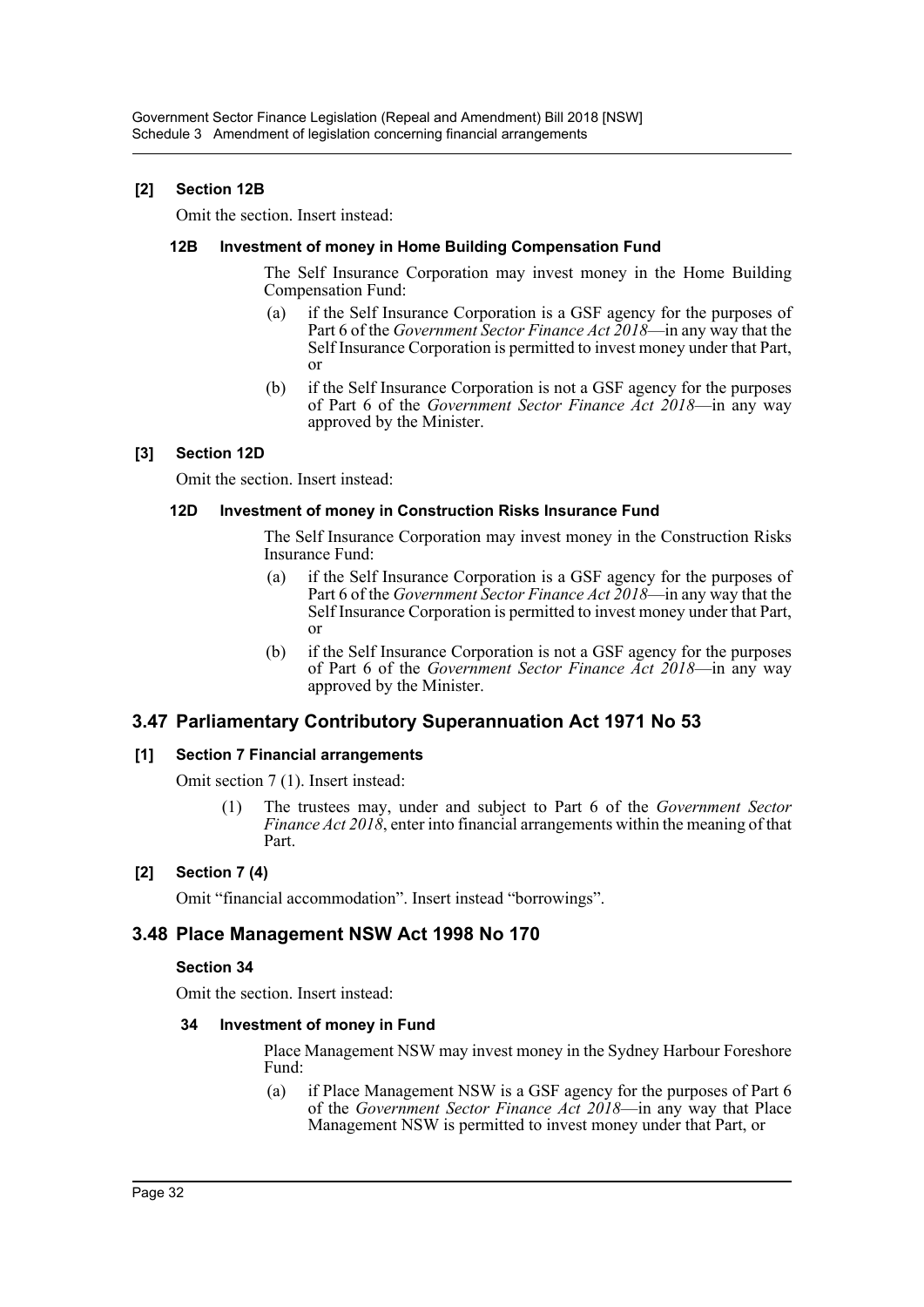**[2] Section 12B**

Omit the section. Insert instead:

**12B Investment of money in Home Building Compensation Fund**

The Self Insurance Corporation may invest money in the Home Building Compensation Fund:

(a) if the Self Insurance Corporation is a GSF agency for the purposes of Part 6 of the *Government Sector Finance Act 2018*—in any way that the Self Insurance Corporation is permitted to invest money under that Part, or

(b) if the Self Insurance Corporation is not a GSF agency for the purposes of Part 6 of the *Government Sector Finance Act 2018*—in any way approved by the Minister.

**[3] Section 12D**

Omit the section. Insert instead:

**12D Investment of money in Construction Risks Insurance Fund**

The Self Insurance Corporation may invest money in the Construction Risks Insurance Fund:

(a) if the Self Insurance Corporation is a GSF agency for the purposes of Part 6 of the *Government Sector Finance Act 2018*—in any way that the Self Insurance Corporation is permitted to invest money under that Part, or

(b) if the Self Insurance Corporation is not a GSF agency for the purposes of Part 6 of the *Government Sector Finance Act 2018*—in any way approved by the Minister.

## 3.47 Parliamentary Contributory Superannuation Act 1971 No 53

**[1] Section 7 Financial arrangements**

Omit section 7 (1). Insert instead:

(1) The trustees may, under and subject to Part 6 of the *Government Sector Finance Act 2018*, enter into financial arrangements within the meaning of that Part.

**[2] Section 7 (4)**

Omit "financial accommodation". Insert instead "borrowings".

## 3.48 Place Management NSW Act 1998 No 170

**Section 34**

Omit the section. Insert instead:

**34 Investment of money in Fund**

Place Management NSW may invest money in the Sydney Harbour Foreshore Fund:

(a) if Place Management NSW is a GSF agency for the purposes of Part 6 of the *Government Sector Finance Act 2018*—in any way that Place Management NSW is permitted to invest money under that Part, or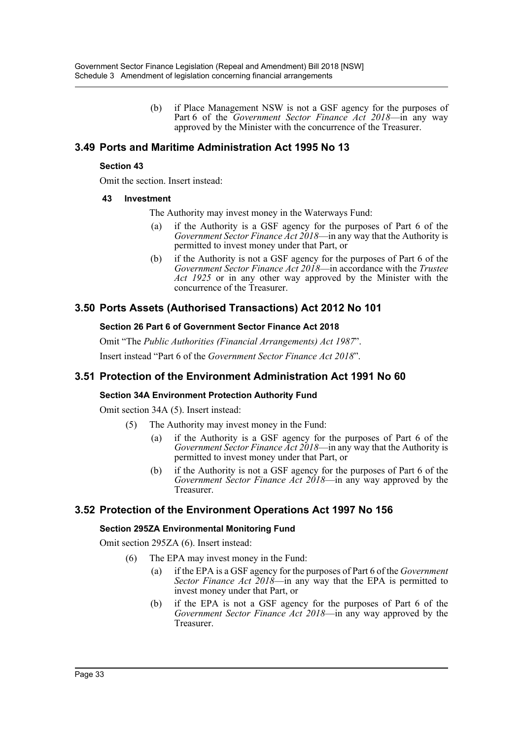(b) if Place Management NSW is not a GSF agency for the purposes of Part 6 of the *Government Sector Finance Act 2018*—in any way approved by the Minister with the concurrence of the Treasurer.

## 3.49 Ports and Maritime Administration Act 1995 No 13

### Section 43

Omit the section. Insert instead:

#### 43 Investment

The Authority may invest money in the Waterways Fund:

(a) if the Authority is a GSF agency for the purposes of Part 6 of the *Government Sector Finance Act 2018*—in any way that the Authority is permitted to invest money under that Part, or

(b) if the Authority is not a GSF agency for the purposes of Part 6 of the *Government Sector Finance Act 2018*—in accordance with the *Trustee Act 1925* or in any other way approved by the Minister with the concurrence of the Treasurer.

## 3.50 Ports Assets (Authorised Transactions) Act 2012 No 101

### Section 26 Part 6 of Government Sector Finance Act 2018

Omit "The *Public Authorities (Financial Arrangements) Act 1987*".

Insert instead "Part 6 of the *Government Sector Finance Act 2018*".

## 3.51 Protection of the Environment Administration Act 1991 No 60

### Section 34A Environment Protection Authority Fund

Omit section 34A (5). Insert instead:

(5) The Authority may invest money in the Fund:

(a) if the Authority is a GSF agency for the purposes of Part 6 of the *Government Sector Finance Act 2018*—in any way that the Authority is permitted to invest money under that Part, or

(b) if the Authority is not a GSF agency for the purposes of Part 6 of the *Government Sector Finance Act 2018*—in any way approved by the Treasurer.

## 3.52 Protection of the Environment Operations Act 1997 No 156

### Section 295ZA Environmental Monitoring Fund

Omit section 295ZA (6). Insert instead:

(6) The EPA may invest money in the Fund:

(a) if the EPA is a GSF agency for the purposes of Part 6 of the *Government Sector Finance Act 2018*—in any way that the EPA is permitted to invest money under that Part, or

(b) if the EPA is not a GSF agency for the purposes of Part 6 of the *Government Sector Finance Act 2018*—in any way approved by the Treasurer.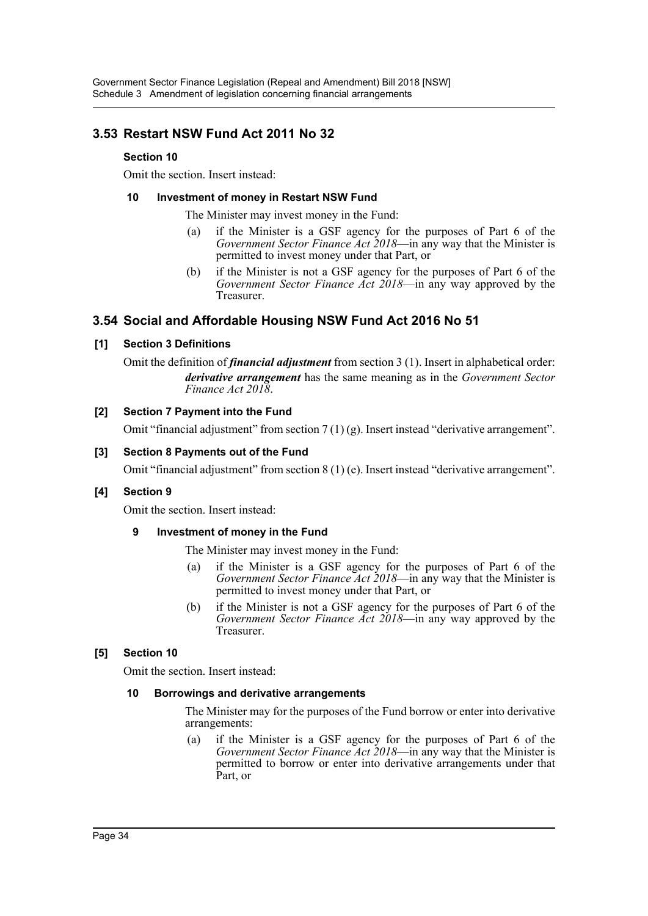## 3.53 Restart NSW Fund Act 2011 No 32

### Section 10

Omit the section. Insert instead:

#### 10 Investment of money in Restart NSW Fund

The Minister may invest money in the Fund:

(a) if the Minister is a GSF agency for the purposes of Part 6 of the *Government Sector Finance Act 2018*—in any way that the Minister is permitted to invest money under that Part, or

(b) if the Minister is not a GSF agency for the purposes of Part 6 of the *Government Sector Finance Act 2018*—in any way approved by the Treasurer.

## 3.54 Social and Affordable Housing NSW Fund Act 2016 No 51

### [1] Section 3 Definitions

Omit the definition of ***financial adjustment*** from section 3 (1). Insert in alphabetical order:

***derivative arrangement*** has the same meaning as in the *Government Sector Finance Act 2018*.

### [2] Section 7 Payment into the Fund

Omit "financial adjustment" from section 7 (1) (g). Insert instead "derivative arrangement".

### [3] Section 8 Payments out of the Fund

Omit "financial adjustment" from section 8 (1) (e). Insert instead "derivative arrangement".

### [4] Section 9

Omit the section. Insert instead:

#### 9 Investment of money in the Fund

The Minister may invest money in the Fund:

(a) if the Minister is a GSF agency for the purposes of Part 6 of the *Government Sector Finance Act 2018*—in any way that the Minister is permitted to invest money under that Part, or

(b) if the Minister is not a GSF agency for the purposes of Part 6 of the *Government Sector Finance Act 2018*—in any way approved by the Treasurer.

### [5] Section 10

Omit the section. Insert instead:

#### 10 Borrowings and derivative arrangements

The Minister may for the purposes of the Fund borrow or enter into derivative arrangements:

(a) if the Minister is a GSF agency for the purposes of Part 6 of the *Government Sector Finance Act 2018*—in any way that the Minister is permitted to borrow or enter into derivative arrangements under that Part, or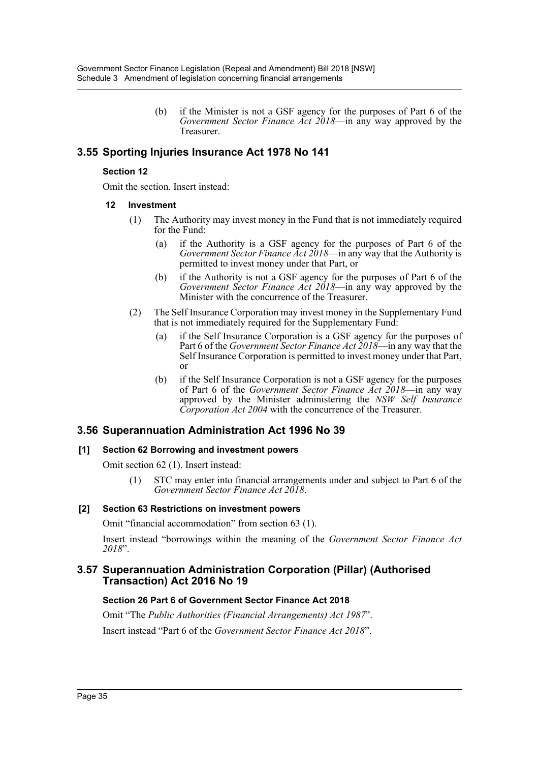(b) if the Minister is not a GSF agency for the purposes of Part 6 of the *Government Sector Finance Act 2018*—in any way approved by the Treasurer.

## 3.55 Sporting Injuries Insurance Act 1978 No 141

### Section 12

Omit the section. Insert instead:

#### 12 Investment

(1) The Authority may invest money in the Fund that is not immediately required for the Fund:

(a) if the Authority is a GSF agency for the purposes of Part 6 of the *Government Sector Finance Act 2018*—in any way that the Authority is permitted to invest money under that Part, or

(b) if the Authority is not a GSF agency for the purposes of Part 6 of the *Government Sector Finance Act 2018*—in any way approved by the Minister with the concurrence of the Treasurer.

(2) The Self Insurance Corporation may invest money in the Supplementary Fund that is not immediately required for the Supplementary Fund:

(a) if the Self Insurance Corporation is a GSF agency for the purposes of Part 6 of the *Government Sector Finance Act 2018*—in any way that the Self Insurance Corporation is permitted to invest money under that Part, or

(b) if the Self Insurance Corporation is not a GSF agency for the purposes of Part 6 of the *Government Sector Finance Act 2018*—in any way approved by the Minister administering the *NSW Self Insurance Corporation Act 2004* with the concurrence of the Treasurer.

## 3.56 Superannuation Administration Act 1996 No 39

### [1] Section 62 Borrowing and investment powers

Omit section 62 (1). Insert instead:

(1) STC may enter into financial arrangements under and subject to Part 6 of the *Government Sector Finance Act 2018*.

### [2] Section 63 Restrictions on investment powers

Omit "financial accommodation" from section 63 (1).

Insert instead "borrowings within the meaning of the *Government Sector Finance Act 2018*".

## 3.57 Superannuation Administration Corporation (Pillar) (Authorised Transaction) Act 2016 No 19

### Section 26 Part 6 of Government Sector Finance Act 2018

Omit "The *Public Authorities (Financial Arrangements) Act 1987*".

Insert instead "Part 6 of the *Government Sector Finance Act 2018*".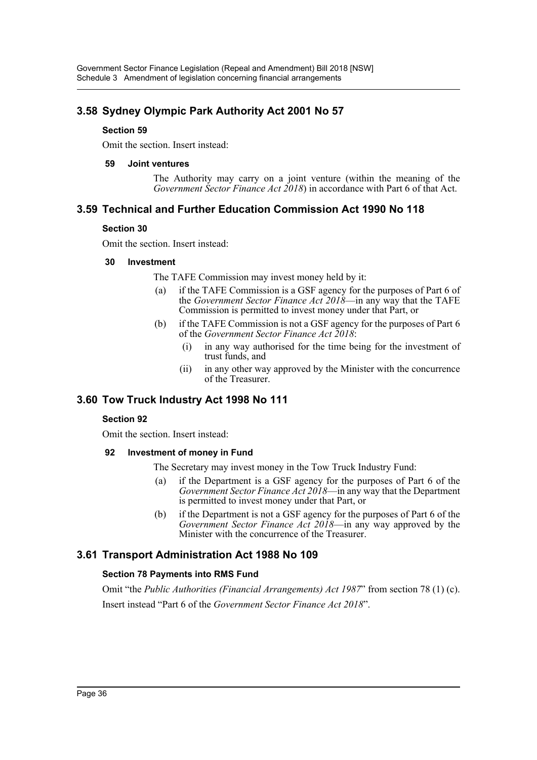## 3.58 Sydney Olympic Park Authority Act 2001 No 57

### Section 59

Omit the section. Insert instead:

#### 59 Joint ventures

The Authority may carry on a joint venture (within the meaning of the *Government Sector Finance Act 2018*) in accordance with Part 6 of that Act.

## 3.59 Technical and Further Education Commission Act 1990 No 118

### Section 30

Omit the section. Insert instead:

#### 30 Investment

The TAFE Commission may invest money held by it:

(a) if the TAFE Commission is a GSF agency for the purposes of Part 6 of the *Government Sector Finance Act 2018*—in any way that the TAFE Commission is permitted to invest money under that Part, or

(b) if the TAFE Commission is not a GSF agency for the purposes of Part 6 of the *Government Sector Finance Act 2018*:

(i) in any way authorised for the time being for the investment of trust funds, and

(ii) in any other way approved by the Minister with the concurrence of the Treasurer.

## 3.60 Tow Truck Industry Act 1998 No 111

### Section 92

Omit the section. Insert instead:

#### 92 Investment of money in Fund

The Secretary may invest money in the Tow Truck Industry Fund:

(a) if the Department is a GSF agency for the purposes of Part 6 of the *Government Sector Finance Act 2018*—in any way that the Department is permitted to invest money under that Part, or

(b) if the Department is not a GSF agency for the purposes of Part 6 of the *Government Sector Finance Act 2018*—in any way approved by the Minister with the concurrence of the Treasurer.

## 3.61 Transport Administration Act 1988 No 109

### Section 78 Payments into RMS Fund

Omit "the *Public Authorities (Financial Arrangements) Act 1987*" from section 78 (1) (c).

Insert instead "Part 6 of the *Government Sector Finance Act 2018*".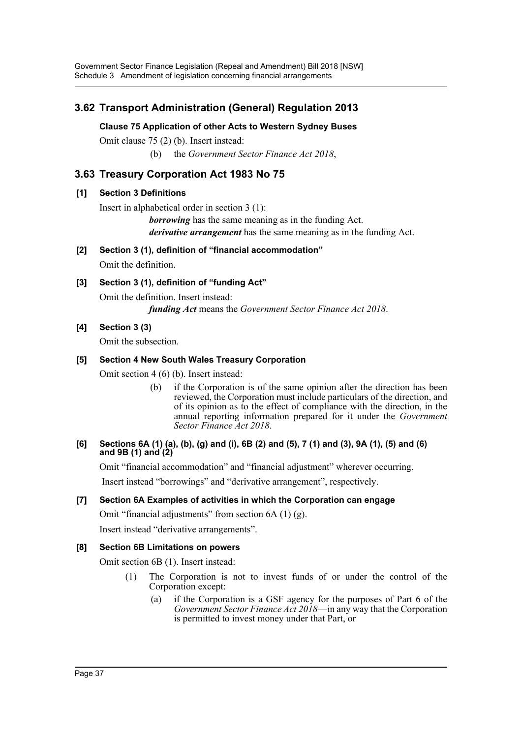## 3.62 Transport Administration (General) Regulation 2013

### Clause 75 Application of other Acts to Western Sydney Buses

Omit clause 75 (2) (b). Insert instead:

(b) the *Government Sector Finance Act 2018*,

## 3.63 Treasury Corporation Act 1983 No 75

### [1] Section 3 Definitions

Insert in alphabetical order in section 3 (1):

***borrowing*** has the same meaning as in the funding Act.

***derivative arrangement*** has the same meaning as in the funding Act.

### [2] Section 3 (1), definition of "financial accommodation"

Omit the definition.

### [3] Section 3 (1), definition of "funding Act"

Omit the definition. Insert instead:

***funding Act*** means the *Government Sector Finance Act 2018*.

### [4] Section 3 (3)

Omit the subsection.

### [5] Section 4 New South Wales Treasury Corporation

Omit section 4 (6) (b). Insert instead:

(b) if the Corporation is of the same opinion after the direction has been reviewed, the Corporation must include particulars of the direction, and of its opinion as to the effect of compliance with the direction, in the annual reporting information prepared for it under the *Government Sector Finance Act 2018*.

### [6] Sections 6A (1) (a), (b), (g) and (i), 6B (2) and (5), 7 (1) and (3), 9A (1), (5) and (6) and 9B (1) and (2)

Omit "financial accommodation" and "financial adjustment" wherever occurring.

Insert instead "borrowings" and "derivative arrangement", respectively.

### [7] Section 6A Examples of activities in which the Corporation can engage

Omit "financial adjustments" from section 6A (1) (g).

Insert instead "derivative arrangements".

### [8] Section 6B Limitations on powers

Omit section 6B (1). Insert instead:

(1) The Corporation is not to invest funds of or under the control of the Corporation except:

(a) if the Corporation is a GSF agency for the purposes of Part 6 of the *Government Sector Finance Act 2018*—in any way that the Corporation is permitted to invest money under that Part, or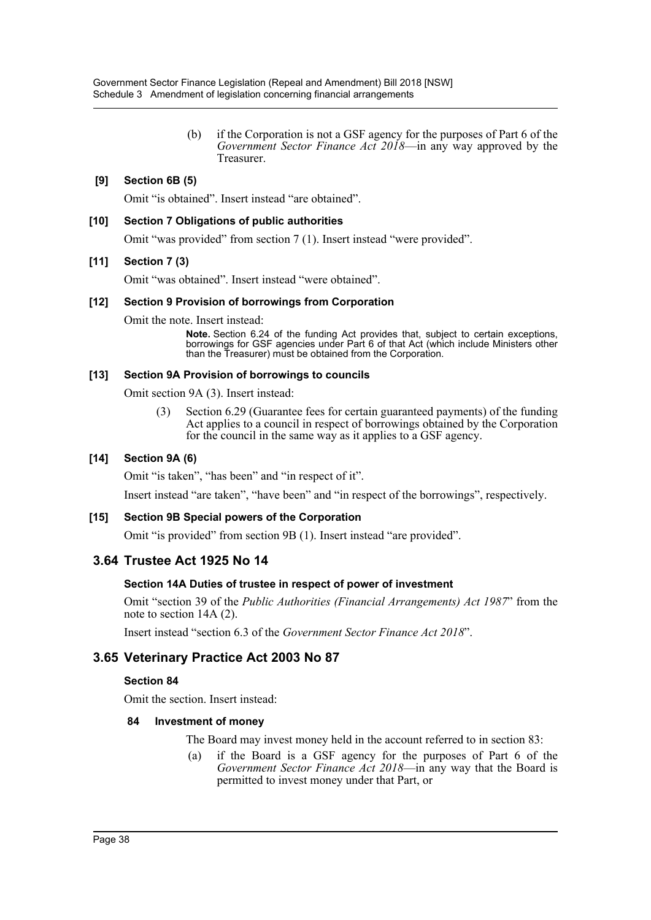(b) if the Corporation is not a GSF agency for the purposes of Part 6 of the *Government Sector Finance Act 2018*—in any way approved by the Treasurer.

**[9] Section 6B (5)**

Omit "is obtained". Insert instead "are obtained".

**[10] Section 7 Obligations of public authorities**

Omit "was provided" from section 7 (1). Insert instead "were provided".

**[11] Section 7 (3)**

Omit "was obtained". Insert instead "were obtained".

**[12] Section 9 Provision of borrowings from Corporation**

Omit the note. Insert instead:

**Note.** Section 6.24 of the funding Act provides that, subject to certain exceptions, borrowings for GSF agencies under Part 6 of that Act (which include Ministers other than the Treasurer) must be obtained from the Corporation.

**[13] Section 9A Provision of borrowings to councils**

Omit section 9A (3). Insert instead:

(3) Section 6.29 (Guarantee fees for certain guaranteed payments) of the funding Act applies to a council in respect of borrowings obtained by the Corporation for the council in the same way as it applies to a GSF agency.

**[14] Section 9A (6)**

Omit "is taken", "has been" and "in respect of it".

Insert instead "are taken", "have been" and "in respect of the borrowings", respectively.

**[15] Section 9B Special powers of the Corporation**

Omit "is provided" from section 9B (1). Insert instead "are provided".

## 3.64 Trustee Act 1925 No 14

**Section 14A Duties of trustee in respect of power of investment**

Omit "section 39 of the *Public Authorities (Financial Arrangements) Act 1987*" from the note to section 14A (2).

Insert instead "section 6.3 of the *Government Sector Finance Act 2018*".

## 3.65 Veterinary Practice Act 2003 No 87

**Section 84**

Omit the section. Insert instead:

**84 Investment of money**

The Board may invest money held in the account referred to in section 83:

(a) if the Board is a GSF agency for the purposes of Part 6 of the *Government Sector Finance Act 2018*—in any way that the Board is permitted to invest money under that Part, or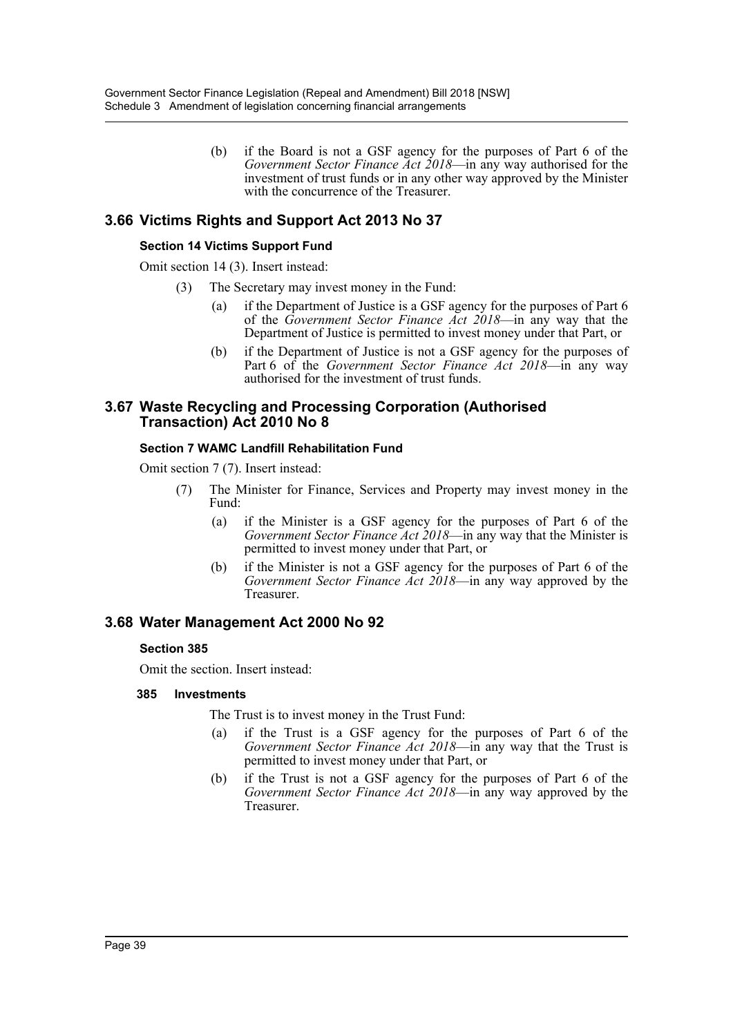(b) if the Board is not a GSF agency for the purposes of Part 6 of the *Government Sector Finance Act 2018*—in any way authorised for the investment of trust funds or in any other way approved by the Minister with the concurrence of the Treasurer.

## 3.66 Victims Rights and Support Act 2013 No 37

### Section 14 Victims Support Fund

Omit section 14 (3). Insert instead:

(3) The Secretary may invest money in the Fund:

(a) if the Department of Justice is a GSF agency for the purposes of Part 6 of the *Government Sector Finance Act 2018*—in any way that the Department of Justice is permitted to invest money under that Part, or

(b) if the Department of Justice is not a GSF agency for the purposes of Part 6 of the *Government Sector Finance Act 2018*—in any way authorised for the investment of trust funds.

## 3.67 Waste Recycling and Processing Corporation (Authorised Transaction) Act 2010 No 8

### Section 7 WAMC Landfill Rehabilitation Fund

Omit section 7 (7). Insert instead:

(7) The Minister for Finance, Services and Property may invest money in the Fund:

(a) if the Minister is a GSF agency for the purposes of Part 6 of the *Government Sector Finance Act 2018*—in any way that the Minister is permitted to invest money under that Part, or

(b) if the Minister is not a GSF agency for the purposes of Part 6 of the *Government Sector Finance Act 2018*—in any way approved by the Treasurer.

## 3.68 Water Management Act 2000 No 92

### Section 385

Omit the section. Insert instead:

**385 Investments**

The Trust is to invest money in the Trust Fund:

(a) if the Trust is a GSF agency for the purposes of Part 6 of the *Government Sector Finance Act 2018*—in any way that the Trust is permitted to invest money under that Part, or

(b) if the Trust is not a GSF agency for the purposes of Part 6 of the *Government Sector Finance Act 2018*—in any way approved by the Treasurer.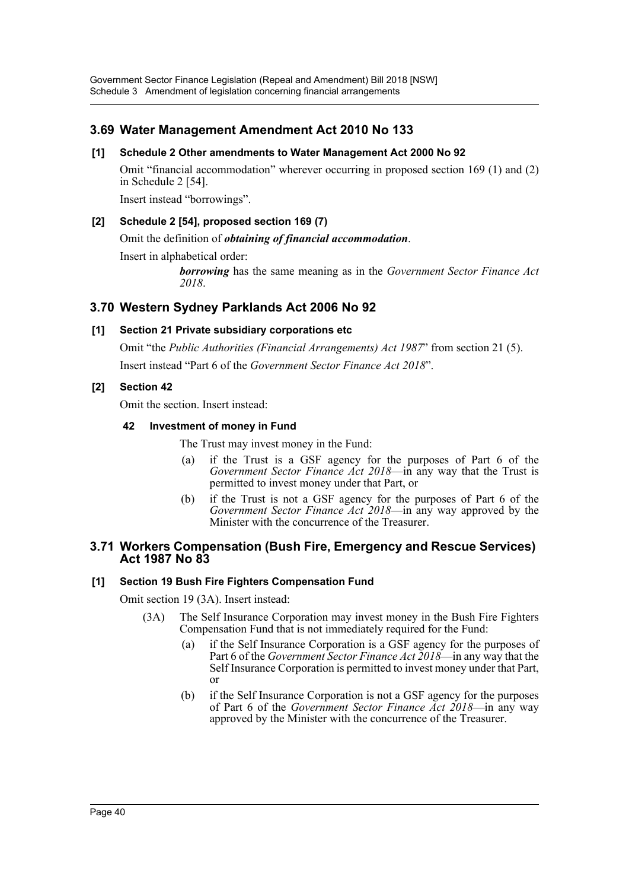## 3.69 Water Management Amendment Act 2010 No 133

### [1] Schedule 2 Other amendments to Water Management Act 2000 No 92

Omit "financial accommodation" wherever occurring in proposed section 169 (1) and (2) in Schedule 2 [54].

Insert instead "borrowings".

### [2] Schedule 2 [54], proposed section 169 (7)

Omit the definition of ***obtaining of financial accommodation***.

Insert in alphabetical order:

> ***borrowing*** has the same meaning as in the *Government Sector Finance Act 2018*.

## 3.70 Western Sydney Parklands Act 2006 No 92

### [1] Section 21 Private subsidiary corporations etc

Omit "the *Public Authorities (Financial Arrangements) Act 1987*" from section 21 (5).

Insert instead "Part 6 of the *Government Sector Finance Act 2018*".

### [2] Section 42

Omit the section. Insert instead:

**42 Investment of money in Fund**

The Trust may invest money in the Fund:

(a) if the Trust is a GSF agency for the purposes of Part 6 of the *Government Sector Finance Act 2018*—in any way that the Trust is permitted to invest money under that Part, or

(b) if the Trust is not a GSF agency for the purposes of Part 6 of the *Government Sector Finance Act 2018*—in any way approved by the Minister with the concurrence of the Treasurer.

## 3.71 Workers Compensation (Bush Fire, Emergency and Rescue Services) Act 1987 No 83

### [1] Section 19 Bush Fire Fighters Compensation Fund

Omit section 19 (3A). Insert instead:

(3A) The Self Insurance Corporation may invest money in the Bush Fire Fighters Compensation Fund that is not immediately required for the Fund:

(a) if the Self Insurance Corporation is a GSF agency for the purposes of Part 6 of the *Government Sector Finance Act 2018*—in any way that the Self Insurance Corporation is permitted to invest money under that Part, or

(b) if the Self Insurance Corporation is not a GSF agency for the purposes of Part 6 of the *Government Sector Finance Act 2018*—in any way approved by the Minister with the concurrence of the Treasurer.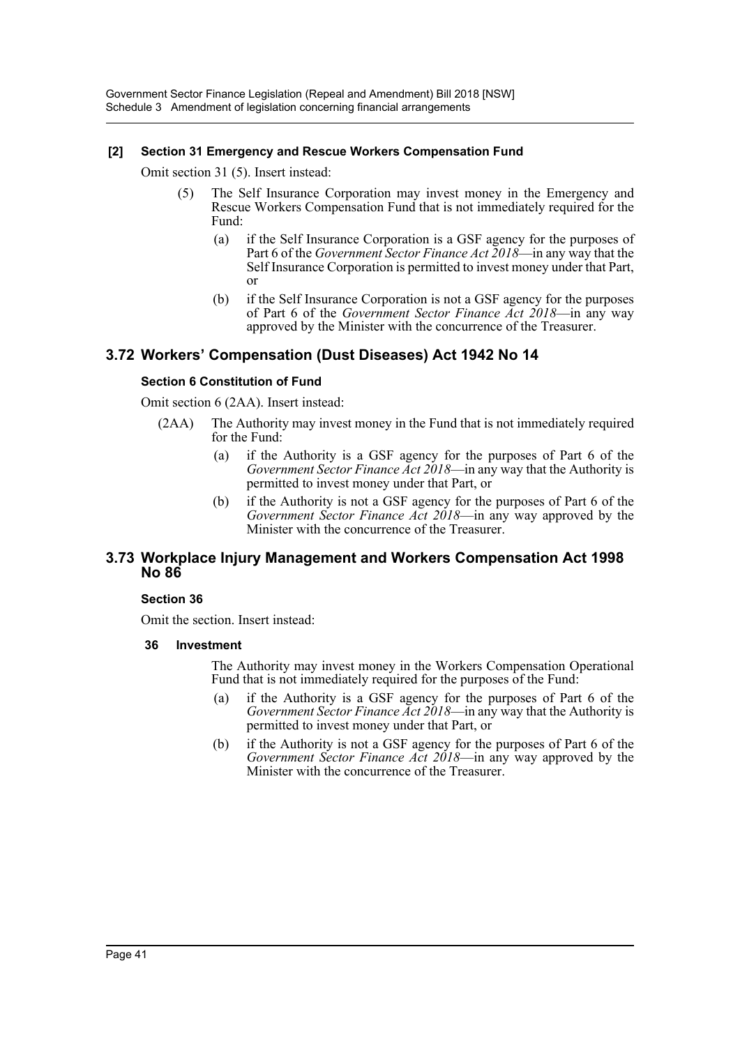**[2] Section 31 Emergency and Rescue Workers Compensation Fund**

Omit section 31 (5). Insert instead:

> (5) The Self Insurance Corporation may invest money in the Emergency and Rescue Workers Compensation Fund that is not immediately required for the Fund:
>
> (a) if the Self Insurance Corporation is a GSF agency for the purposes of Part 6 of the *Government Sector Finance Act 2018*—in any way that the Self Insurance Corporation is permitted to invest money under that Part, or
>
> (b) if the Self Insurance Corporation is not a GSF agency for the purposes of Part 6 of the *Government Sector Finance Act 2018*—in any way approved by the Minister with the concurrence of the Treasurer.

## 3.72 Workers' Compensation (Dust Diseases) Act 1942 No 14

**Section 6 Constitution of Fund**

Omit section 6 (2AA). Insert instead:

> (2AA) The Authority may invest money in the Fund that is not immediately required for the Fund:
>
> (a) if the Authority is a GSF agency for the purposes of Part 6 of the *Government Sector Finance Act 2018*—in any way that the Authority is permitted to invest money under that Part, or
>
> (b) if the Authority is not a GSF agency for the purposes of Part 6 of the *Government Sector Finance Act 2018*—in any way approved by the Minister with the concurrence of the Treasurer.

## 3.73 Workplace Injury Management and Workers Compensation Act 1998 No 86

**Section 36**

Omit the section. Insert instead:

> **36 Investment**
>
> The Authority may invest money in the Workers Compensation Operational Fund that is not immediately required for the purposes of the Fund:
>
> (a) if the Authority is a GSF agency for the purposes of Part 6 of the *Government Sector Finance Act 2018*—in any way that the Authority is permitted to invest money under that Part, or
>
> (b) if the Authority is not a GSF agency for the purposes of Part 6 of the *Government Sector Finance Act 2018*—in any way approved by the Minister with the concurrence of the Treasurer.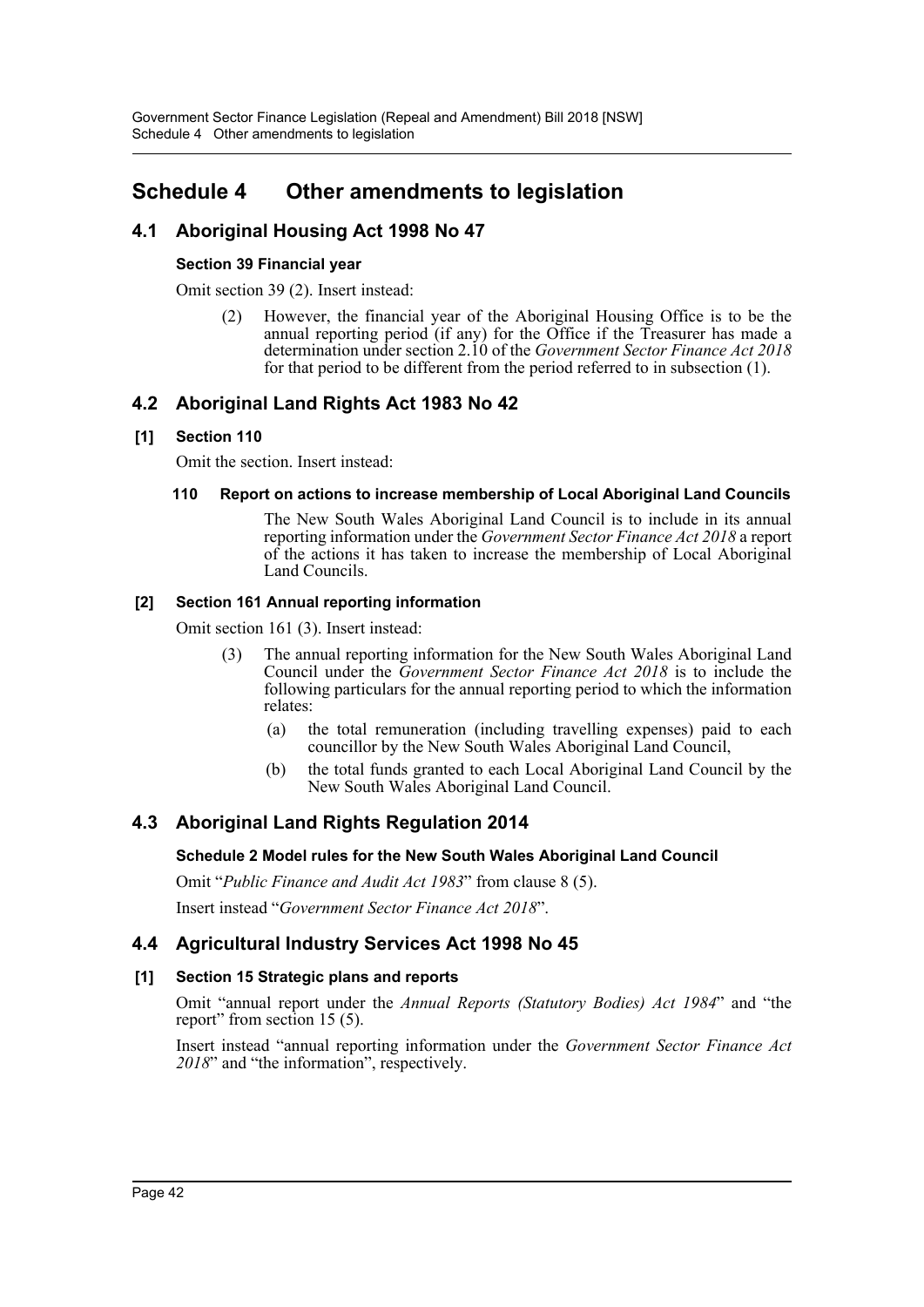# Schedule 4 Other amendments to legislation

## 4.1 Aboriginal Housing Act 1998 No 47

#### Section 39 Financial year

Omit section 39 (2). Insert instead:

> (2) However, the financial year of the Aboriginal Housing Office is to be the annual reporting period (if any) for the Office if the Treasurer has made a determination under section 2.10 of the *Government Sector Finance Act 2018* for that period to be different from the period referred to in subsection (1).

## 4.2 Aboriginal Land Rights Act 1983 No 42

### [1] Section 110

Omit the section. Insert instead:

> **110 Report on actions to increase membership of Local Aboriginal Land Councils**
>
> The New South Wales Aboriginal Land Council is to include in its annual reporting information under the *Government Sector Finance Act 2018* a report of the actions it has taken to increase the membership of Local Aboriginal Land Councils.

### [2] Section 161 Annual reporting information

Omit section 161 (3). Insert instead:

> (3) The annual reporting information for the New South Wales Aboriginal Land Council under the *Government Sector Finance Act 2018* is to include the following particulars for the annual reporting period to which the information relates:
>
> (a) the total remuneration (including travelling expenses) paid to each councillor by the New South Wales Aboriginal Land Council,
>
> (b) the total funds granted to each Local Aboriginal Land Council by the New South Wales Aboriginal Land Council.

## 4.3 Aboriginal Land Rights Regulation 2014

#### Schedule 2 Model rules for the New South Wales Aboriginal Land Council

Omit "*Public Finance and Audit Act 1983*" from clause 8 (5).

Insert instead "*Government Sector Finance Act 2018*".

## 4.4 Agricultural Industry Services Act 1998 No 45

### [1] Section 15 Strategic plans and reports

Omit "annual report under the *Annual Reports (Statutory Bodies) Act 1984*" and "the report" from section 15 (5).

Insert instead "annual reporting information under the *Government Sector Finance Act 2018*" and "the information", respectively.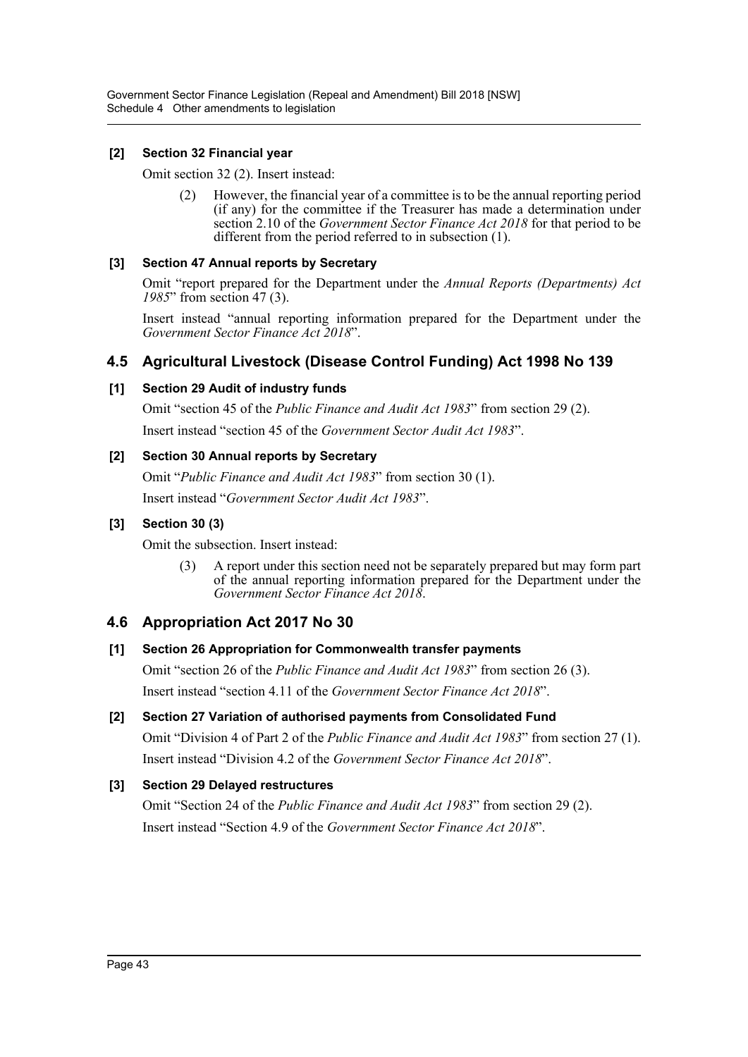#### [2] Section 32 Financial year

Omit section 32 (2). Insert instead:

> (2) However, the financial year of a committee is to be the annual reporting period (if any) for the committee if the Treasurer has made a determination under section 2.10 of the *Government Sector Finance Act 2018* for that period to be different from the period referred to in subsection (1).

#### [3] Section 47 Annual reports by Secretary

Omit "report prepared for the Department under the *Annual Reports (Departments) Act 1985*" from section 47 (3).

Insert instead "annual reporting information prepared for the Department under the *Government Sector Finance Act 2018*".

## 4.5 Agricultural Livestock (Disease Control Funding) Act 1998 No 139

#### [1] Section 29 Audit of industry funds

Omit "section 45 of the *Public Finance and Audit Act 1983*" from section 29 (2).

Insert instead "section 45 of the *Government Sector Audit Act 1983*".

#### [2] Section 30 Annual reports by Secretary

Omit "*Public Finance and Audit Act 1983*" from section 30 (1).

Insert instead "*Government Sector Audit Act 1983*".

#### [3] Section 30 (3)

Omit the subsection. Insert instead:

> (3) A report under this section need not be separately prepared but may form part of the annual reporting information prepared for the Department under the *Government Sector Finance Act 2018*.

## 4.6 Appropriation Act 2017 No 30

#### [1] Section 26 Appropriation for Commonwealth transfer payments

Omit "section 26 of the *Public Finance and Audit Act 1983*" from section 26 (3).

Insert instead "section 4.11 of the *Government Sector Finance Act 2018*".

#### [2] Section 27 Variation of authorised payments from Consolidated Fund

Omit "Division 4 of Part 2 of the *Public Finance and Audit Act 1983*" from section 27 (1).

Insert instead "Division 4.2 of the *Government Sector Finance Act 2018*".

#### [3] Section 29 Delayed restructures

Omit "Section 24 of the *Public Finance and Audit Act 1983*" from section 29 (2).

Insert instead "Section 4.9 of the *Government Sector Finance Act 2018*".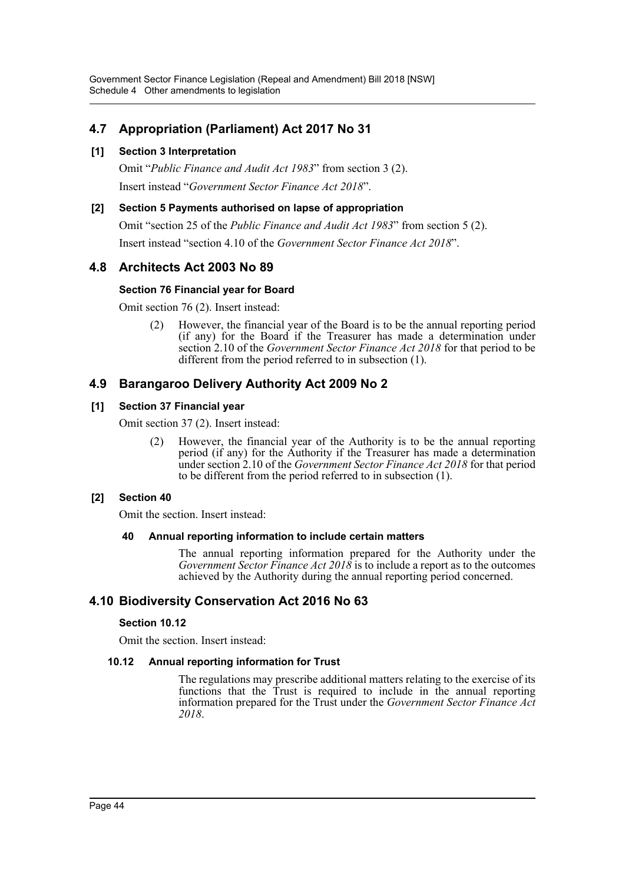## 4.7 Appropriation (Parliament) Act 2017 No 31

**[1] Section 3 Interpretation**

Omit "*Public Finance and Audit Act 1983*" from section 3 (2).

Insert instead "*Government Sector Finance Act 2018*".

**[2] Section 5 Payments authorised on lapse of appropriation**

Omit "section 25 of the *Public Finance and Audit Act 1983*" from section 5 (2).

Insert instead "section 4.10 of the *Government Sector Finance Act 2018*".

## 4.8 Architects Act 2003 No 89

**Section 76 Financial year for Board**

Omit section 76 (2). Insert instead:

> (2) However, the financial year of the Board is to be the annual reporting period (if any) for the Board if the Treasurer has made a determination under section 2.10 of the *Government Sector Finance Act 2018* for that period to be different from the period referred to in subsection (1).

## 4.9 Barangaroo Delivery Authority Act 2009 No 2

**[1] Section 37 Financial year**

Omit section 37 (2). Insert instead:

> (2) However, the financial year of the Authority is to be the annual reporting period (if any) for the Authority if the Treasurer has made a determination under section 2.10 of the *Government Sector Finance Act 2018* for that period to be different from the period referred to in subsection (1).

**[2] Section 40**

Omit the section. Insert instead:

> **40 Annual reporting information to include certain matters**
>
> The annual reporting information prepared for the Authority under the *Government Sector Finance Act 2018* is to include a report as to the outcomes achieved by the Authority during the annual reporting period concerned.

## 4.10 Biodiversity Conservation Act 2016 No 63

**Section 10.12**

Omit the section. Insert instead:

> **10.12 Annual reporting information for Trust**
>
> The regulations may prescribe additional matters relating to the exercise of its functions that the Trust is required to include in the annual reporting information prepared for the Trust under the *Government Sector Finance Act 2018*.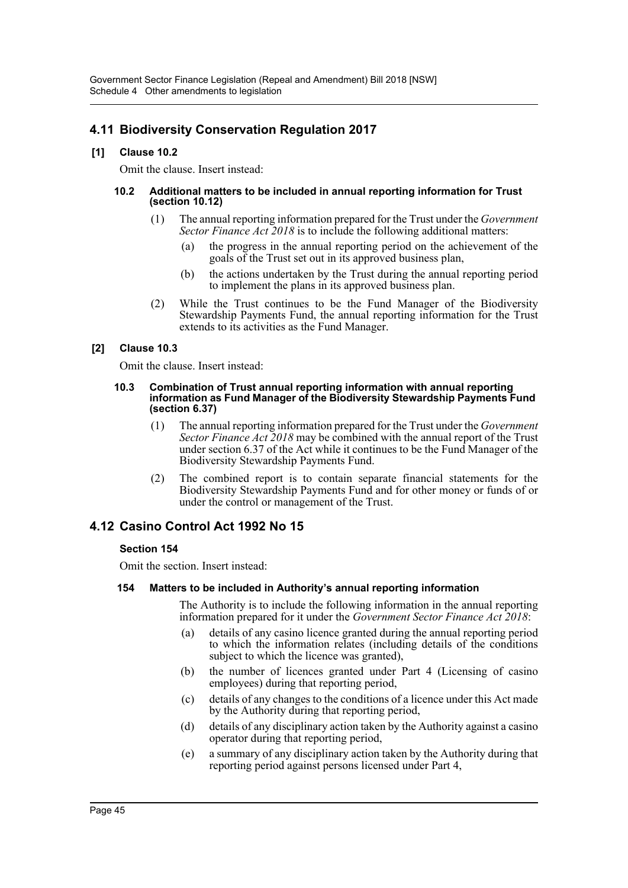## 4.11 Biodiversity Conservation Regulation 2017

### [1] Clause 10.2

Omit the clause. Insert instead:

#### 10.2 Additional matters to be included in annual reporting information for Trust (section 10.12)

(1) The annual reporting information prepared for the Trust under the *Government Sector Finance Act 2018* is to include the following additional matters:

(a) the progress in the annual reporting period on the achievement of the goals of the Trust set out in its approved business plan,

(b) the actions undertaken by the Trust during the annual reporting period to implement the plans in its approved business plan.

(2) While the Trust continues to be the Fund Manager of the Biodiversity Stewardship Payments Fund, the annual reporting information for the Trust extends to its activities as the Fund Manager.

### [2] Clause 10.3

Omit the clause. Insert instead:

#### 10.3 Combination of Trust annual reporting information with annual reporting information as Fund Manager of the Biodiversity Stewardship Payments Fund (section 6.37)

(1) The annual reporting information prepared for the Trust under the *Government Sector Finance Act 2018* may be combined with the annual report of the Trust under section 6.37 of the Act while it continues to be the Fund Manager of the Biodiversity Stewardship Payments Fund.

(2) The combined report is to contain separate financial statements for the Biodiversity Stewardship Payments Fund and for other money or funds of or under the control or management of the Trust.

## 4.12 Casino Control Act 1992 No 15

### Section 154

Omit the section. Insert instead:

#### 154 Matters to be included in Authority's annual reporting information

The Authority is to include the following information in the annual reporting information prepared for it under the *Government Sector Finance Act 2018*:

(a) details of any casino licence granted during the annual reporting period to which the information relates (including details of the conditions subject to which the licence was granted),

(b) the number of licences granted under Part 4 (Licensing of casino employees) during that reporting period,

(c) details of any changes to the conditions of a licence under this Act made by the Authority during that reporting period,

(d) details of any disciplinary action taken by the Authority against a casino operator during that reporting period,

(e) a summary of any disciplinary action taken by the Authority during that reporting period against persons licensed under Part 4,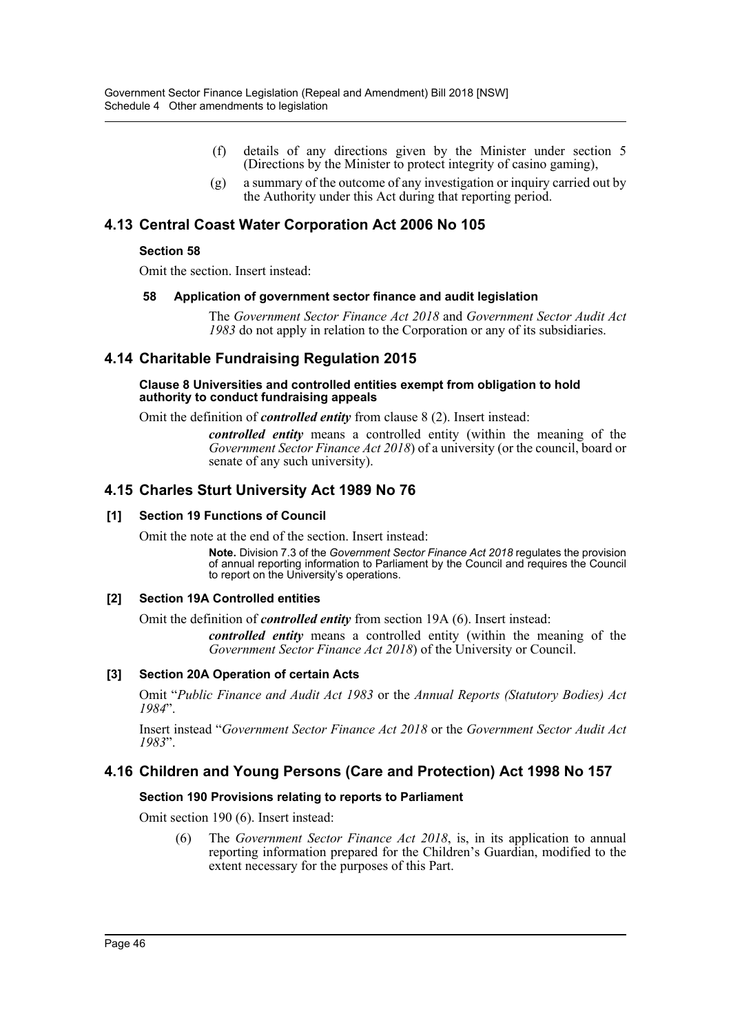(f) details of any directions given by the Minister under section 5 (Directions by the Minister to protect integrity of casino gaming),

(g) a summary of the outcome of any investigation or inquiry carried out by the Authority under this Act during that reporting period.

## 4.13 Central Coast Water Corporation Act 2006 No 105

### Section 58

Omit the section. Insert instead:

#### 58 Application of government sector finance and audit legislation

The *Government Sector Finance Act 2018* and *Government Sector Audit Act 1983* do not apply in relation to the Corporation or any of its subsidiaries.

## 4.14 Charitable Fundraising Regulation 2015

#### Clause 8 Universities and controlled entities exempt from obligation to hold authority to conduct fundraising appeals

Omit the definition of ***controlled entity*** from clause 8 (2). Insert instead:

> ***controlled entity*** means a controlled entity (within the meaning of the *Government Sector Finance Act 2018*) of a university (or the council, board or senate of any such university).

## 4.15 Charles Sturt University Act 1989 No 76

### [1] Section 19 Functions of Council

Omit the note at the end of the section. Insert instead:

> **Note.** Division 7.3 of the *Government Sector Finance Act 2018* regulates the provision of annual reporting information to Parliament by the Council and requires the Council to report on the University's operations.

### [2] Section 19A Controlled entities

Omit the definition of ***controlled entity*** from section 19A (6). Insert instead:

> ***controlled entity*** means a controlled entity (within the meaning of the *Government Sector Finance Act 2018*) of the University or Council.

### [3] Section 20A Operation of certain Acts

Omit "*Public Finance and Audit Act 1983* or the *Annual Reports (Statutory Bodies) Act 1984*".

Insert instead "*Government Sector Finance Act 2018* or the *Government Sector Audit Act 1983*".

## 4.16 Children and Young Persons (Care and Protection) Act 1998 No 157

### Section 190 Provisions relating to reports to Parliament

Omit section 190 (6). Insert instead:

> (6) The *Government Sector Finance Act 2018*, is, in its application to annual reporting information prepared for the Children's Guardian, modified to the extent necessary for the purposes of this Part.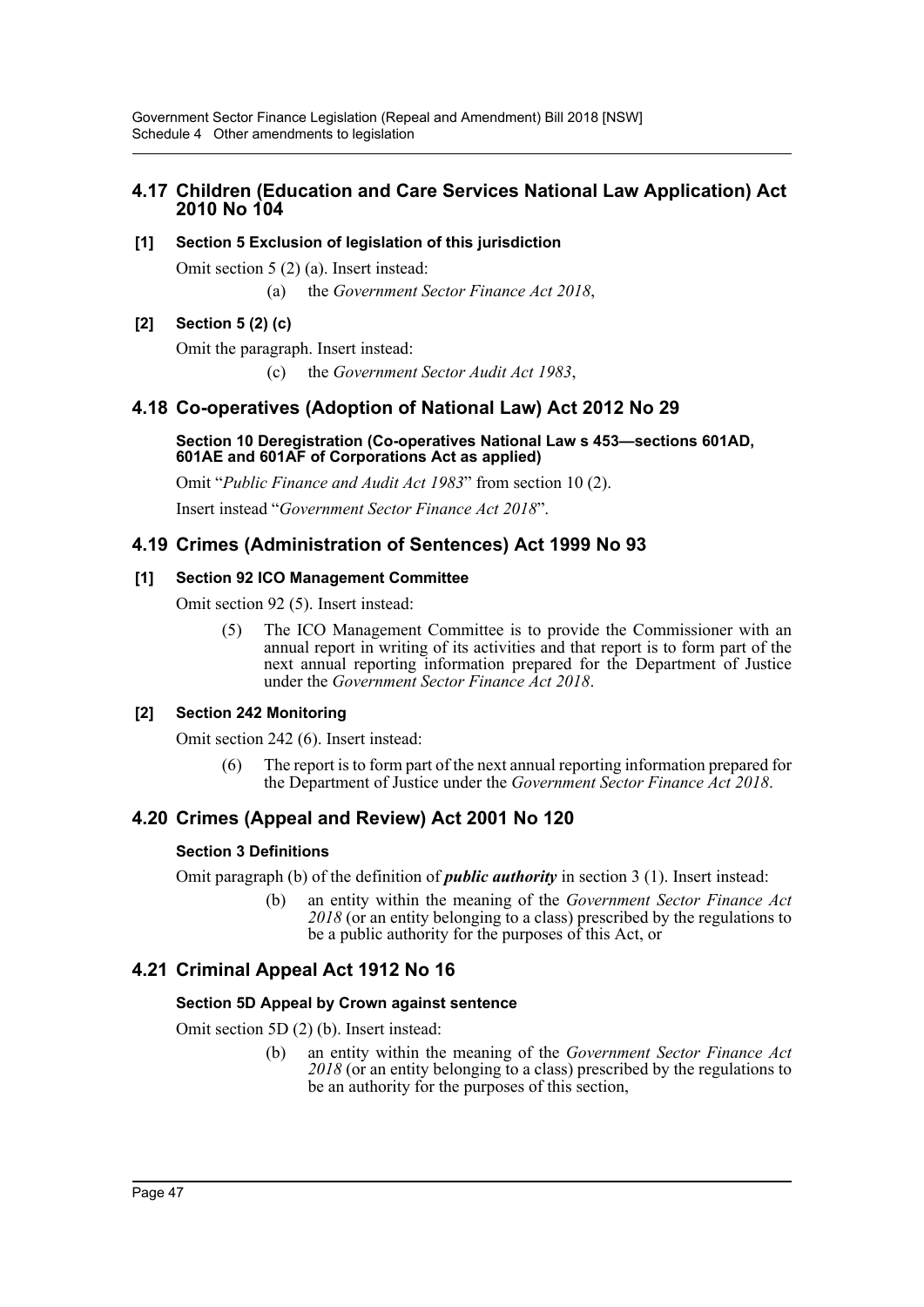## 4.17 Children (Education and Care Services National Law Application) Act 2010 No 104

### [1] Section 5 Exclusion of legislation of this jurisdiction

Omit section 5 (2) (a). Insert instead:

(a) the *Government Sector Finance Act 2018*,

### [2] Section 5 (2) (c)

Omit the paragraph. Insert instead:

(c) the *Government Sector Audit Act 1983*,

## 4.18 Co-operatives (Adoption of National Law) Act 2012 No 29

#### Section 10 Deregistration (Co-operatives National Law s 453—sections 601AD, 601AE and 601AF of Corporations Act as applied)

Omit "*Public Finance and Audit Act 1983*" from section 10 (2).

Insert instead "*Government Sector Finance Act 2018*".

## 4.19 Crimes (Administration of Sentences) Act 1999 No 93

### [1] Section 92 ICO Management Committee

Omit section 92 (5). Insert instead:

(5) The ICO Management Committee is to provide the Commissioner with an annual report in writing of its activities and that report is to form part of the next annual reporting information prepared for the Department of Justice under the *Government Sector Finance Act 2018*.

### [2] Section 242 Monitoring

Omit section 242 (6). Insert instead:

(6) The report is to form part of the next annual reporting information prepared for the Department of Justice under the *Government Sector Finance Act 2018*.

## 4.20 Crimes (Appeal and Review) Act 2001 No 120

### Section 3 Definitions

Omit paragraph (b) of the definition of ***public authority*** in section 3 (1). Insert instead:

(b) an entity within the meaning of the *Government Sector Finance Act 2018* (or an entity belonging to a class) prescribed by the regulations to be a public authority for the purposes of this Act, or

## 4.21 Criminal Appeal Act 1912 No 16

### Section 5D Appeal by Crown against sentence

Omit section 5D (2) (b). Insert instead:

(b) an entity within the meaning of the *Government Sector Finance Act 2018* (or an entity belonging to a class) prescribed by the regulations to be an authority for the purposes of this section,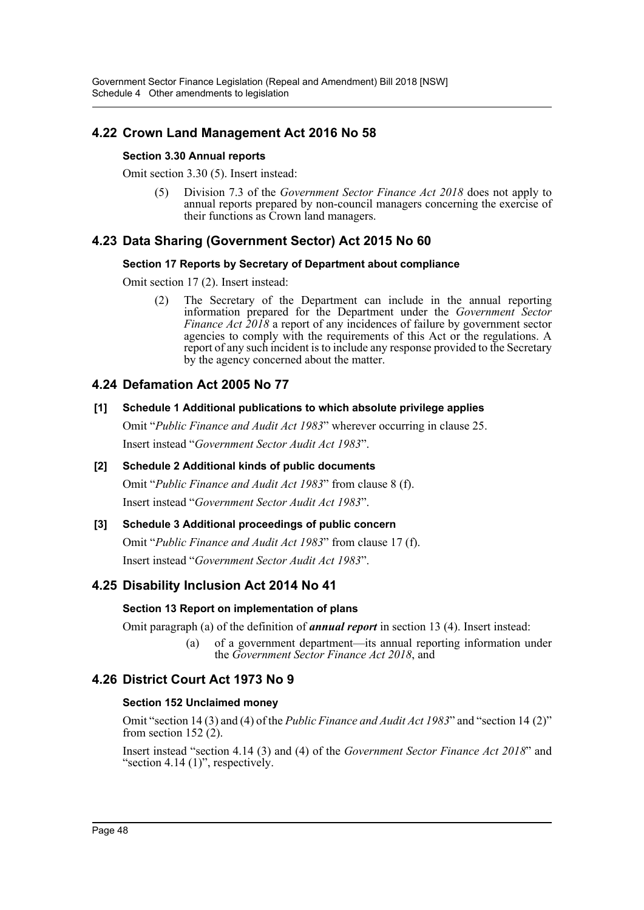## 4.22 Crown Land Management Act 2016 No 58

### Section 3.30 Annual reports

Omit section 3.30 (5). Insert instead:

> (5) Division 7.3 of the *Government Sector Finance Act 2018* does not apply to annual reports prepared by non-council managers concerning the exercise of their functions as Crown land managers.

## 4.23 Data Sharing (Government Sector) Act 2015 No 60

### Section 17 Reports by Secretary of Department about compliance

Omit section 17 (2). Insert instead:

> (2) The Secretary of the Department can include in the annual reporting information prepared for the Department under the *Government Sector Finance Act 2018* a report of any incidences of failure by government sector agencies to comply with the requirements of this Act or the regulations. A report of any such incident is to include any response provided to the Secretary by the agency concerned about the matter.

## 4.24 Defamation Act 2005 No 77

### [1] Schedule 1 Additional publications to which absolute privilege applies

Omit "*Public Finance and Audit Act 1983*" wherever occurring in clause 25.

Insert instead "*Government Sector Audit Act 1983*".

### [2] Schedule 2 Additional kinds of public documents

Omit "*Public Finance and Audit Act 1983*" from clause 8 (f).

Insert instead "*Government Sector Audit Act 1983*".

### [3] Schedule 3 Additional proceedings of public concern

Omit "*Public Finance and Audit Act 1983*" from clause 17 (f).

Insert instead "*Government Sector Audit Act 1983*".

## 4.25 Disability Inclusion Act 2014 No 41

### Section 13 Report on implementation of plans

Omit paragraph (a) of the definition of ***annual report*** in section 13 (4). Insert instead:

> (a) of a government department—its annual reporting information under the *Government Sector Finance Act 2018*, and

## 4.26 District Court Act 1973 No 9

### Section 152 Unclaimed money

Omit "section 14 (3) and (4) of the *Public Finance and Audit Act 1983*" and "section 14 (2)" from section 152 (2).

Insert instead "section 4.14 (3) and (4) of the *Government Sector Finance Act 2018*" and "section 4.14 (1)", respectively.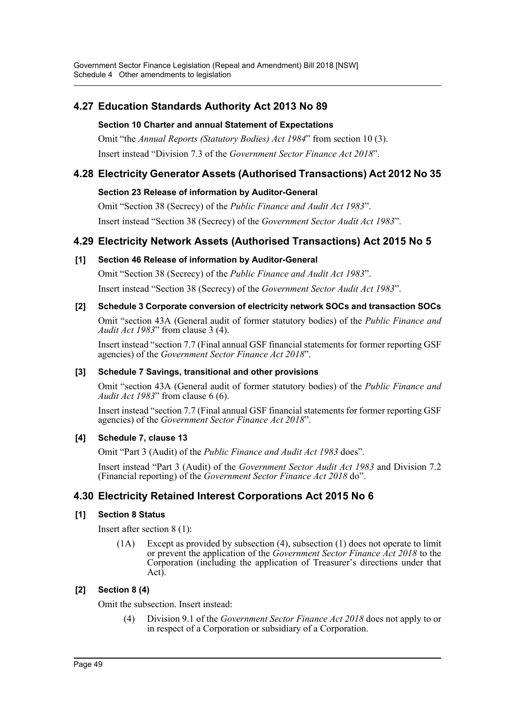## 4.27 Education Standards Authority Act 2013 No 89

### Section 10 Charter and annual Statement of Expectations

Omit "the *Annual Reports (Statutory Bodies) Act 1984*" from section 10 (3).

Insert instead "Division 7.3 of the *Government Sector Finance Act 2018*".

## 4.28 Electricity Generator Assets (Authorised Transactions) Act 2012 No 35

### Section 23 Release of information by Auditor-General

Omit "Section 38 (Secrecy) of the *Public Finance and Audit Act 1983*".

Insert instead "Section 38 (Secrecy) of the *Government Sector Audit Act 1983*".

## 4.29 Electricity Network Assets (Authorised Transactions) Act 2015 No 5

### [1] Section 46 Release of information by Auditor-General

Omit "Section 38 (Secrecy) of the *Public Finance and Audit Act 1983*".

Insert instead "Section 38 (Secrecy) of the *Government Sector Audit Act 1983*".

### [2] Schedule 3 Corporate conversion of electricity network SOCs and transaction SOCs

Omit "section 43A (General audit of former statutory bodies) of the *Public Finance and Audit Act 1983*" from clause 3 (4).

Insert instead "section 7.7 (Final annual GSF financial statements for former reporting GSF agencies) of the *Government Sector Finance Act 2018*".

### [3] Schedule 7 Savings, transitional and other provisions

Omit "section 43A (General audit of former statutory bodies) of the *Public Finance and Audit Act 1983*" from clause 6 (6).

Insert instead "section 7.7 (Final annual GSF financial statements for former reporting GSF agencies) of the *Government Sector Finance Act 2018*".

### [4] Schedule 7, clause 13

Omit "Part 3 (Audit) of the *Public Finance and Audit Act 1983* does".

Insert instead "Part 3 (Audit) of the *Government Sector Audit Act 1983* and Division 7.2 (Financial reporting) of the *Government Sector Finance Act 2018* do".

## 4.30 Electricity Retained Interest Corporations Act 2015 No 6

### [1] Section 8 Status

Insert after section 8 (1):

> (1A) Except as provided by subsection (4), subsection (1) does not operate to limit or prevent the application of the *Government Sector Finance Act 2018* to the Corporation (including the application of Treasurer's directions under that Act).

### [2] Section 8 (4)

Omit the subsection. Insert instead:

> (4) Division 9.1 of the *Government Sector Finance Act 2018* does not apply to or in respect of a Corporation or subsidiary of a Corporation.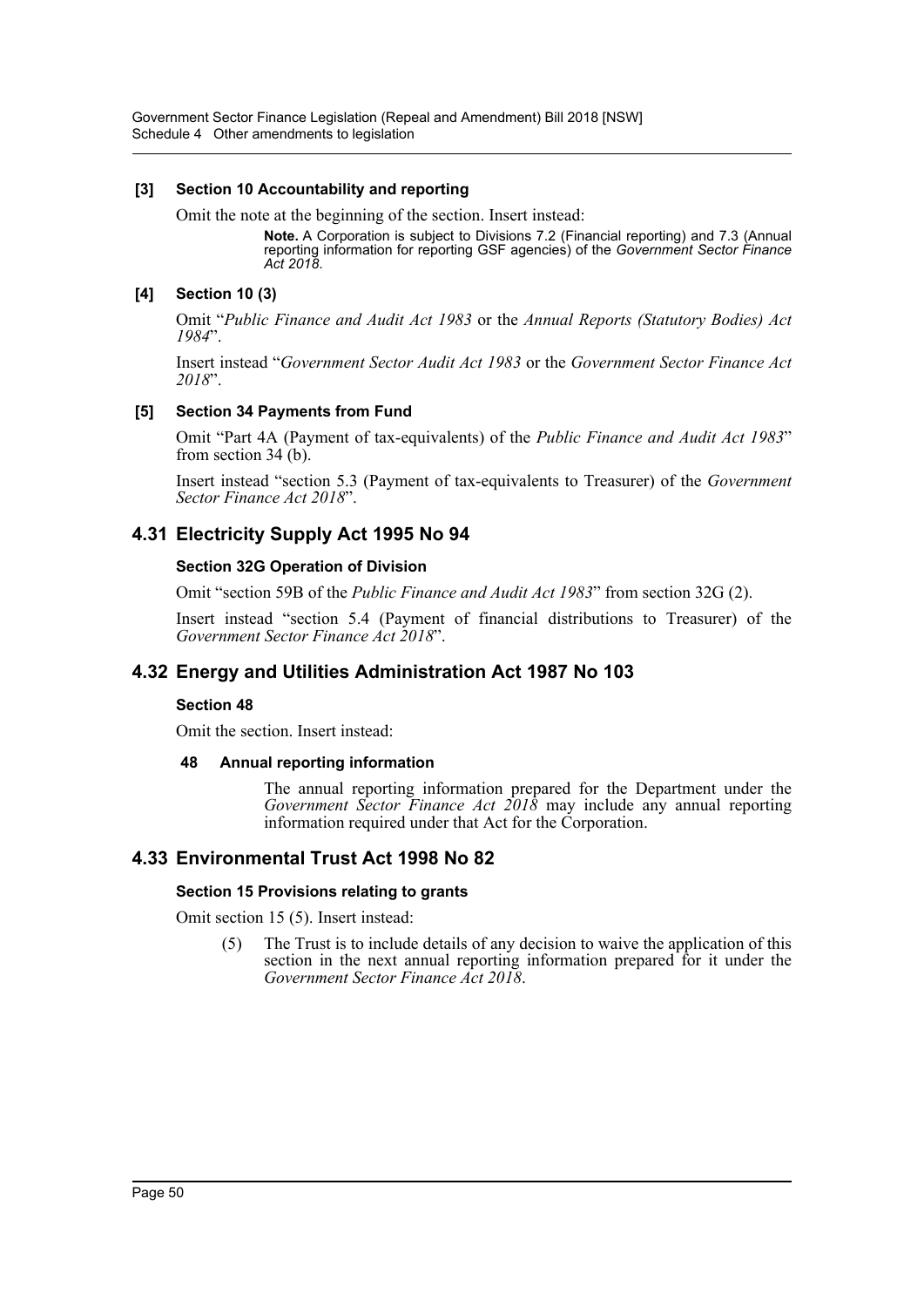#### [3] Section 10 Accountability and reporting

Omit the note at the beginning of the section. Insert instead:

> **Note.** A Corporation is subject to Divisions 7.2 (Financial reporting) and 7.3 (Annual reporting information for reporting GSF agencies) of the *Government Sector Finance Act 2018*.

#### [4] Section 10 (3)

Omit "*Public Finance and Audit Act 1983* or the *Annual Reports (Statutory Bodies) Act 1984*".

Insert instead "*Government Sector Audit Act 1983* or the *Government Sector Finance Act 2018*".

#### [5] Section 34 Payments from Fund

Omit "Part 4A (Payment of tax-equivalents) of the *Public Finance and Audit Act 1983*" from section 34 (b).

Insert instead "section 5.3 (Payment of tax-equivalents to Treasurer) of the *Government Sector Finance Act 2018*".

## 4.31 Electricity Supply Act 1995 No 94

#### Section 32G Operation of Division

Omit "section 59B of the *Public Finance and Audit Act 1983*" from section 32G (2).

Insert instead "section 5.4 (Payment of financial distributions to Treasurer) of the *Government Sector Finance Act 2018*".

## 4.32 Energy and Utilities Administration Act 1987 No 103

#### Section 48

Omit the section. Insert instead:

**48 Annual reporting information**

The annual reporting information prepared for the Department under the *Government Sector Finance Act 2018* may include any annual reporting information required under that Act for the Corporation.

## 4.33 Environmental Trust Act 1998 No 82

#### Section 15 Provisions relating to grants

Omit section 15 (5). Insert instead:

(5) The Trust is to include details of any decision to waive the application of this section in the next annual reporting information prepared for it under the *Government Sector Finance Act 2018*.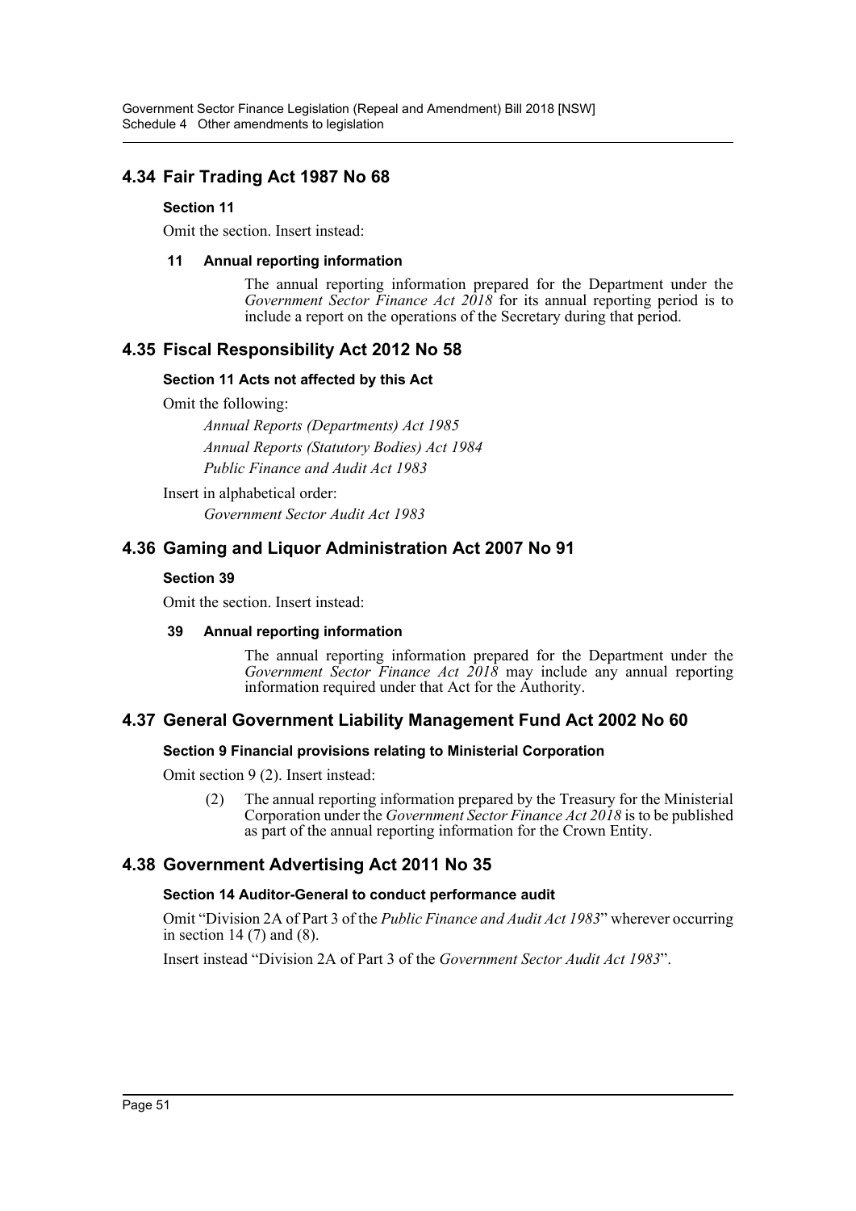## 4.34 Fair Trading Act 1987 No 68

### Section 11

Omit the section. Insert instead:

#### 11 Annual reporting information

The annual reporting information prepared for the Department under the *Government Sector Finance Act 2018* for its annual reporting period is to include a report on the operations of the Secretary during that period.

## 4.35 Fiscal Responsibility Act 2012 No 58

### Section 11 Acts not affected by this Act

Omit the following:

*Annual Reports (Departments) Act 1985*

*Annual Reports (Statutory Bodies) Act 1984*

*Public Finance and Audit Act 1983*

Insert in alphabetical order:

*Government Sector Audit Act 1983*

## 4.36 Gaming and Liquor Administration Act 2007 No 91

### Section 39

Omit the section. Insert instead:

#### 39 Annual reporting information

The annual reporting information prepared for the Department under the *Government Sector Finance Act 2018* may include any annual reporting information required under that Act for the Authority.

## 4.37 General Government Liability Management Fund Act 2002 No 60

### Section 9 Financial provisions relating to Ministerial Corporation

Omit section 9 (2). Insert instead:

(2) The annual reporting information prepared by the Treasury for the Ministerial Corporation under the *Government Sector Finance Act 2018* is to be published as part of the annual reporting information for the Crown Entity.

## 4.38 Government Advertising Act 2011 No 35

### Section 14 Auditor-General to conduct performance audit

Omit "Division 2A of Part 3 of the *Public Finance and Audit Act 1983*" wherever occurring in section 14 (7) and (8).

Insert instead "Division 2A of Part 3 of the *Government Sector Audit Act 1983*".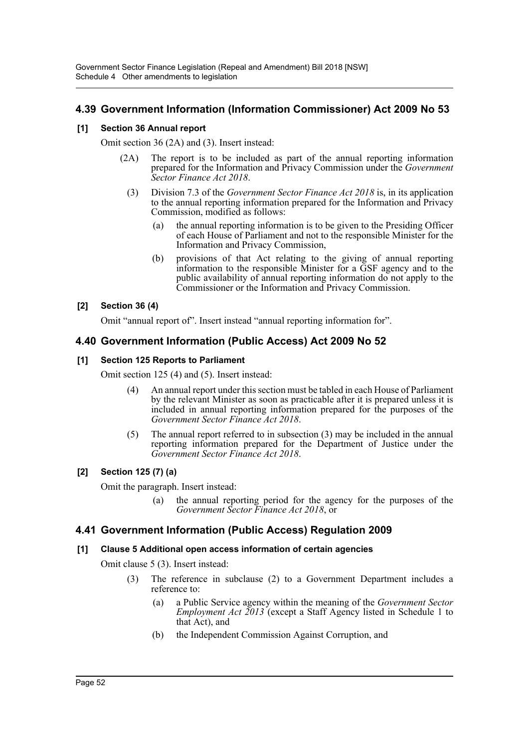## 4.39 Government Information (Information Commissioner) Act 2009 No 53

### [1] Section 36 Annual report

Omit section 36 (2A) and (3). Insert instead:

(2A) The report is to be included as part of the annual reporting information prepared for the Information and Privacy Commission under the *Government Sector Finance Act 2018*.

(3) Division 7.3 of the *Government Sector Finance Act 2018* is, in its application to the annual reporting information prepared for the Information and Privacy Commission, modified as follows:

- (a) the annual reporting information is to be given to the Presiding Officer of each House of Parliament and not to the responsible Minister for the Information and Privacy Commission,
- (b) provisions of that Act relating to the giving of annual reporting information to the responsible Minister for a GSF agency and to the public availability of annual reporting information do not apply to the Commissioner or the Information and Privacy Commission.

### [2] Section 36 (4)

Omit "annual report of". Insert instead "annual reporting information for".

## 4.40 Government Information (Public Access) Act 2009 No 52

### [1] Section 125 Reports to Parliament

Omit section 125 (4) and (5). Insert instead:

(4) An annual report under this section must be tabled in each House of Parliament by the relevant Minister as soon as practicable after it is prepared unless it is included in annual reporting information prepared for the purposes of the *Government Sector Finance Act 2018*.

(5) The annual report referred to in subsection (3) may be included in the annual reporting information prepared for the Department of Justice under the *Government Sector Finance Act 2018*.

### [2] Section 125 (7) (a)

Omit the paragraph. Insert instead:

- (a) the annual reporting period for the agency for the purposes of the *Government Sector Finance Act 2018*, or

## 4.41 Government Information (Public Access) Regulation 2009

### [1] Clause 5 Additional open access information of certain agencies

Omit clause 5 (3). Insert instead:

(3) The reference in subclause (2) to a Government Department includes a reference to:

- (a) a Public Service agency within the meaning of the *Government Sector Employment Act 2013* (except a Staff Agency listed in Schedule 1 to that Act), and
- (b) the Independent Commission Against Corruption, and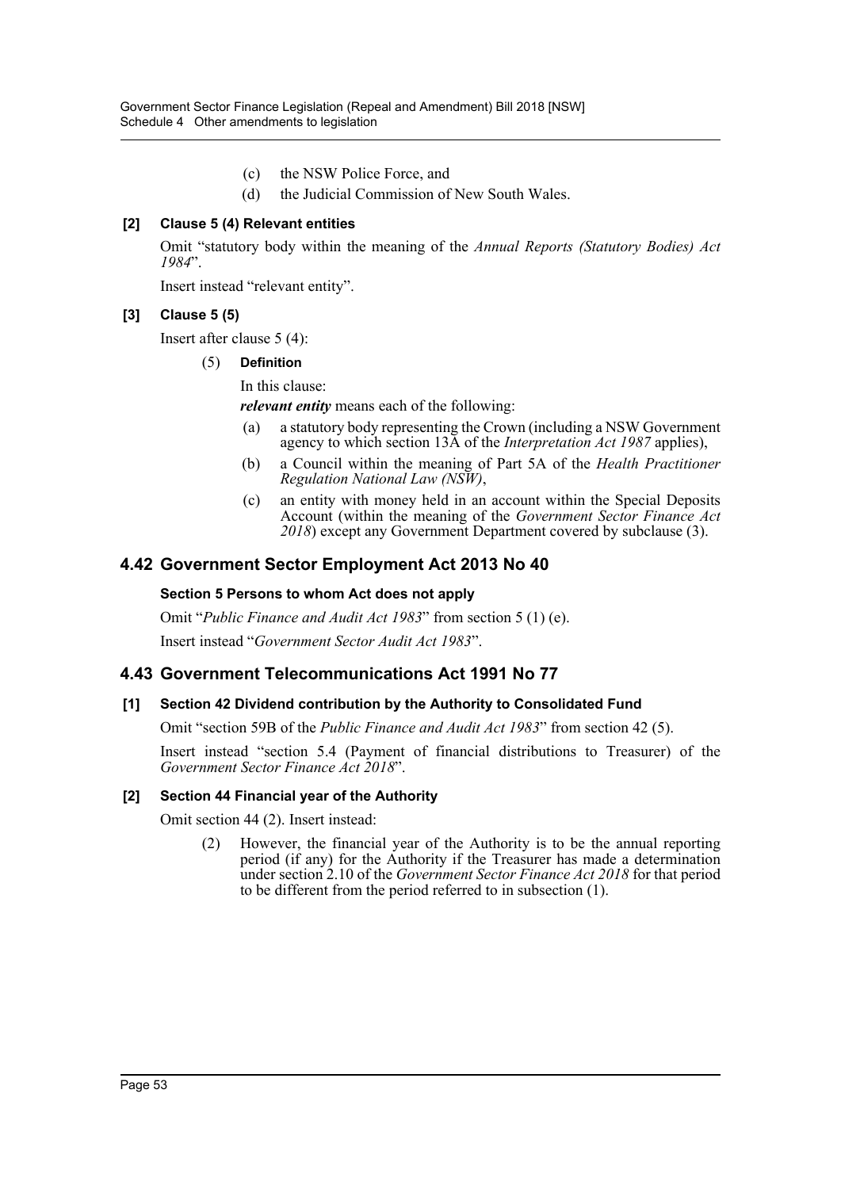(c) the NSW Police Force, and

(d) the Judicial Commission of New South Wales.

**[2] Clause 5 (4) Relevant entities**

Omit "statutory body within the meaning of the *Annual Reports (Statutory Bodies) Act 1984*".

Insert instead "relevant entity".

**[3] Clause 5 (5)**

Insert after clause 5 (4):

(5) **Definition**

In this clause:

***relevant entity*** means each of the following:

(a) a statutory body representing the Crown (including a NSW Government agency to which section 13A of the *Interpretation Act 1987* applies),

(b) a Council within the meaning of Part 5A of the *Health Practitioner Regulation National Law (NSW)*,

(c) an entity with money held in an account within the Special Deposits Account (within the meaning of the *Government Sector Finance Act 2018*) except any Government Department covered by subclause (3).

## 4.42 Government Sector Employment Act 2013 No 40

**Section 5 Persons to whom Act does not apply**

Omit "*Public Finance and Audit Act 1983*" from section 5 (1) (e).

Insert instead "*Government Sector Audit Act 1983*".

## 4.43 Government Telecommunications Act 1991 No 77

**[1] Section 42 Dividend contribution by the Authority to Consolidated Fund**

Omit "section 59B of the *Public Finance and Audit Act 1983*" from section 42 (5).

Insert instead "section 5.4 (Payment of financial distributions to Treasurer) of the *Government Sector Finance Act 2018*".

**[2] Section 44 Financial year of the Authority**

Omit section 44 (2). Insert instead:

(2) However, the financial year of the Authority is to be the annual reporting period (if any) for the Authority if the Treasurer has made a determination under section 2.10 of the *Government Sector Finance Act 2018* for that period to be different from the period referred to in subsection (1).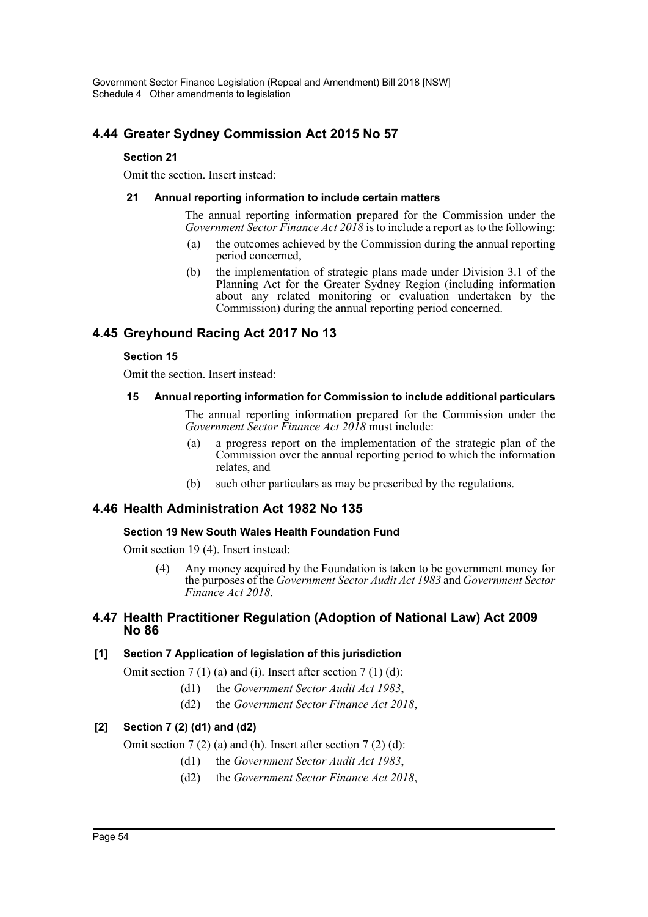## 4.44 Greater Sydney Commission Act 2015 No 57

### Section 21

Omit the section. Insert instead:

#### 21 Annual reporting information to include certain matters

The annual reporting information prepared for the Commission under the *Government Sector Finance Act 2018* is to include a report as to the following:

(a) the outcomes achieved by the Commission during the annual reporting period concerned,

(b) the implementation of strategic plans made under Division 3.1 of the Planning Act for the Greater Sydney Region (including information about any related monitoring or evaluation undertaken by the Commission) during the annual reporting period concerned.

## 4.45 Greyhound Racing Act 2017 No 13

### Section 15

Omit the section. Insert instead:

#### 15 Annual reporting information for Commission to include additional particulars

The annual reporting information prepared for the Commission under the *Government Sector Finance Act 2018* must include:

(a) a progress report on the implementation of the strategic plan of the Commission over the annual reporting period to which the information relates, and

(b) such other particulars as may be prescribed by the regulations.

## 4.46 Health Administration Act 1982 No 135

### Section 19 New South Wales Health Foundation Fund

Omit section 19 (4). Insert instead:

(4) Any money acquired by the Foundation is taken to be government money for the purposes of the *Government Sector Audit Act 1983* and *Government Sector Finance Act 2018*.

## 4.47 Health Practitioner Regulation (Adoption of National Law) Act 2009 No 86

### [1] Section 7 Application of legislation of this jurisdiction

Omit section 7 (1) (a) and (i). Insert after section 7 (1) (d):

(d1) the *Government Sector Audit Act 1983*,

(d2) the *Government Sector Finance Act 2018*,

### [2] Section 7 (2) (d1) and (d2)

Omit section 7 (2) (a) and (h). Insert after section 7 (2) (d):

(d1) the *Government Sector Audit Act 1983*,

(d2) the *Government Sector Finance Act 2018*,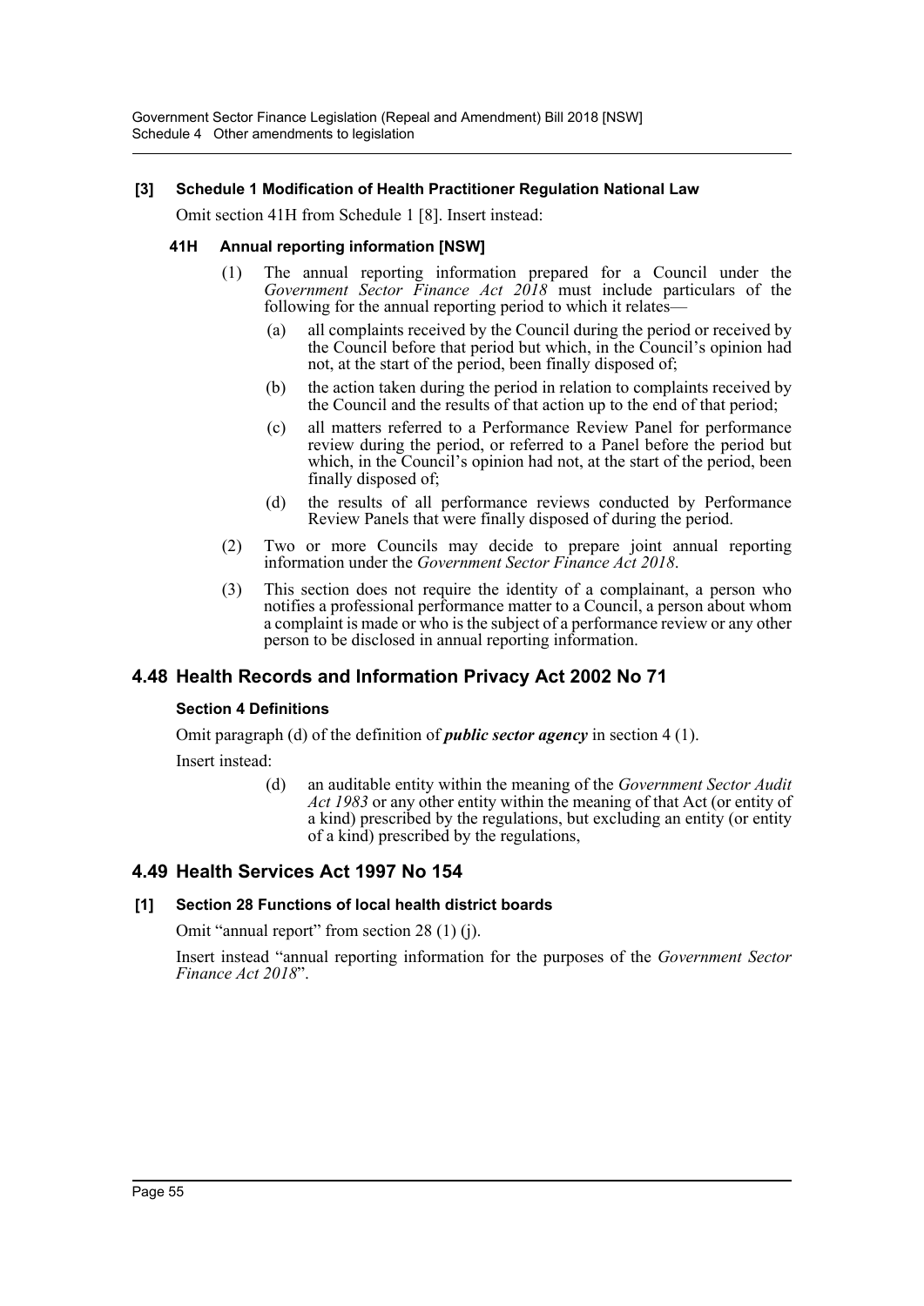**[3] Schedule 1 Modification of Health Practitioner Regulation National Law**

Omit section 41H from Schedule 1 [8]. Insert instead:

**41H Annual reporting information [NSW]**

(1) The annual reporting information prepared for a Council under the *Government Sector Finance Act 2018* must include particulars of the following for the annual reporting period to which it relates—

(a) all complaints received by the Council during the period or received by the Council before that period but which, in the Council's opinion had not, at the start of the period, been finally disposed of;

(b) the action taken during the period in relation to complaints received by the Council and the results of that action up to the end of that period;

(c) all matters referred to a Performance Review Panel for performance review during the period, or referred to a Panel before the period but which, in the Council's opinion had not, at the start of the period, been finally disposed of;

(d) the results of all performance reviews conducted by Performance Review Panels that were finally disposed of during the period.

(2) Two or more Councils may decide to prepare joint annual reporting information under the *Government Sector Finance Act 2018*.

(3) This section does not require the identity of a complainant, a person who notifies a professional performance matter to a Council, a person about whom a complaint is made or who is the subject of a performance review or any other person to be disclosed in annual reporting information.

## 4.48 Health Records and Information Privacy Act 2002 No 71

**Section 4 Definitions**

Omit paragraph (d) of the definition of ***public sector agency*** in section 4 (1).

Insert instead:

(d) an auditable entity within the meaning of the *Government Sector Audit Act 1983* or any other entity within the meaning of that Act (or entity of a kind) prescribed by the regulations, but excluding an entity (or entity of a kind) prescribed by the regulations,

## 4.49 Health Services Act 1997 No 154

**[1] Section 28 Functions of local health district boards**

Omit "annual report" from section 28 (1) (j).

Insert instead "annual reporting information for the purposes of the *Government Sector Finance Act 2018*".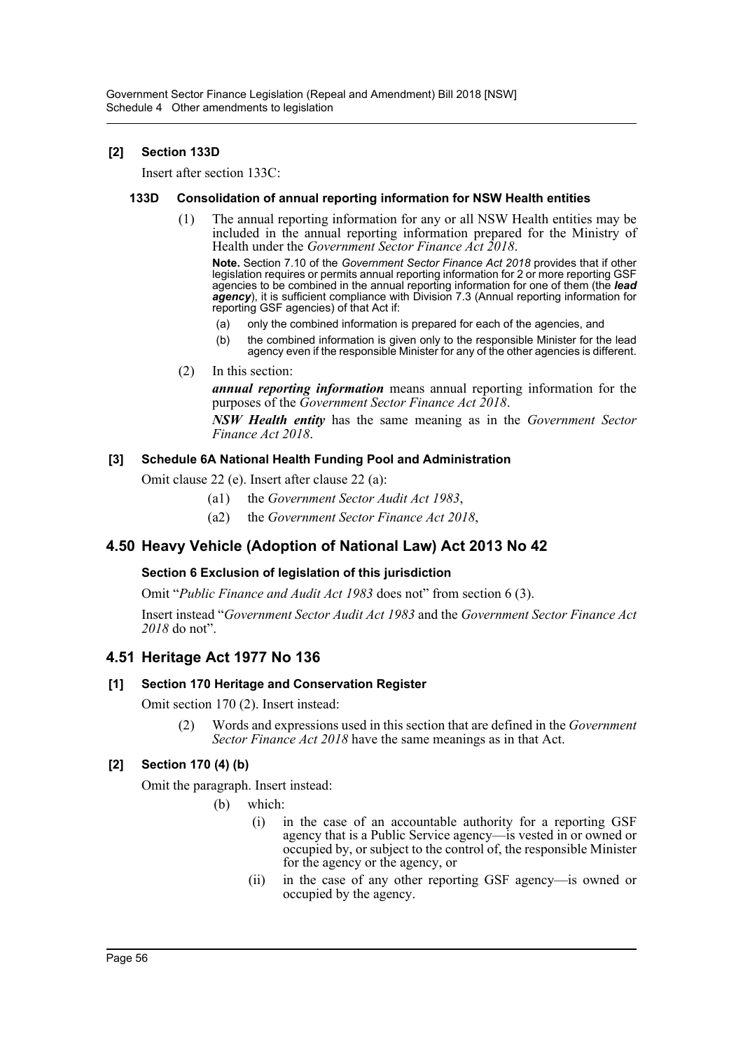**[2] Section 133D**

Insert after section 133C:

**133D Consolidation of annual reporting information for NSW Health entities**

(1) The annual reporting information for any or all NSW Health entities may be included in the annual reporting information prepared for the Ministry of Health under the *Government Sector Finance Act 2018*.

**Note.** Section 7.10 of the *Government Sector Finance Act 2018* provides that if other legislation requires or permits annual reporting information for 2 or more reporting GSF agencies to be combined in the annual reporting information for one of them (the ***lead agency***), it is sufficient compliance with Division 7.3 (Annual reporting information for reporting GSF agencies) of that Act if:

(a) only the combined information is prepared for each of the agencies, and

(b) the combined information is given only to the responsible Minister for the lead agency even if the responsible Minister for any of the other agencies is different.

(2) In this section:

***annual reporting information*** means annual reporting information for the purposes of the *Government Sector Finance Act 2018*.

***NSW Health entity*** has the same meaning as in the *Government Sector Finance Act 2018*.

**[3] Schedule 6A National Health Funding Pool and Administration**

Omit clause 22 (e). Insert after clause 22 (a):

(a1) the *Government Sector Audit Act 1983*,

(a2) the *Government Sector Finance Act 2018*,

## 4.50 Heavy Vehicle (Adoption of National Law) Act 2013 No 42

**Section 6 Exclusion of legislation of this jurisdiction**

Omit "*Public Finance and Audit Act 1983* does not" from section 6 (3).

Insert instead "*Government Sector Audit Act 1983* and the *Government Sector Finance Act 2018* do not".

## 4.51 Heritage Act 1977 No 136

**[1] Section 170 Heritage and Conservation Register**

Omit section 170 (2). Insert instead:

(2) Words and expressions used in this section that are defined in the *Government Sector Finance Act 2018* have the same meanings as in that Act.

**[2] Section 170 (4) (b)**

Omit the paragraph. Insert instead:

(b) which:

(i) in the case of an accountable authority for a reporting GSF agency that is a Public Service agency—is vested in or owned or occupied by, or subject to the control of, the responsible Minister for the agency or the agency, or

(ii) in the case of any other reporting GSF agency—is owned or occupied by the agency.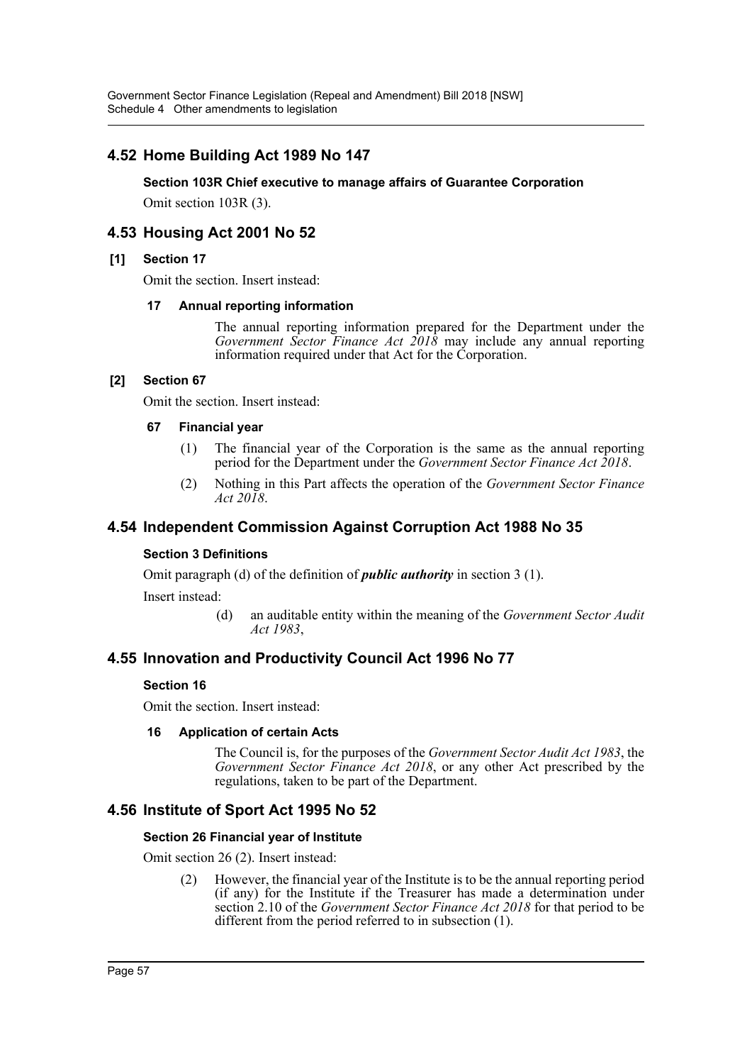## 4.52 Home Building Act 1989 No 147

**Section 103R Chief executive to manage affairs of Guarantee Corporation**

Omit section 103R (3).

## 4.53 Housing Act 2001 No 52

**[1] Section 17**

Omit the section. Insert instead:

**17 Annual reporting information**

The annual reporting information prepared for the Department under the *Government Sector Finance Act 2018* may include any annual reporting information required under that Act for the Corporation.

**[2] Section 67**

Omit the section. Insert instead:

**67 Financial year**

(1) The financial year of the Corporation is the same as the annual reporting period for the Department under the *Government Sector Finance Act 2018*.

(2) Nothing in this Part affects the operation of the *Government Sector Finance Act 2018*.

## 4.54 Independent Commission Against Corruption Act 1988 No 35

**Section 3 Definitions**

Omit paragraph (d) of the definition of ***public authority*** in section 3 (1).

Insert instead:

(d) an auditable entity within the meaning of the *Government Sector Audit Act 1983*,

## 4.55 Innovation and Productivity Council Act 1996 No 77

**Section 16**

Omit the section. Insert instead:

**16 Application of certain Acts**

The Council is, for the purposes of the *Government Sector Audit Act 1983*, the *Government Sector Finance Act 2018*, or any other Act prescribed by the regulations, taken to be part of the Department.

## 4.56 Institute of Sport Act 1995 No 52

**Section 26 Financial year of Institute**

Omit section 26 (2). Insert instead:

(2) However, the financial year of the Institute is to be the annual reporting period (if any) for the Institute if the Treasurer has made a determination under section 2.10 of the *Government Sector Finance Act 2018* for that period to be different from the period referred to in subsection (1).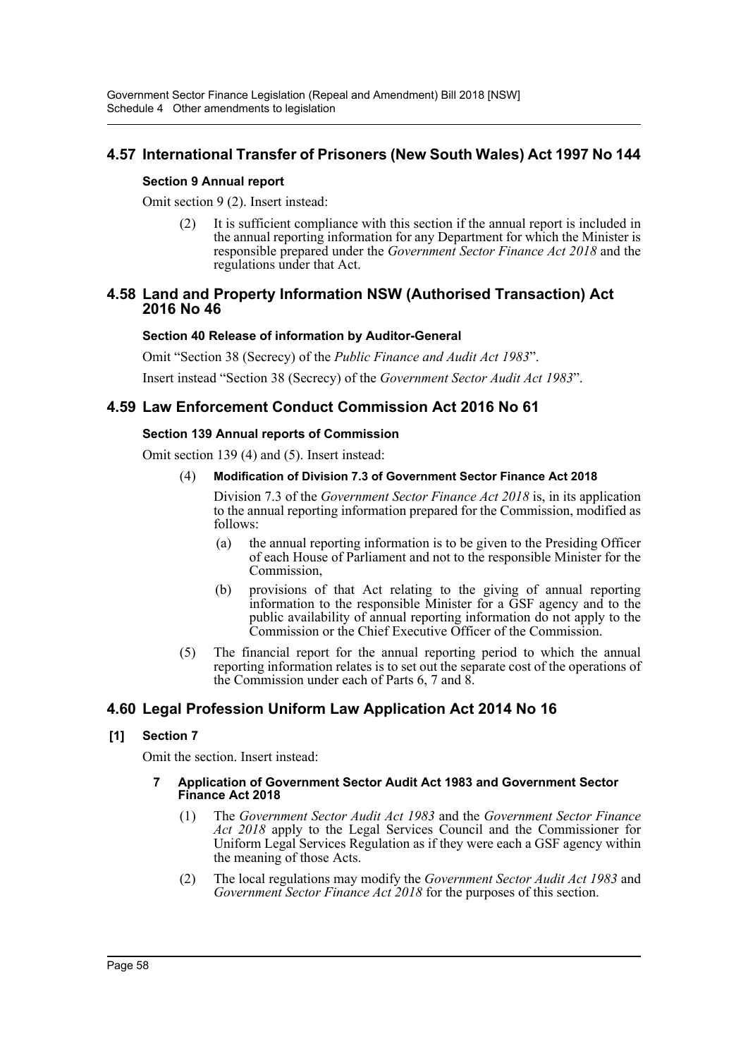## 4.57 International Transfer of Prisoners (New South Wales) Act 1997 No 144

**Section 9 Annual report**

Omit section 9 (2). Insert instead:

(2) It is sufficient compliance with this section if the annual report is included in the annual reporting information for any Department for which the Minister is responsible prepared under the *Government Sector Finance Act 2018* and the regulations under that Act.

## 4.58 Land and Property Information NSW (Authorised Transaction) Act 2016 No 46

**Section 40 Release of information by Auditor-General**

Omit "Section 38 (Secrecy) of the *Public Finance and Audit Act 1983*".

Insert instead "Section 38 (Secrecy) of the *Government Sector Audit Act 1983*".

## 4.59 Law Enforcement Conduct Commission Act 2016 No 61

**Section 139 Annual reports of Commission**

Omit section 139 (4) and (5). Insert instead:

(4) **Modification of Division 7.3 of Government Sector Finance Act 2018**

Division 7.3 of the *Government Sector Finance Act 2018* is, in its application to the annual reporting information prepared for the Commission, modified as follows:

(a) the annual reporting information is to be given to the Presiding Officer of each House of Parliament and not to the responsible Minister for the Commission,

(b) provisions of that Act relating to the giving of annual reporting information to the responsible Minister for a GSF agency and to the public availability of annual reporting information do not apply to the Commission or the Chief Executive Officer of the Commission.

(5) The financial report for the annual reporting period to which the annual reporting information relates is to set out the separate cost of the operations of the Commission under each of Parts 6, 7 and 8.

## 4.60 Legal Profession Uniform Law Application Act 2014 No 16

**[1] Section 7**

Omit the section. Insert instead:

**7 Application of Government Sector Audit Act 1983 and Government Sector Finance Act 2018**

(1) The *Government Sector Audit Act 1983* and the *Government Sector Finance Act 2018* apply to the Legal Services Council and the Commissioner for Uniform Legal Services Regulation as if they were each a GSF agency within the meaning of those Acts.

(2) The local regulations may modify the *Government Sector Audit Act 1983* and *Government Sector Finance Act 2018* for the purposes of this section.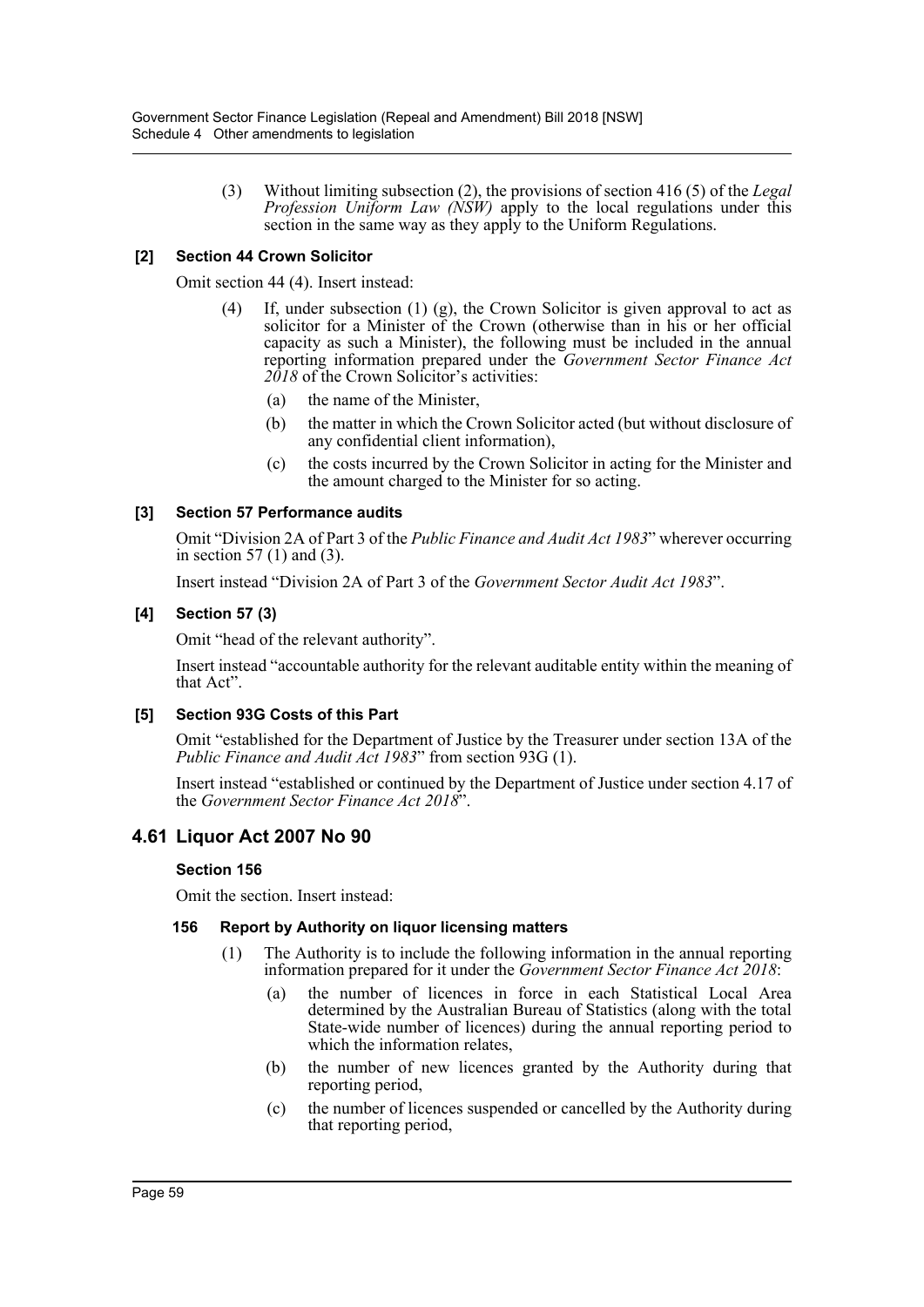(3) Without limiting subsection (2), the provisions of section 416 (5) of the *Legal Profession Uniform Law (NSW)* apply to the local regulations under this section in the same way as they apply to the Uniform Regulations.

### [2] Section 44 Crown Solicitor

Omit section 44 (4). Insert instead:

(4) If, under subsection (1) (g), the Crown Solicitor is given approval to act as solicitor for a Minister of the Crown (otherwise than in his or her official capacity as such a Minister), the following must be included in the annual reporting information prepared under the *Government Sector Finance Act 2018* of the Crown Solicitor's activities:

- (a) the name of the Minister,
- (b) the matter in which the Crown Solicitor acted (but without disclosure of any confidential client information),
- (c) the costs incurred by the Crown Solicitor in acting for the Minister and the amount charged to the Minister for so acting.

### [3] Section 57 Performance audits

Omit "Division 2A of Part 3 of the *Public Finance and Audit Act 1983*" wherever occurring in section 57 (1) and (3).

Insert instead "Division 2A of Part 3 of the *Government Sector Audit Act 1983*".

### [4] Section 57 (3)

Omit "head of the relevant authority".

Insert instead "accountable authority for the relevant auditable entity within the meaning of that Act".

### [5] Section 93G Costs of this Part

Omit "established for the Department of Justice by the Treasurer under section 13A of the *Public Finance and Audit Act 1983*" from section 93G (1).

Insert instead "established or continued by the Department of Justice under section 4.17 of the *Government Sector Finance Act 2018*".

## 4.61 Liquor Act 2007 No 90

### Section 156

Omit the section. Insert instead:

#### 156 Report by Authority on liquor licensing matters

(1) The Authority is to include the following information in the annual reporting information prepared for it under the *Government Sector Finance Act 2018*:

- (a) the number of licences in force in each Statistical Local Area determined by the Australian Bureau of Statistics (along with the total State-wide number of licences) during the annual reporting period to which the information relates,
- (b) the number of new licences granted by the Authority during that reporting period,
- (c) the number of licences suspended or cancelled by the Authority during that reporting period,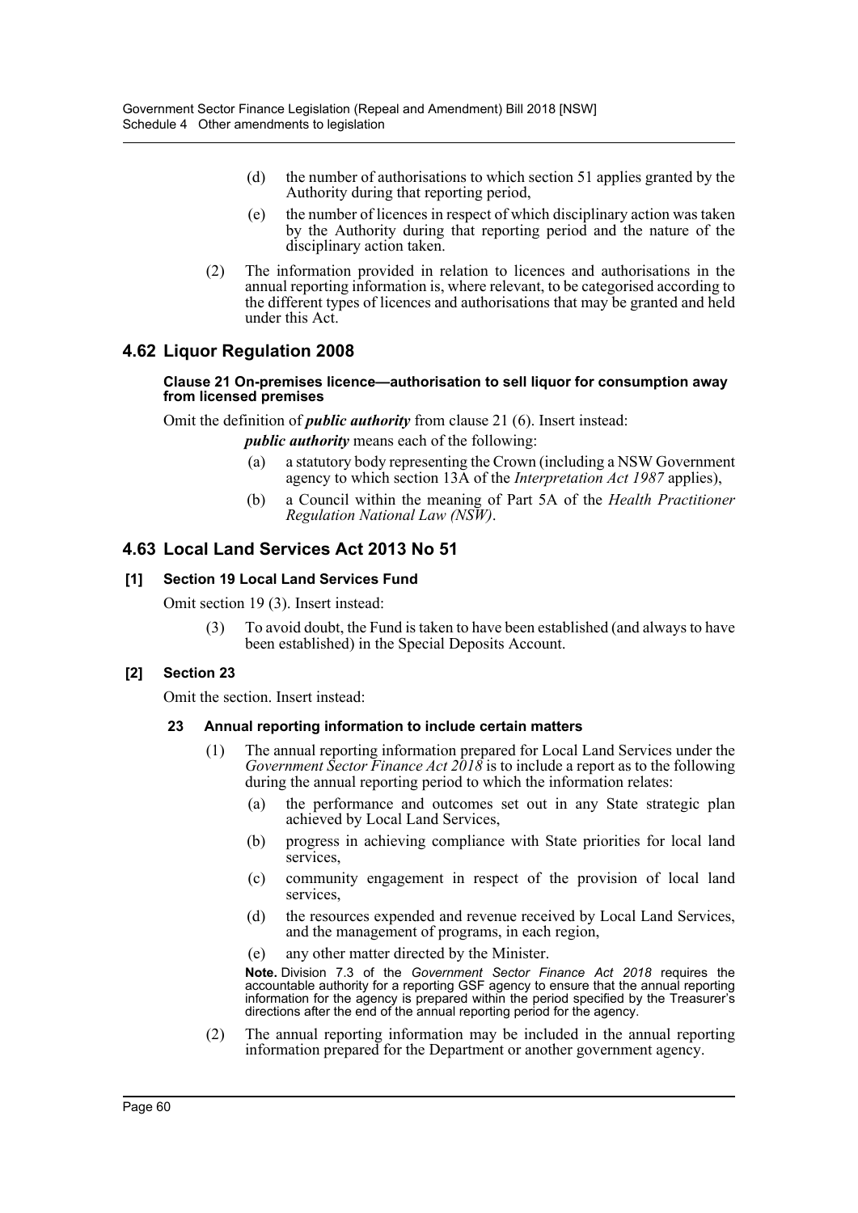(d) the number of authorisations to which section 51 applies granted by the Authority during that reporting period,

(e) the number of licences in respect of which disciplinary action was taken by the Authority during that reporting period and the nature of the disciplinary action taken.

(2) The information provided in relation to licences and authorisations in the annual reporting information is, where relevant, to be categorised according to the different types of licences and authorisations that may be granted and held under this Act.

## 4.62 Liquor Regulation 2008

#### Clause 21 On-premises licence—authorisation to sell liquor for consumption away from licensed premises

Omit the definition of ***public authority*** from clause 21 (6). Insert instead:

***public authority*** means each of the following:

(a) a statutory body representing the Crown (including a NSW Government agency to which section 13A of the *Interpretation Act 1987* applies),

(b) a Council within the meaning of Part 5A of the *Health Practitioner Regulation National Law (NSW)*.

## 4.63 Local Land Services Act 2013 No 51

#### [1] Section 19 Local Land Services Fund

Omit section 19 (3). Insert instead:

(3) To avoid doubt, the Fund is taken to have been established (and always to have been established) in the Special Deposits Account.

#### [2] Section 23

Omit the section. Insert instead:

**23 Annual reporting information to include certain matters**

(1) The annual reporting information prepared for Local Land Services under the *Government Sector Finance Act 2018* is to include a report as to the following during the annual reporting period to which the information relates:

(a) the performance and outcomes set out in any State strategic plan achieved by Local Land Services,

(b) progress in achieving compliance with State priorities for local land services,

(c) community engagement in respect of the provision of local land services,

(d) the resources expended and revenue received by Local Land Services, and the management of programs, in each region,

(e) any other matter directed by the Minister.

**Note.** Division 7.3 of the *Government Sector Finance Act 2018* requires the accountable authority for a reporting GSF agency to ensure that the annual reporting information for the agency is prepared within the period specified by the Treasurer's directions after the end of the annual reporting period for the agency.

(2) The annual reporting information may be included in the annual reporting information prepared for the Department or another government agency.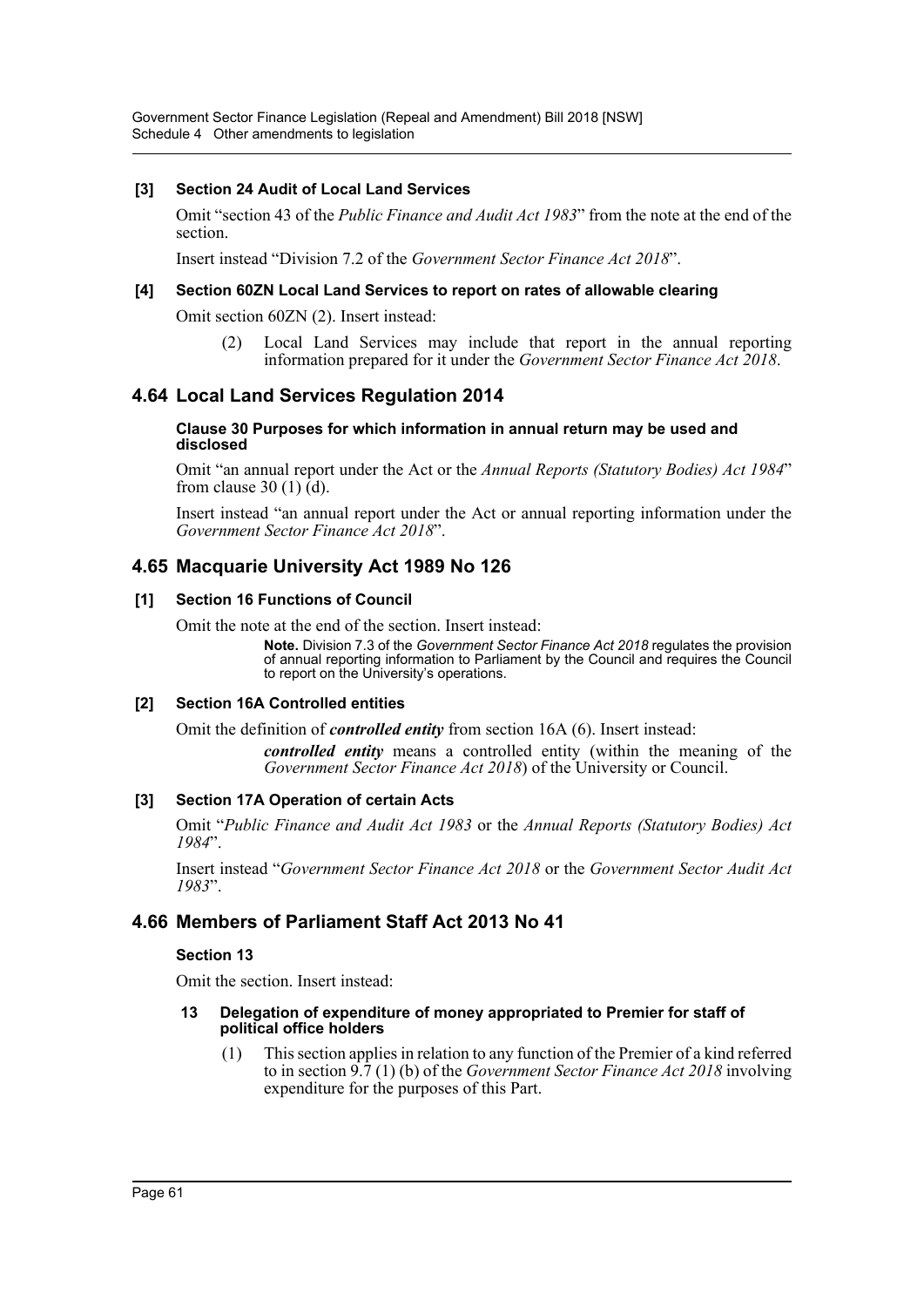#### [3] Section 24 Audit of Local Land Services

Omit "section 43 of the *Public Finance and Audit Act 1983*" from the note at the end of the section.

Insert instead "Division 7.2 of the *Government Sector Finance Act 2018*".

#### [4] Section 60ZN Local Land Services to report on rates of allowable clearing

Omit section 60ZN (2). Insert instead:

> (2) Local Land Services may include that report in the annual reporting information prepared for it under the *Government Sector Finance Act 2018*.

## 4.64 Local Land Services Regulation 2014

#### Clause 30 Purposes for which information in annual return may be used and disclosed

Omit "an annual report under the Act or the *Annual Reports (Statutory Bodies) Act 1984*" from clause 30 (1) (d).

Insert instead "an annual report under the Act or annual reporting information under the *Government Sector Finance Act 2018*".

## 4.65 Macquarie University Act 1989 No 126

#### [1] Section 16 Functions of Council

Omit the note at the end of the section. Insert instead:

> **Note.** Division 7.3 of the *Government Sector Finance Act 2018* regulates the provision of annual reporting information to Parliament by the Council and requires the Council to report on the University's operations.

#### [2] Section 16A Controlled entities

Omit the definition of ***controlled entity*** from section 16A (6). Insert instead:

> ***controlled entity*** means a controlled entity (within the meaning of the *Government Sector Finance Act 2018*) of the University or Council.

#### [3] Section 17A Operation of certain Acts

Omit "*Public Finance and Audit Act 1983* or the *Annual Reports (Statutory Bodies) Act 1984*".

Insert instead "*Government Sector Finance Act 2018* or the *Government Sector Audit Act 1983*".

## 4.66 Members of Parliament Staff Act 2013 No 41

#### Section 13

Omit the section. Insert instead:

> **13 Delegation of expenditure of money appropriated to Premier for staff of political office holders**
>
> (1) This section applies in relation to any function of the Premier of a kind referred to in section 9.7 (1) (b) of the *Government Sector Finance Act 2018* involving expenditure for the purposes of this Part.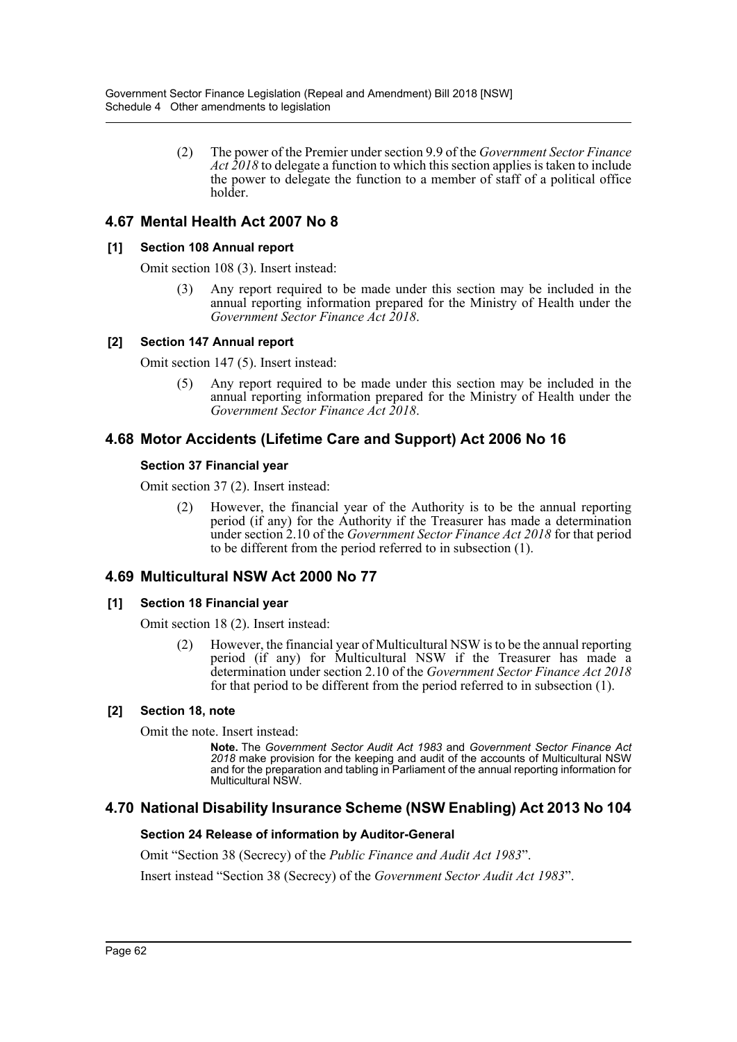(2) The power of the Premier under section 9.9 of the *Government Sector Finance Act 2018* to delegate a function to which this section applies is taken to include the power to delegate the function to a member of staff of a political office holder.

## 4.67 Mental Health Act 2007 No 8

### [1] Section 108 Annual report

Omit section 108 (3). Insert instead:

> (3) Any report required to be made under this section may be included in the annual reporting information prepared for the Ministry of Health under the *Government Sector Finance Act 2018*.

### [2] Section 147 Annual report

Omit section 147 (5). Insert instead:

> (5) Any report required to be made under this section may be included in the annual reporting information prepared for the Ministry of Health under the *Government Sector Finance Act 2018*.

## 4.68 Motor Accidents (Lifetime Care and Support) Act 2006 No 16

### Section 37 Financial year

Omit section 37 (2). Insert instead:

> (2) However, the financial year of the Authority is to be the annual reporting period (if any) for the Authority if the Treasurer has made a determination under section 2.10 of the *Government Sector Finance Act 2018* for that period to be different from the period referred to in subsection (1).

## 4.69 Multicultural NSW Act 2000 No 77

### [1] Section 18 Financial year

Omit section 18 (2). Insert instead:

> (2) However, the financial year of Multicultural NSW is to be the annual reporting period (if any) for Multicultural NSW if the Treasurer has made a determination under section 2.10 of the *Government Sector Finance Act 2018* for that period to be different from the period referred to in subsection (1).

### [2] Section 18, note

Omit the note. Insert instead:

> **Note.** The *Government Sector Audit Act 1983* and *Government Sector Finance Act 2018* make provision for the keeping and audit of the accounts of Multicultural NSW and for the preparation and tabling in Parliament of the annual reporting information for Multicultural NSW.

## 4.70 National Disability Insurance Scheme (NSW Enabling) Act 2013 No 104

### Section 24 Release of information by Auditor-General

Omit "Section 38 (Secrecy) of the *Public Finance and Audit Act 1983*".

Insert instead "Section 38 (Secrecy) of the *Government Sector Audit Act 1983*".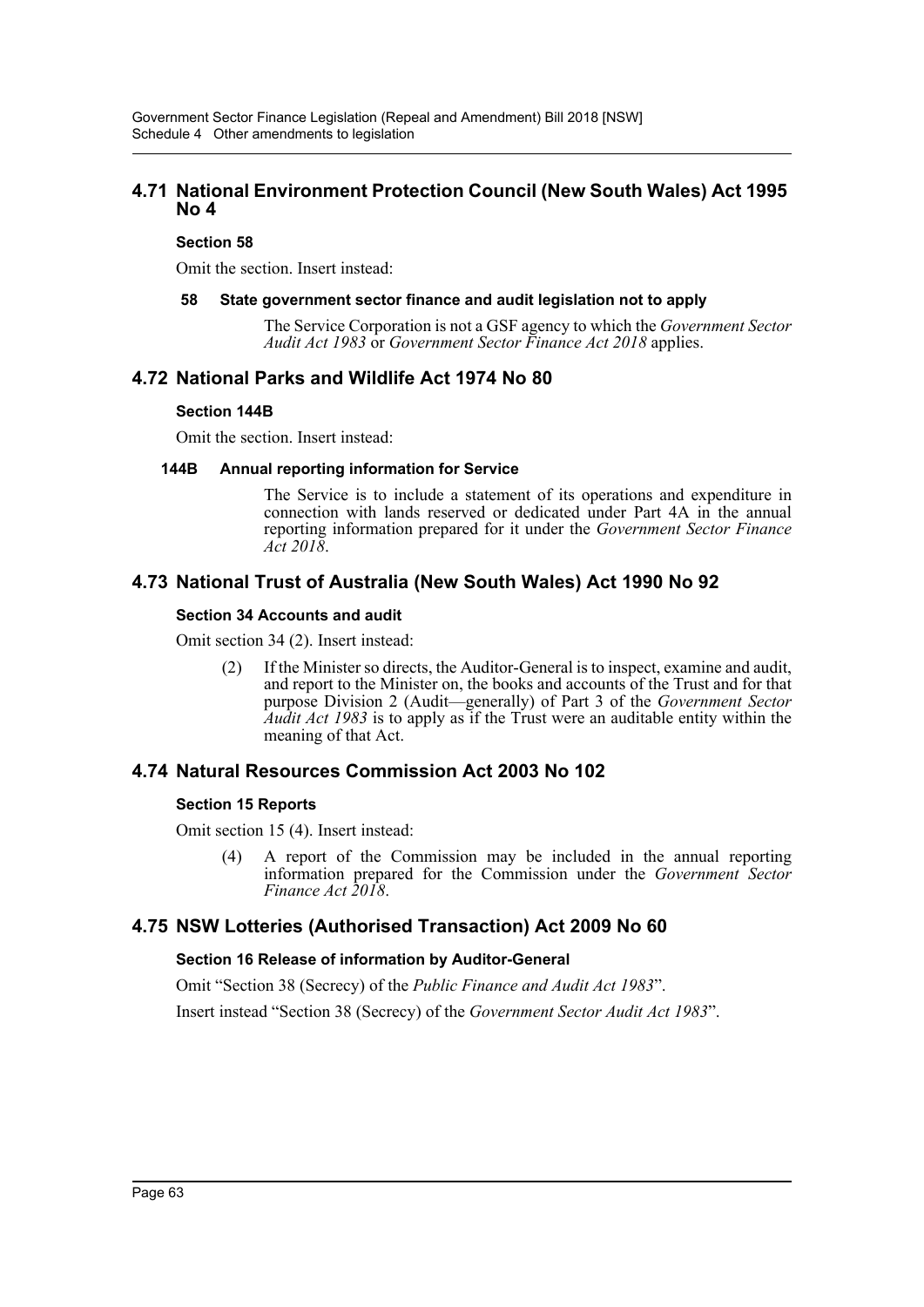## 4.71 National Environment Protection Council (New South Wales) Act 1995 No 4

### Section 58

Omit the section. Insert instead:

**58 State government sector finance and audit legislation not to apply**

The Service Corporation is not a GSF agency to which the *Government Sector Audit Act 1983* or *Government Sector Finance Act 2018* applies.

## 4.72 National Parks and Wildlife Act 1974 No 80

### Section 144B

Omit the section. Insert instead:

**144B Annual reporting information for Service**

The Service is to include a statement of its operations and expenditure in connection with lands reserved or dedicated under Part 4A in the annual reporting information prepared for it under the *Government Sector Finance Act 2018*.

## 4.73 National Trust of Australia (New South Wales) Act 1990 No 92

### Section 34 Accounts and audit

Omit section 34 (2). Insert instead:

(2) If the Minister so directs, the Auditor-General is to inspect, examine and audit, and report to the Minister on, the books and accounts of the Trust and for that purpose Division 2 (Audit—generally) of Part 3 of the *Government Sector Audit Act 1983* is to apply as if the Trust were an auditable entity within the meaning of that Act.

## 4.74 Natural Resources Commission Act 2003 No 102

### Section 15 Reports

Omit section 15 (4). Insert instead:

(4) A report of the Commission may be included in the annual reporting information prepared for the Commission under the *Government Sector Finance Act 2018*.

## 4.75 NSW Lotteries (Authorised Transaction) Act 2009 No 60

### Section 16 Release of information by Auditor-General

Omit "Section 38 (Secrecy) of the *Public Finance and Audit Act 1983*".

Insert instead "Section 38 (Secrecy) of the *Government Sector Audit Act 1983*".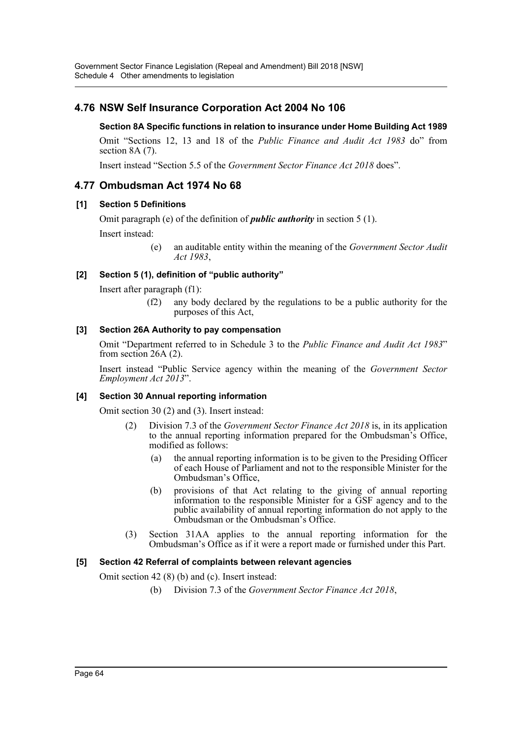## 4.76 NSW Self Insurance Corporation Act 2004 No 106

**Section 8A Specific functions in relation to insurance under Home Building Act 1989**

Omit "Sections 12, 13 and 18 of the *Public Finance and Audit Act 1983* do" from section 8A (7).

Insert instead "Section 5.5 of the *Government Sector Finance Act 2018* does".

## 4.77 Ombudsman Act 1974 No 68

**[1] Section 5 Definitions**

Omit paragraph (e) of the definition of ***public authority*** in section 5 (1).

Insert instead:

(e) an auditable entity within the meaning of the *Government Sector Audit Act 1983*,

**[2] Section 5 (1), definition of "public authority"**

Insert after paragraph (f1):

(f2) any body declared by the regulations to be a public authority for the purposes of this Act,

**[3] Section 26A Authority to pay compensation**

Omit "Department referred to in Schedule 3 to the *Public Finance and Audit Act 1983*" from section 26A (2).

Insert instead "Public Service agency within the meaning of the *Government Sector Employment Act 2013*".

**[4] Section 30 Annual reporting information**

Omit section 30 (2) and (3). Insert instead:

(2) Division 7.3 of the *Government Sector Finance Act 2018* is, in its application to the annual reporting information prepared for the Ombudsman's Office, modified as follows:

(a) the annual reporting information is to be given to the Presiding Officer of each House of Parliament and not to the responsible Minister for the Ombudsman's Office,

(b) provisions of that Act relating to the giving of annual reporting information to the responsible Minister for a GSF agency and to the public availability of annual reporting information do not apply to the Ombudsman or the Ombudsman's Office.

(3) Section 31AA applies to the annual reporting information for the Ombudsman's Office as if it were a report made or furnished under this Part.

**[5] Section 42 Referral of complaints between relevant agencies**

Omit section 42 (8) (b) and (c). Insert instead:

(b) Division 7.3 of the *Government Sector Finance Act 2018*,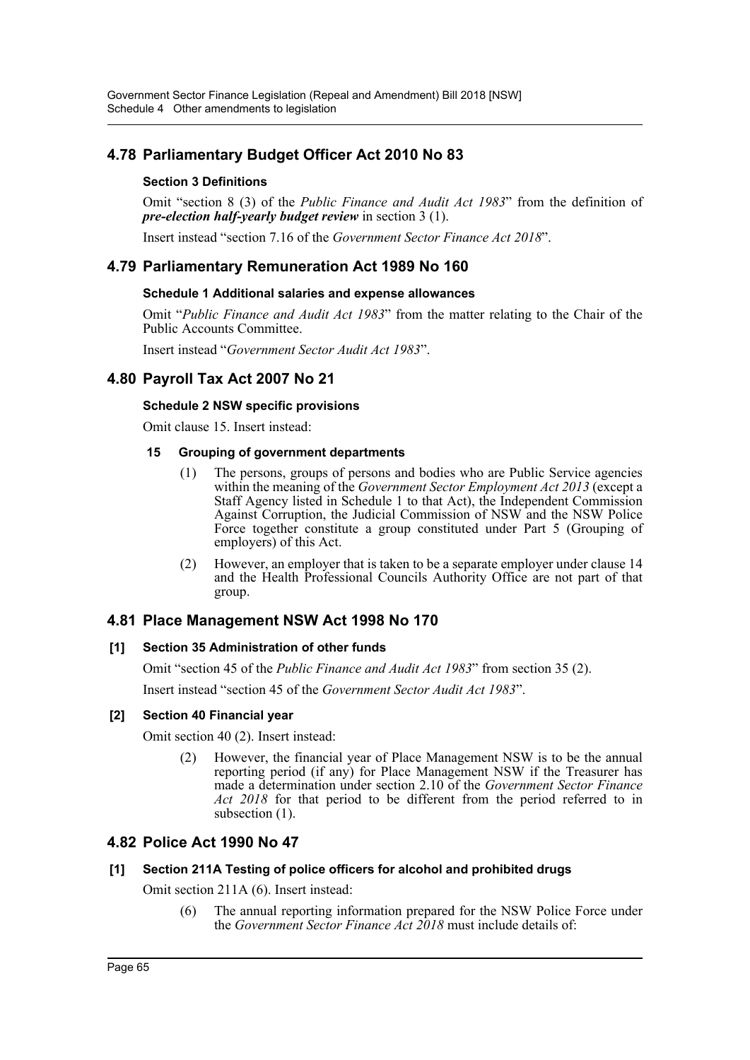## 4.78 Parliamentary Budget Officer Act 2010 No 83

### Section 3 Definitions

Omit "section 8 (3) of the *Public Finance and Audit Act 1983*" from the definition of ***pre-election half-yearly budget review*** in section 3 (1).

Insert instead "section 7.16 of the *Government Sector Finance Act 2018*".

## 4.79 Parliamentary Remuneration Act 1989 No 160

### Schedule 1 Additional salaries and expense allowances

Omit "*Public Finance and Audit Act 1983*" from the matter relating to the Chair of the Public Accounts Committee.

Insert instead "*Government Sector Audit Act 1983*".

## 4.80 Payroll Tax Act 2007 No 21

### Schedule 2 NSW specific provisions

Omit clause 15. Insert instead:

**15 Grouping of government departments**

(1) The persons, groups of persons and bodies who are Public Service agencies within the meaning of the *Government Sector Employment Act 2013* (except a Staff Agency listed in Schedule 1 to that Act), the Independent Commission Against Corruption, the Judicial Commission of NSW and the NSW Police Force together constitute a group constituted under Part 5 (Grouping of employers) of this Act.

(2) However, an employer that is taken to be a separate employer under clause 14 and the Health Professional Councils Authority Office are not part of that group.

## 4.81 Place Management NSW Act 1998 No 170

### [1] Section 35 Administration of other funds

Omit "section 45 of the *Public Finance and Audit Act 1983*" from section 35 (2).

Insert instead "section 45 of the *Government Sector Audit Act 1983*".

### [2] Section 40 Financial year

Omit section 40 (2). Insert instead:

(2) However, the financial year of Place Management NSW is to be the annual reporting period (if any) for Place Management NSW if the Treasurer has made a determination under section 2.10 of the *Government Sector Finance Act 2018* for that period to be different from the period referred to in subsection (1).

## 4.82 Police Act 1990 No 47

### [1] Section 211A Testing of police officers for alcohol and prohibited drugs

Omit section 211A (6). Insert instead:

(6) The annual reporting information prepared for the NSW Police Force under the *Government Sector Finance Act 2018* must include details of: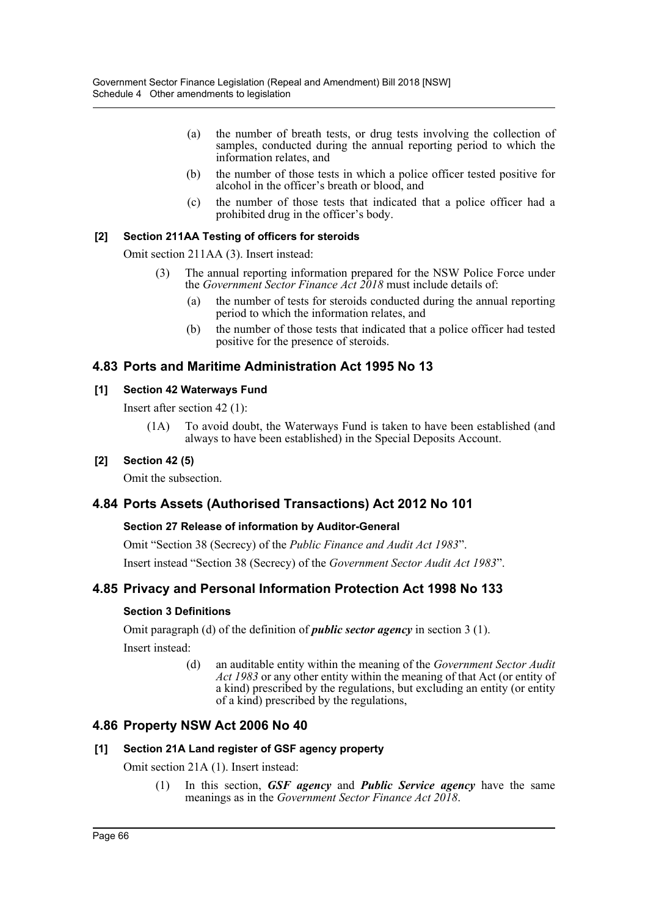(a) the number of breath tests, or drug tests involving the collection of samples, conducted during the annual reporting period to which the information relates, and

(b) the number of those tests in which a police officer tested positive for alcohol in the officer's breath or blood, and

(c) the number of those tests that indicated that a police officer had a prohibited drug in the officer's body.

#### [2] Section 211AA Testing of officers for steroids

Omit section 211AA (3). Insert instead:

(3) The annual reporting information prepared for the NSW Police Force under the *Government Sector Finance Act 2018* must include details of:

(a) the number of tests for steroids conducted during the annual reporting period to which the information relates, and

(b) the number of those tests that indicated that a police officer had tested positive for the presence of steroids.

## 4.83 Ports and Maritime Administration Act 1995 No 13

#### [1] Section 42 Waterways Fund

Insert after section 42 (1):

(1A) To avoid doubt, the Waterways Fund is taken to have been established (and always to have been established) in the Special Deposits Account.

#### [2] Section 42 (5)

Omit the subsection.

## 4.84 Ports Assets (Authorised Transactions) Act 2012 No 101

#### Section 27 Release of information by Auditor-General

Omit "Section 38 (Secrecy) of the *Public Finance and Audit Act 1983*".

Insert instead "Section 38 (Secrecy) of the *Government Sector Audit Act 1983*".

## 4.85 Privacy and Personal Information Protection Act 1998 No 133

#### Section 3 Definitions

Omit paragraph (d) of the definition of ***public sector agency*** in section 3 (1).

Insert instead:

(d) an auditable entity within the meaning of the *Government Sector Audit Act 1983* or any other entity within the meaning of that Act (or entity of a kind) prescribed by the regulations, but excluding an entity (or entity of a kind) prescribed by the regulations,

## 4.86 Property NSW Act 2006 No 40

#### [1] Section 21A Land register of GSF agency property

Omit section 21A (1). Insert instead:

(1) In this section, ***GSF agency*** and ***Public Service agency*** have the same meanings as in the *Government Sector Finance Act 2018*.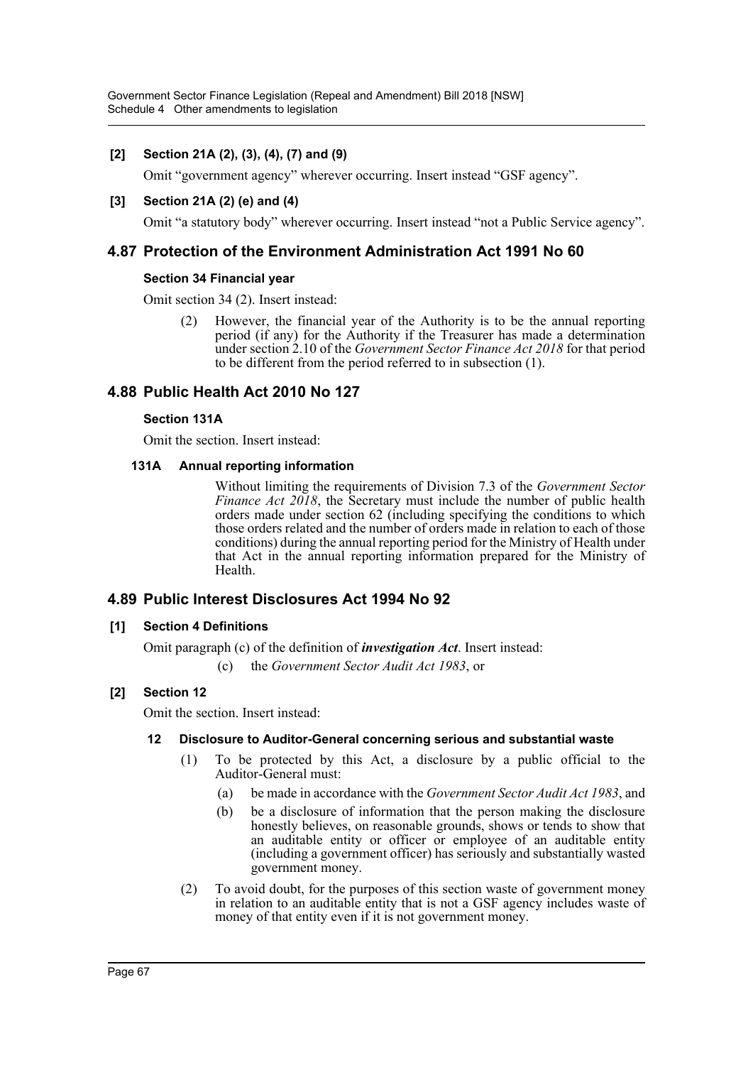**[2] Section 21A (2), (3), (4), (7) and (9)**

Omit "government agency" wherever occurring. Insert instead "GSF agency".

**[3] Section 21A (2) (e) and (4)**

Omit "a statutory body" wherever occurring. Insert instead "not a Public Service agency".

## 4.87 Protection of the Environment Administration Act 1991 No 60

**Section 34 Financial year**

Omit section 34 (2). Insert instead:

> (2) However, the financial year of the Authority is to be the annual reporting period (if any) for the Authority if the Treasurer has made a determination under section 2.10 of the *Government Sector Finance Act 2018* for that period to be different from the period referred to in subsection (1).

## 4.88 Public Health Act 2010 No 127

**Section 131A**

Omit the section. Insert instead:

> **131A Annual reporting information**
>
> Without limiting the requirements of Division 7.3 of the *Government Sector Finance Act 2018*, the Secretary must include the number of public health orders made under section 62 (including specifying the conditions to which those orders related and the number of orders made in relation to each of those conditions) during the annual reporting period for the Ministry of Health under that Act in the annual reporting information prepared for the Ministry of Health.

## 4.89 Public Interest Disclosures Act 1994 No 92

**[1] Section 4 Definitions**

Omit paragraph (c) of the definition of ***investigation Act***. Insert instead:

> (c) the *Government Sector Audit Act 1983*, or

**[2] Section 12**

Omit the section. Insert instead:

> **12 Disclosure to Auditor-General concerning serious and substantial waste**
>
> (1) To be protected by this Act, a disclosure by a public official to the Auditor-General must:
>
> (a) be made in accordance with the *Government Sector Audit Act 1983*, and
>
> (b) be a disclosure of information that the person making the disclosure honestly believes, on reasonable grounds, shows or tends to show that an auditable entity or officer or employee of an auditable entity (including a government officer) has seriously and substantially wasted government money.
>
> (2) To avoid doubt, for the purposes of this section waste of government money in relation to an auditable entity that is not a GSF agency includes waste of money of that entity even if it is not government money.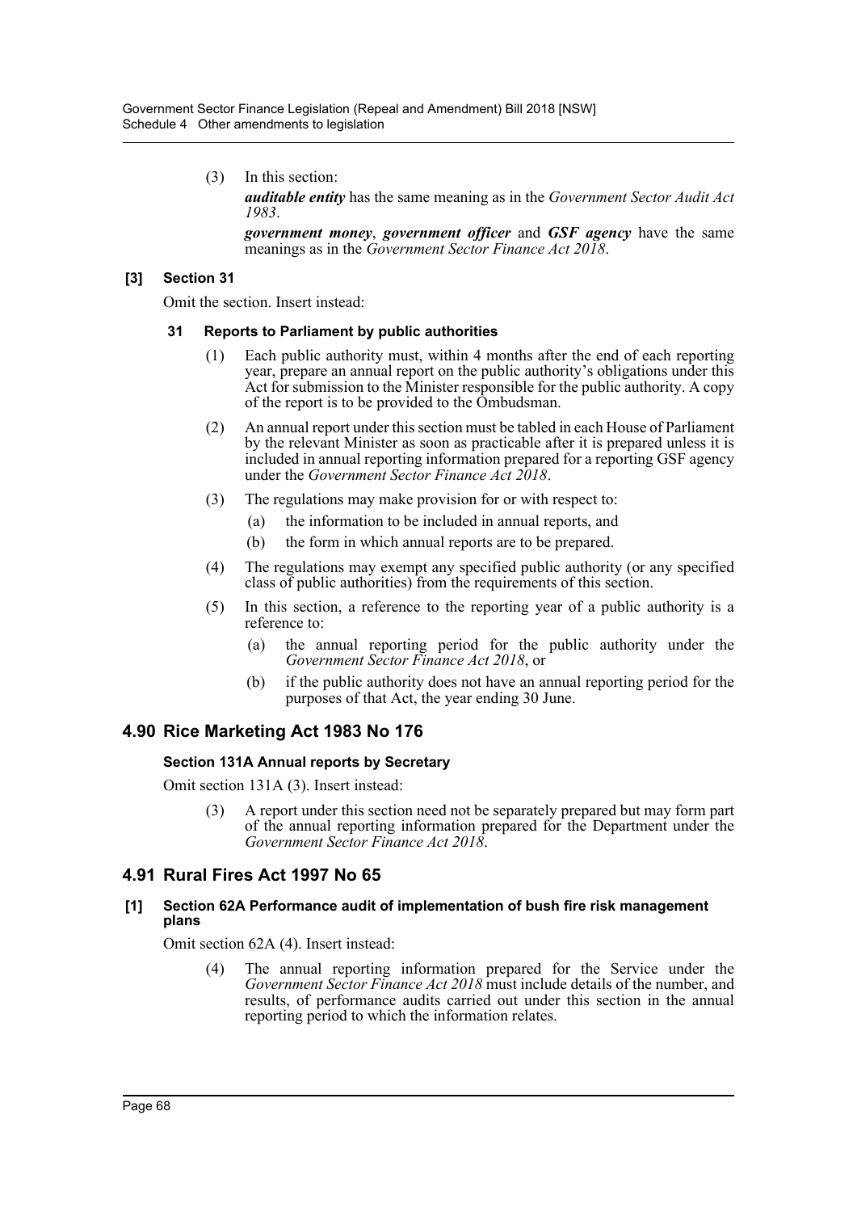(3) In this section:

***auditable entity*** has the same meaning as in the *Government Sector Audit Act 1983*.

***government money***, ***government officer*** and ***GSF agency*** have the same meanings as in the *Government Sector Finance Act 2018*.

**[3] Section 31**

Omit the section. Insert instead:

**31 Reports to Parliament by public authorities**

(1) Each public authority must, within 4 months after the end of each reporting year, prepare an annual report on the public authority's obligations under this Act for submission to the Minister responsible for the public authority. A copy of the report is to be provided to the Ombudsman.

(2) An annual report under this section must be tabled in each House of Parliament by the relevant Minister as soon as practicable after it is prepared unless it is included in annual reporting information prepared for a reporting GSF agency under the *Government Sector Finance Act 2018*.

(3) The regulations may make provision for or with respect to:

(a) the information to be included in annual reports, and

(b) the form in which annual reports are to be prepared.

(4) The regulations may exempt any specified public authority (or any specified class of public authorities) from the requirements of this section.

(5) In this section, a reference to the reporting year of a public authority is a reference to:

(a) the annual reporting period for the public authority under the *Government Sector Finance Act 2018*, or

(b) if the public authority does not have an annual reporting period for the purposes of that Act, the year ending 30 June.

## 4.90 Rice Marketing Act 1983 No 176

**Section 131A Annual reports by Secretary**

Omit section 131A (3). Insert instead:

(3) A report under this section need not be separately prepared but may form part of the annual reporting information prepared for the Department under the *Government Sector Finance Act 2018*.

## 4.91 Rural Fires Act 1997 No 65

**[1] Section 62A Performance audit of implementation of bush fire risk management plans**

Omit section 62A (4). Insert instead:

(4) The annual reporting information prepared for the Service under the *Government Sector Finance Act 2018* must include details of the number, and results, of performance audits carried out under this section in the annual reporting period to which the information relates.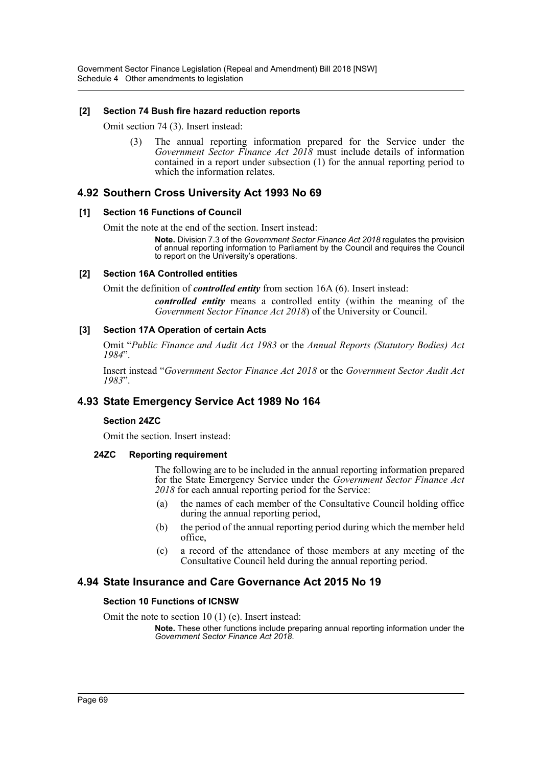#### [2] Section 74 Bush fire hazard reduction reports

Omit section 74 (3). Insert instead:

> (3) The annual reporting information prepared for the Service under the *Government Sector Finance Act 2018* must include details of information contained in a report under subsection (1) for the annual reporting period to which the information relates.

## 4.92 Southern Cross University Act 1993 No 69

#### [1] Section 16 Functions of Council

Omit the note at the end of the section. Insert instead:

> **Note.** Division 7.3 of the *Government Sector Finance Act 2018* regulates the provision of annual reporting information to Parliament by the Council and requires the Council to report on the University's operations.

#### [2] Section 16A Controlled entities

Omit the definition of ***controlled entity*** from section 16A (6). Insert instead:

> ***controlled entity*** means a controlled entity (within the meaning of the *Government Sector Finance Act 2018*) of the University or Council.

#### [3] Section 17A Operation of certain Acts

Omit "*Public Finance and Audit Act 1983* or the *Annual Reports (Statutory Bodies) Act 1984*".

Insert instead "*Government Sector Finance Act 2018* or the *Government Sector Audit Act 1983*".

## 4.93 State Emergency Service Act 1989 No 164

#### Section 24ZC

Omit the section. Insert instead:

#### 24ZC Reporting requirement

> The following are to be included in the annual reporting information prepared for the State Emergency Service under the *Government Sector Finance Act 2018* for each annual reporting period for the Service:
>
> (a) the names of each member of the Consultative Council holding office during the annual reporting period,
>
> (b) the period of the annual reporting period during which the member held office,
>
> (c) a record of the attendance of those members at any meeting of the Consultative Council held during the annual reporting period.

## 4.94 State Insurance and Care Governance Act 2015 No 19

#### Section 10 Functions of ICNSW

Omit the note to section 10 (1) (e). Insert instead:

> **Note.** These other functions include preparing annual reporting information under the *Government Sector Finance Act 2018*.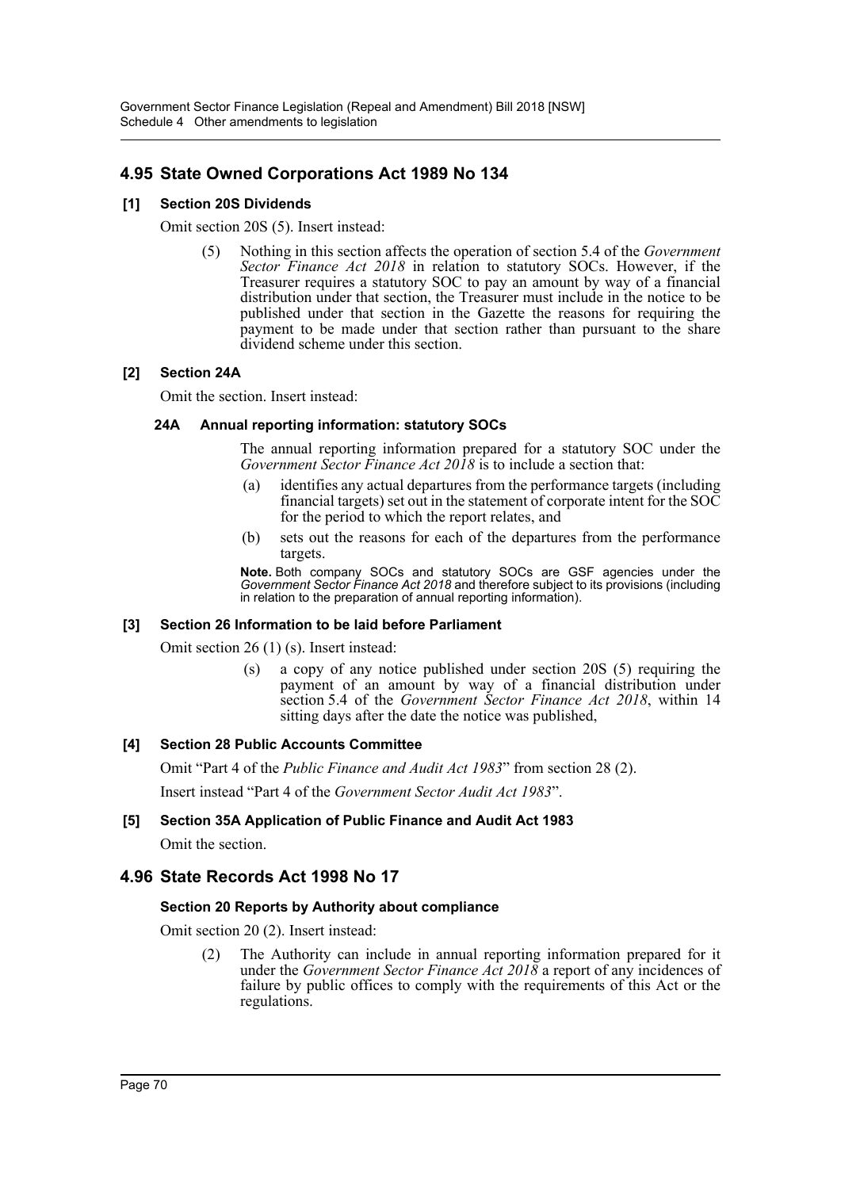## 4.95 State Owned Corporations Act 1989 No 134

### [1] Section 20S Dividends

Omit section 20S (5). Insert instead:

> (5) Nothing in this section affects the operation of section 5.4 of the *Government Sector Finance Act 2018* in relation to statutory SOCs. However, if the Treasurer requires a statutory SOC to pay an amount by way of a financial distribution under that section, the Treasurer must include in the notice to be published under that section in the Gazette the reasons for requiring the payment to be made under that section rather than pursuant to the share dividend scheme under this section.

### [2] Section 24A

Omit the section. Insert instead:

> **24A Annual reporting information: statutory SOCs**
>
> The annual reporting information prepared for a statutory SOC under the *Government Sector Finance Act 2018* is to include a section that:
>
> (a) identifies any actual departures from the performance targets (including financial targets) set out in the statement of corporate intent for the SOC for the period to which the report relates, and
>
> (b) sets out the reasons for each of the departures from the performance targets.
>
> **Note.** Both company SOCs and statutory SOCs are GSF agencies under the *Government Sector Finance Act 2018* and therefore subject to its provisions (including in relation to the preparation of annual reporting information).

### [3] Section 26 Information to be laid before Parliament

Omit section 26 (1) (s). Insert instead:

> (s) a copy of any notice published under section 20S (5) requiring the payment of an amount by way of a financial distribution under section 5.4 of the *Government Sector Finance Act 2018*, within 14 sitting days after the date the notice was published,

### [4] Section 28 Public Accounts Committee

Omit "Part 4 of the *Public Finance and Audit Act 1983*" from section 28 (2).

Insert instead "Part 4 of the *Government Sector Audit Act 1983*".

### [5] Section 35A Application of Public Finance and Audit Act 1983

Omit the section.

## 4.96 State Records Act 1998 No 17

### Section 20 Reports by Authority about compliance

Omit section 20 (2). Insert instead:

> (2) The Authority can include in annual reporting information prepared for it under the *Government Sector Finance Act 2018* a report of any incidences of failure by public offices to comply with the requirements of this Act or the regulations.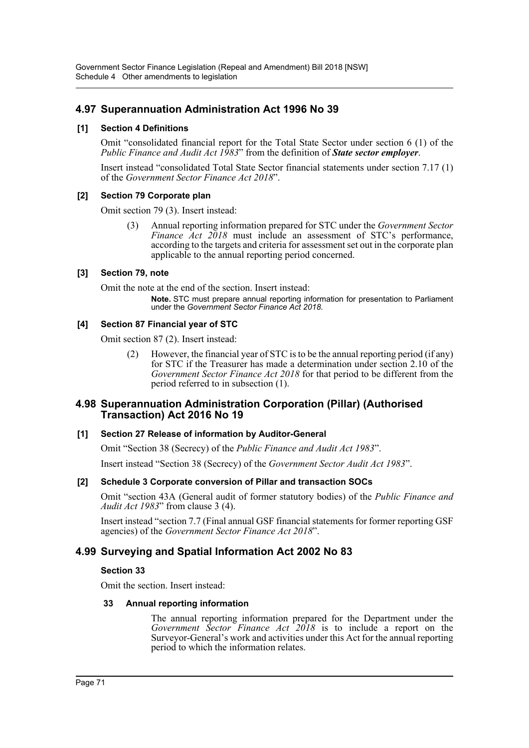## 4.97 Superannuation Administration Act 1996 No 39

### [1] Section 4 Definitions

Omit "consolidated financial report for the Total State Sector under section 6 (1) of the *Public Finance and Audit Act 1983*" from the definition of ***State sector employer***.

Insert instead "consolidated Total State Sector financial statements under section 7.17 (1) of the *Government Sector Finance Act 2018*".

### [2] Section 79 Corporate plan

Omit section 79 (3). Insert instead:

> (3) Annual reporting information prepared for STC under the *Government Sector Finance Act 2018* must include an assessment of STC's performance, according to the targets and criteria for assessment set out in the corporate plan applicable to the annual reporting period concerned.

### [3] Section 79, note

Omit the note at the end of the section. Insert instead:

> **Note.** STC must prepare annual reporting information for presentation to Parliament under the *Government Sector Finance Act 2018*.

### [4] Section 87 Financial year of STC

Omit section 87 (2). Insert instead:

> (2) However, the financial year of STC is to be the annual reporting period (if any) for STC if the Treasurer has made a determination under section 2.10 of the *Government Sector Finance Act 2018* for that period to be different from the period referred to in subsection (1).

## 4.98 Superannuation Administration Corporation (Pillar) (Authorised Transaction) Act 2016 No 19

### [1] Section 27 Release of information by Auditor-General

Omit "Section 38 (Secrecy) of the *Public Finance and Audit Act 1983*".

Insert instead "Section 38 (Secrecy) of the *Government Sector Audit Act 1983*".

### [2] Schedule 3 Corporate conversion of Pillar and transaction SOCs

Omit "section 43A (General audit of former statutory bodies) of the *Public Finance and Audit Act 1983*" from clause 3 (4).

Insert instead "section 7.7 (Final annual GSF financial statements for former reporting GSF agencies) of the *Government Sector Finance Act 2018*".

## 4.99 Surveying and Spatial Information Act 2002 No 83

### Section 33

Omit the section. Insert instead:

> **33 Annual reporting information**
>
> The annual reporting information prepared for the Department under the *Government Sector Finance Act 2018* is to include a report on the Surveyor-General's work and activities under this Act for the annual reporting period to which the information relates.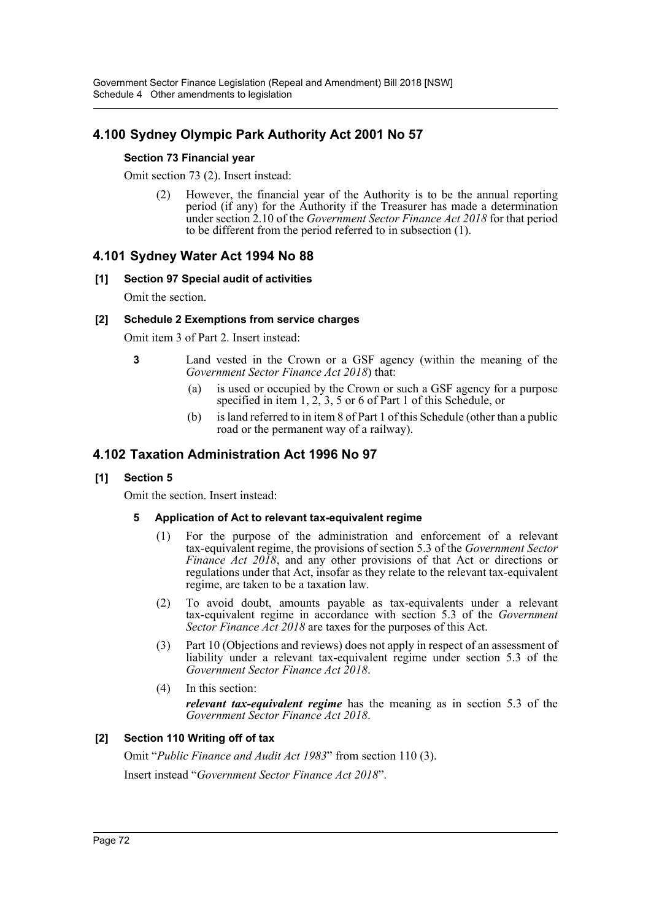## 4.100 Sydney Olympic Park Authority Act 2001 No 57

### Section 73 Financial year

Omit section 73 (2). Insert instead:

> (2) However, the financial year of the Authority is to be the annual reporting period (if any) for the Authority if the Treasurer has made a determination under section 2.10 of the *Government Sector Finance Act 2018* for that period to be different from the period referred to in subsection (1).

## 4.101 Sydney Water Act 1994 No 88

### [1] Section 97 Special audit of activities

Omit the section.

### [2] Schedule 2 Exemptions from service charges

Omit item 3 of Part 2. Insert instead:

> **3** Land vested in the Crown or a GSF agency (within the meaning of the *Government Sector Finance Act 2018*) that:
>
> (a) is used or occupied by the Crown or such a GSF agency for a purpose specified in item 1, 2, 3, 5 or 6 of Part 1 of this Schedule, or
>
> (b) is land referred to in item 8 of Part 1 of this Schedule (other than a public road or the permanent way of a railway).

## 4.102 Taxation Administration Act 1996 No 97

### [1] Section 5

Omit the section. Insert instead:

> **5 Application of Act to relevant tax-equivalent regime**
>
> (1) For the purpose of the administration and enforcement of a relevant tax-equivalent regime, the provisions of section 5.3 of the *Government Sector Finance Act 2018*, and any other provisions of that Act or directions or regulations under that Act, insofar as they relate to the relevant tax-equivalent regime, are taken to be a taxation law.
>
> (2) To avoid doubt, amounts payable as tax-equivalents under a relevant tax-equivalent regime in accordance with section 5.3 of the *Government Sector Finance Act 2018* are taxes for the purposes of this Act.
>
> (3) Part 10 (Objections and reviews) does not apply in respect of an assessment of liability under a relevant tax-equivalent regime under section 5.3 of the *Government Sector Finance Act 2018*.
>
> (4) In this section:
>
> ***relevant tax-equivalent regime*** has the meaning as in section 5.3 of the *Government Sector Finance Act 2018*.

### [2] Section 110 Writing off of tax

Omit "*Public Finance and Audit Act 1983*" from section 110 (3).

Insert instead "*Government Sector Finance Act 2018*".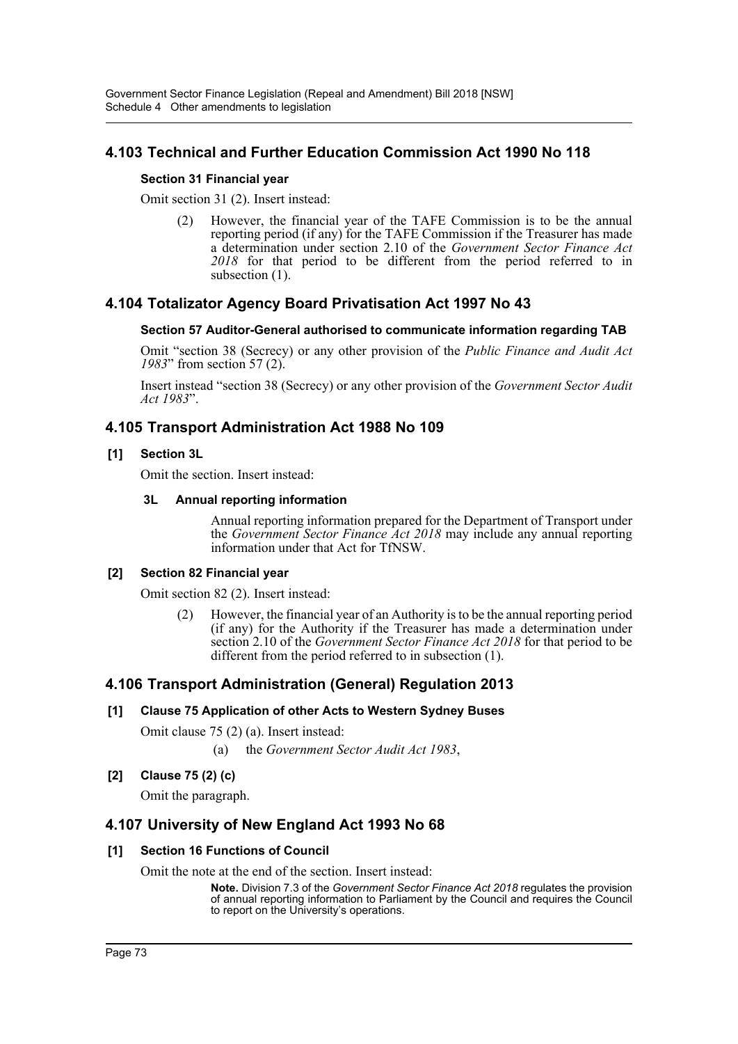## 4.103 Technical and Further Education Commission Act 1990 No 118

### Section 31 Financial year

Omit section 31 (2). Insert instead:

> (2) However, the financial year of the TAFE Commission is to be the annual reporting period (if any) for the TAFE Commission if the Treasurer has made a determination under section 2.10 of the *Government Sector Finance Act 2018* for that period to be different from the period referred to in subsection (1).

## 4.104 Totalizator Agency Board Privatisation Act 1997 No 43

### Section 57 Auditor-General authorised to communicate information regarding TAB

Omit "section 38 (Secrecy) or any other provision of the *Public Finance and Audit Act 1983*" from section 57 (2).

Insert instead "section 38 (Secrecy) or any other provision of the *Government Sector Audit Act 1983*".

## 4.105 Transport Administration Act 1988 No 109

### [1] Section 3L

Omit the section. Insert instead:

> **3L Annual reporting information**
>
> Annual reporting information prepared for the Department of Transport under the *Government Sector Finance Act 2018* may include any annual reporting information under that Act for TfNSW.

### [2] Section 82 Financial year

Omit section 82 (2). Insert instead:

> (2) However, the financial year of an Authority is to be the annual reporting period (if any) for the Authority if the Treasurer has made a determination under section 2.10 of the *Government Sector Finance Act 2018* for that period to be different from the period referred to in subsection (1).

## 4.106 Transport Administration (General) Regulation 2013

### [1] Clause 75 Application of other Acts to Western Sydney Buses

Omit clause 75 (2) (a). Insert instead:

> (a) the *Government Sector Audit Act 1983*,

### [2] Clause 75 (2) (c)

Omit the paragraph.

## 4.107 University of New England Act 1993 No 68

### [1] Section 16 Functions of Council

Omit the note at the end of the section. Insert instead:

> **Note.** Division 7.3 of the *Government Sector Finance Act 2018* regulates the provision of annual reporting information to Parliament by the Council and requires the Council to report on the University's operations.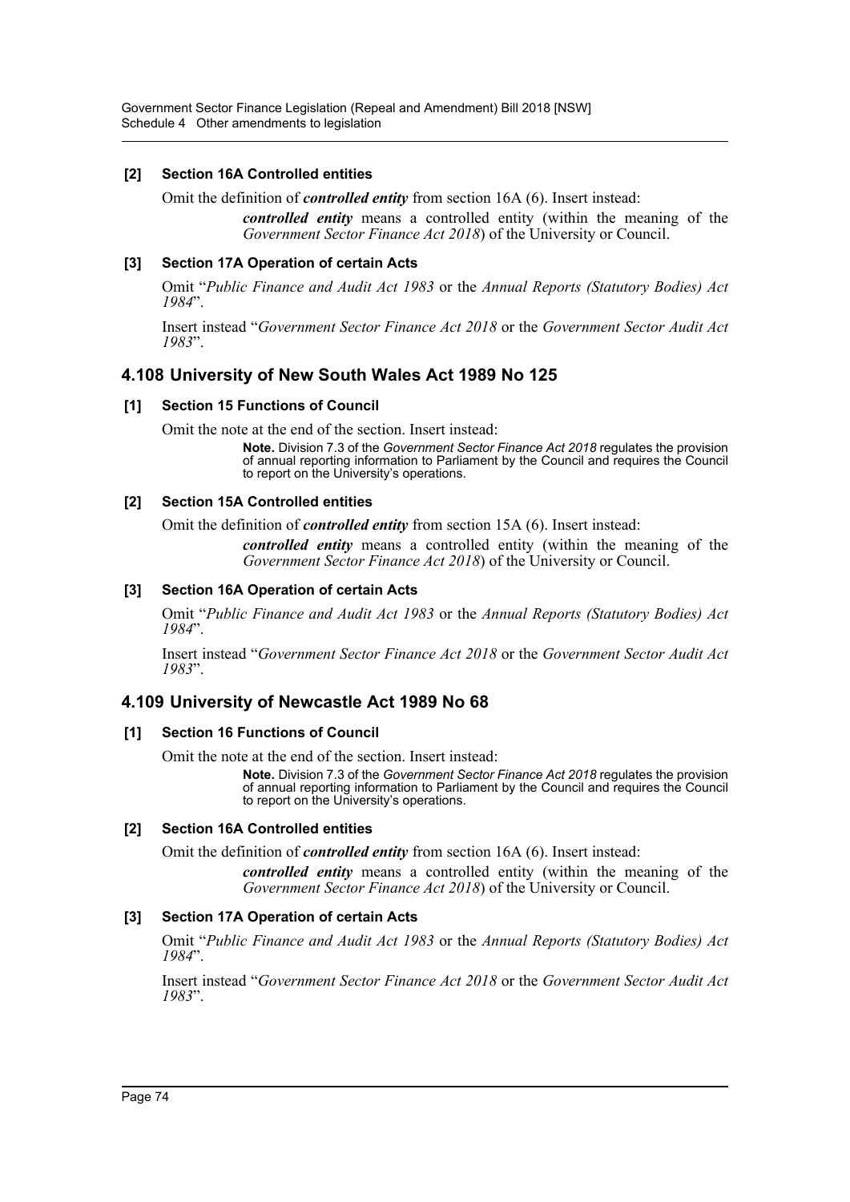#### [2] Section 16A Controlled entities

Omit the definition of ***controlled entity*** from section 16A (6). Insert instead:

> ***controlled entity*** means a controlled entity (within the meaning of the *Government Sector Finance Act 2018*) of the University or Council.

#### [3] Section 17A Operation of certain Acts

Omit "*Public Finance and Audit Act 1983* or the *Annual Reports (Statutory Bodies) Act 1984*".

Insert instead "*Government Sector Finance Act 2018* or the *Government Sector Audit Act 1983*".

## 4.108 University of New South Wales Act 1989 No 125

#### [1] Section 15 Functions of Council

Omit the note at the end of the section. Insert instead:

> **Note.** Division 7.3 of the *Government Sector Finance Act 2018* regulates the provision of annual reporting information to Parliament by the Council and requires the Council to report on the University's operations.

#### [2] Section 15A Controlled entities

Omit the definition of ***controlled entity*** from section 15A (6). Insert instead:

> ***controlled entity*** means a controlled entity (within the meaning of the *Government Sector Finance Act 2018*) of the University or Council.

#### [3] Section 16A Operation of certain Acts

Omit "*Public Finance and Audit Act 1983* or the *Annual Reports (Statutory Bodies) Act 1984*".

Insert instead "*Government Sector Finance Act 2018* or the *Government Sector Audit Act 1983*".

## 4.109 University of Newcastle Act 1989 No 68

#### [1] Section 16 Functions of Council

Omit the note at the end of the section. Insert instead:

> **Note.** Division 7.3 of the *Government Sector Finance Act 2018* regulates the provision of annual reporting information to Parliament by the Council and requires the Council to report on the University's operations.

#### [2] Section 16A Controlled entities

Omit the definition of ***controlled entity*** from section 16A (6). Insert instead:

> ***controlled entity*** means a controlled entity (within the meaning of the *Government Sector Finance Act 2018*) of the University or Council.

#### [3] Section 17A Operation of certain Acts

Omit "*Public Finance and Audit Act 1983* or the *Annual Reports (Statutory Bodies) Act 1984*".

Insert instead "*Government Sector Finance Act 2018* or the *Government Sector Audit Act 1983*".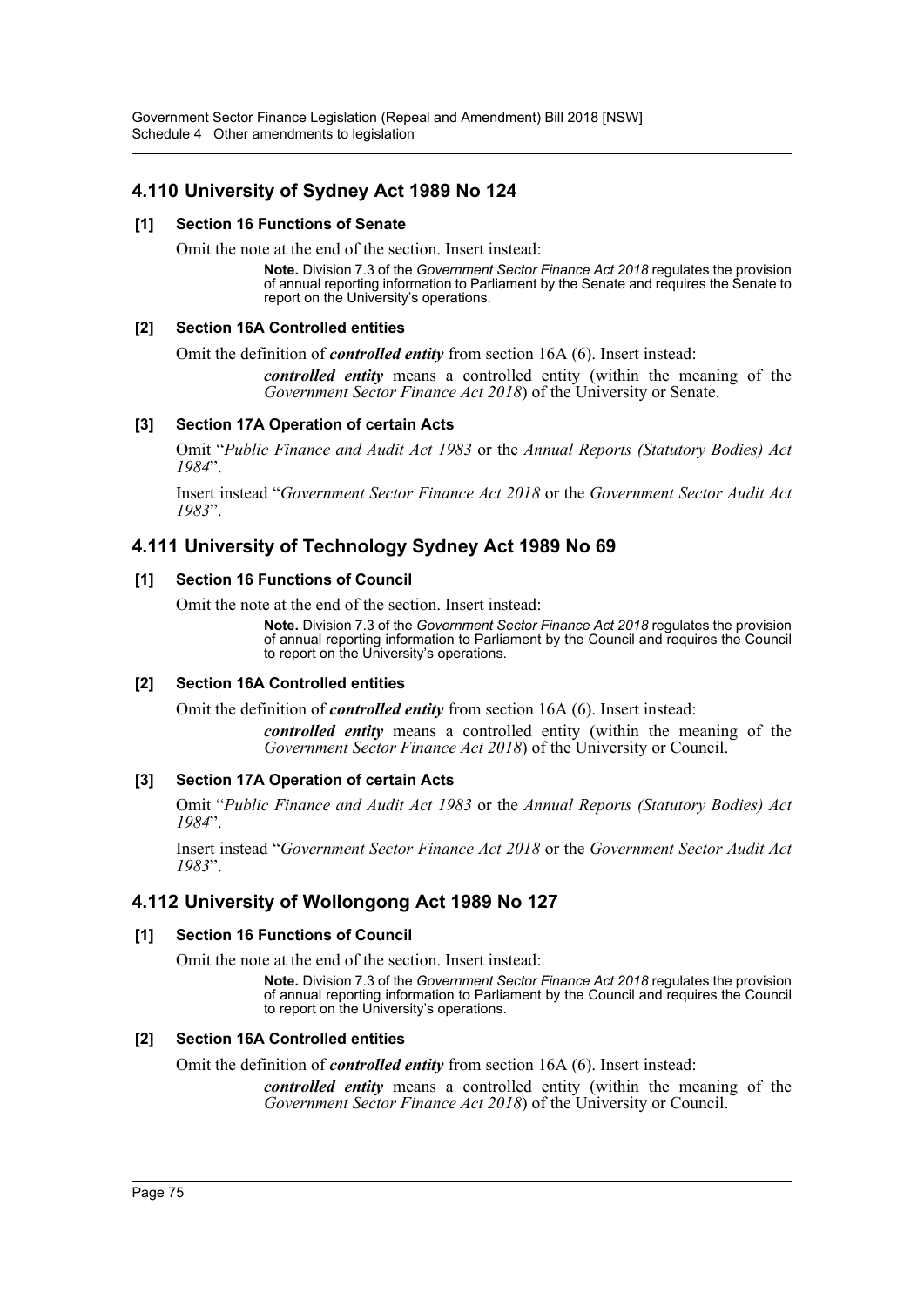## 4.110 University of Sydney Act 1989 No 124

### [1] Section 16 Functions of Senate

Omit the note at the end of the section. Insert instead:

> **Note.** Division 7.3 of the *Government Sector Finance Act 2018* regulates the provision of annual reporting information to Parliament by the Senate and requires the Senate to report on the University's operations.

### [2] Section 16A Controlled entities

Omit the definition of ***controlled entity*** from section 16A (6). Insert instead:

> ***controlled entity*** means a controlled entity (within the meaning of the *Government Sector Finance Act 2018*) of the University or Senate.

### [3] Section 17A Operation of certain Acts

Omit "*Public Finance and Audit Act 1983* or the *Annual Reports (Statutory Bodies) Act 1984*".

Insert instead "*Government Sector Finance Act 2018* or the *Government Sector Audit Act 1983*".

## 4.111 University of Technology Sydney Act 1989 No 69

### [1] Section 16 Functions of Council

Omit the note at the end of the section. Insert instead:

> **Note.** Division 7.3 of the *Government Sector Finance Act 2018* regulates the provision of annual reporting information to Parliament by the Council and requires the Council to report on the University's operations.

### [2] Section 16A Controlled entities

Omit the definition of ***controlled entity*** from section 16A (6). Insert instead:

> ***controlled entity*** means a controlled entity (within the meaning of the *Government Sector Finance Act 2018*) of the University or Council.

### [3] Section 17A Operation of certain Acts

Omit "*Public Finance and Audit Act 1983* or the *Annual Reports (Statutory Bodies) Act 1984*".

Insert instead "*Government Sector Finance Act 2018* or the *Government Sector Audit Act 1983*".

## 4.112 University of Wollongong Act 1989 No 127

### [1] Section 16 Functions of Council

Omit the note at the end of the section. Insert instead:

> **Note.** Division 7.3 of the *Government Sector Finance Act 2018* regulates the provision of annual reporting information to Parliament by the Council and requires the Council to report on the University's operations.

### [2] Section 16A Controlled entities

Omit the definition of ***controlled entity*** from section 16A (6). Insert instead:

> ***controlled entity*** means a controlled entity (within the meaning of the *Government Sector Finance Act 2018*) of the University or Council.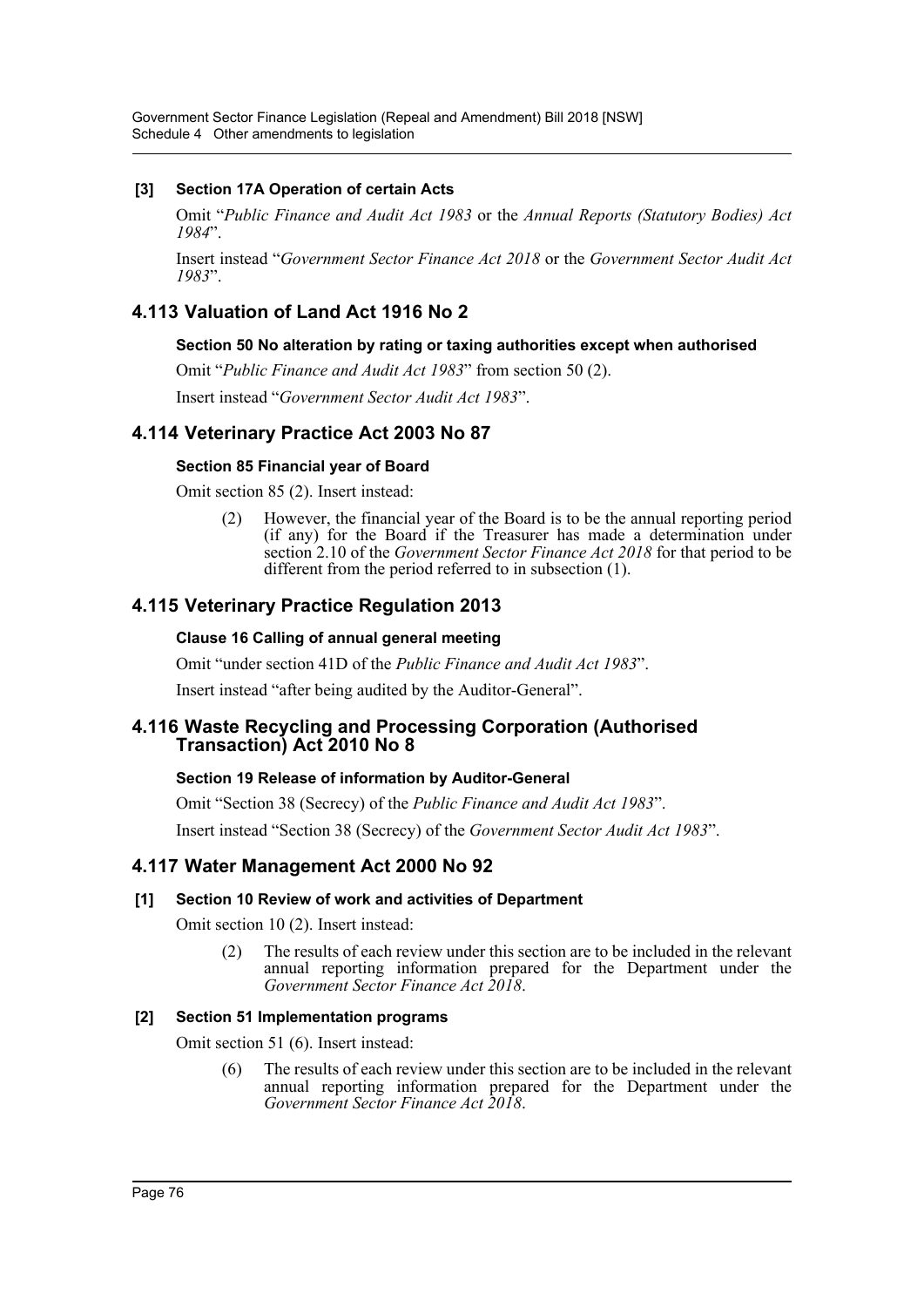#### [3] Section 17A Operation of certain Acts

Omit "*Public Finance and Audit Act 1983* or the *Annual Reports (Statutory Bodies) Act 1984*".

Insert instead "*Government Sector Finance Act 2018* or the *Government Sector Audit Act 1983*".

## 4.113 Valuation of Land Act 1916 No 2

#### Section 50 No alteration by rating or taxing authorities except when authorised

Omit "*Public Finance and Audit Act 1983*" from section 50 (2).

Insert instead "*Government Sector Audit Act 1983*".

## 4.114 Veterinary Practice Act 2003 No 87

#### Section 85 Financial year of Board

Omit section 85 (2). Insert instead:

> (2) However, the financial year of the Board is to be the annual reporting period (if any) for the Board if the Treasurer has made a determination under section 2.10 of the *Government Sector Finance Act 2018* for that period to be different from the period referred to in subsection (1).

## 4.115 Veterinary Practice Regulation 2013

#### Clause 16 Calling of annual general meeting

Omit "under section 41D of the *Public Finance and Audit Act 1983*".

Insert instead "after being audited by the Auditor-General".

## 4.116 Waste Recycling and Processing Corporation (Authorised Transaction) Act 2010 No 8

#### Section 19 Release of information by Auditor-General

Omit "Section 38 (Secrecy) of the *Public Finance and Audit Act 1983*".

Insert instead "Section 38 (Secrecy) of the *Government Sector Audit Act 1983*".

## 4.117 Water Management Act 2000 No 92

#### [1] Section 10 Review of work and activities of Department

Omit section 10 (2). Insert instead:

> (2) The results of each review under this section are to be included in the relevant annual reporting information prepared for the Department under the *Government Sector Finance Act 2018*.

#### [2] Section 51 Implementation programs

Omit section 51 (6). Insert instead:

> (6) The results of each review under this section are to be included in the relevant annual reporting information prepared for the Department under the *Government Sector Finance Act 2018*.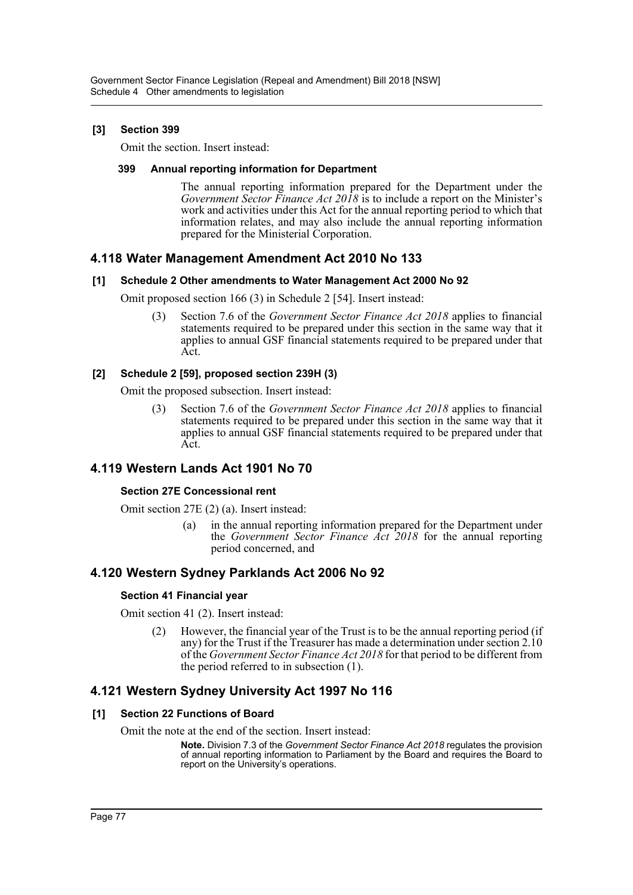**[3] Section 399**

Omit the section. Insert instead:

**399 Annual reporting information for Department**

The annual reporting information prepared for the Department under the *Government Sector Finance Act 2018* is to include a report on the Minister's work and activities under this Act for the annual reporting period to which that information relates, and may also include the annual reporting information prepared for the Ministerial Corporation.

## 4.118 Water Management Amendment Act 2010 No 133

**[1] Schedule 2 Other amendments to Water Management Act 2000 No 92**

Omit proposed section 166 (3) in Schedule 2 [54]. Insert instead:

(3) Section 7.6 of the *Government Sector Finance Act 2018* applies to financial statements required to be prepared under this section in the same way that it applies to annual GSF financial statements required to be prepared under that Act.

**[2] Schedule 2 [59], proposed section 239H (3)**

Omit the proposed subsection. Insert instead:

(3) Section 7.6 of the *Government Sector Finance Act 2018* applies to financial statements required to be prepared under this section in the same way that it applies to annual GSF financial statements required to be prepared under that Act.

## 4.119 Western Lands Act 1901 No 70

**Section 27E Concessional rent**

Omit section 27E (2) (a). Insert instead:

(a) in the annual reporting information prepared for the Department under the *Government Sector Finance Act 2018* for the annual reporting period concerned, and

## 4.120 Western Sydney Parklands Act 2006 No 92

**Section 41 Financial year**

Omit section 41 (2). Insert instead:

(2) However, the financial year of the Trust is to be the annual reporting period (if any) for the Trust if the Treasurer has made a determination under section 2.10 of the *Government Sector Finance Act 2018* for that period to be different from the period referred to in subsection (1).

## 4.121 Western Sydney University Act 1997 No 116

**[1] Section 22 Functions of Board**

Omit the note at the end of the section. Insert instead:

**Note.** Division 7.3 of the *Government Sector Finance Act 2018* regulates the provision of annual reporting information to Parliament by the Board and requires the Board to report on the University's operations.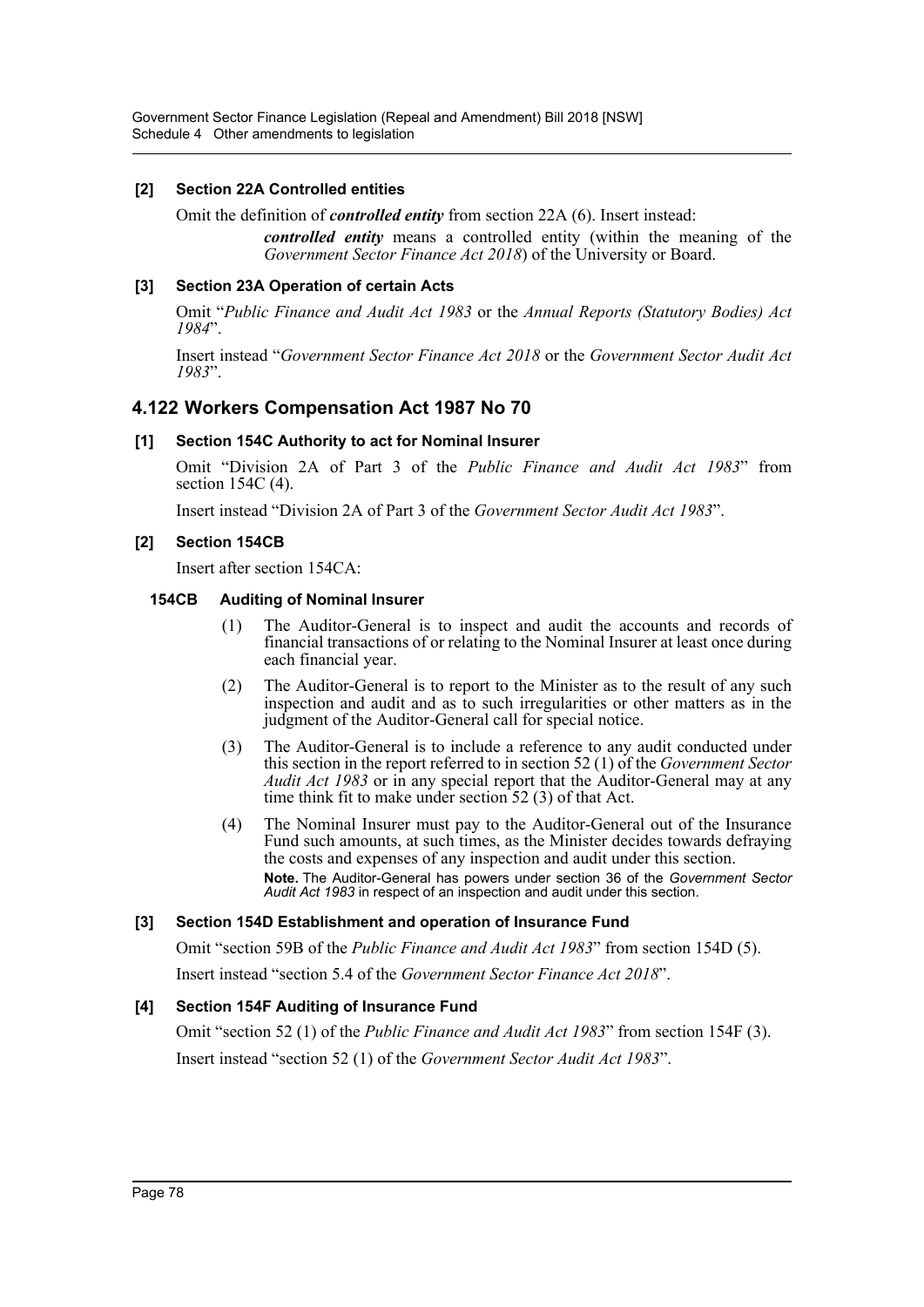### [2] Section 22A Controlled entities

Omit the definition of ***controlled entity*** from section 22A (6). Insert instead:

> ***controlled entity*** means a controlled entity (within the meaning of the *Government Sector Finance Act 2018*) of the University or Board.

### [3] Section 23A Operation of certain Acts

Omit "*Public Finance and Audit Act 1983* or the *Annual Reports (Statutory Bodies) Act 1984*".

Insert instead "*Government Sector Finance Act 2018* or the *Government Sector Audit Act 1983*".

## 4.122 Workers Compensation Act 1987 No 70

### [1] Section 154C Authority to act for Nominal Insurer

Omit "Division 2A of Part 3 of the *Public Finance and Audit Act 1983*" from section 154C (4).

Insert instead "Division 2A of Part 3 of the *Government Sector Audit Act 1983*".

### [2] Section 154CB

Insert after section 154CA:

#### 154CB Auditing of Nominal Insurer

(1) The Auditor-General is to inspect and audit the accounts and records of financial transactions of or relating to the Nominal Insurer at least once during each financial year.

(2) The Auditor-General is to report to the Minister as to the result of any such inspection and audit and as to such irregularities or other matters as in the judgment of the Auditor-General call for special notice.

(3) The Auditor-General is to include a reference to any audit conducted under this section in the report referred to in section 52 (1) of the *Government Sector Audit Act 1983* or in any special report that the Auditor-General may at any time think fit to make under section 52 (3) of that Act.

(4) The Nominal Insurer must pay to the Auditor-General out of the Insurance Fund such amounts, at such times, as the Minister decides towards defraying the costs and expenses of any inspection and audit under this section.

**Note.** The Auditor-General has powers under section 36 of the *Government Sector Audit Act 1983* in respect of an inspection and audit under this section.

### [3] Section 154D Establishment and operation of Insurance Fund

Omit "section 59B of the *Public Finance and Audit Act 1983*" from section 154D (5).

Insert instead "section 5.4 of the *Government Sector Finance Act 2018*".

### [4] Section 154F Auditing of Insurance Fund

Omit "section 52 (1) of the *Public Finance and Audit Act 1983*" from section 154F (3).

Insert instead "section 52 (1) of the *Government Sector Audit Act 1983*".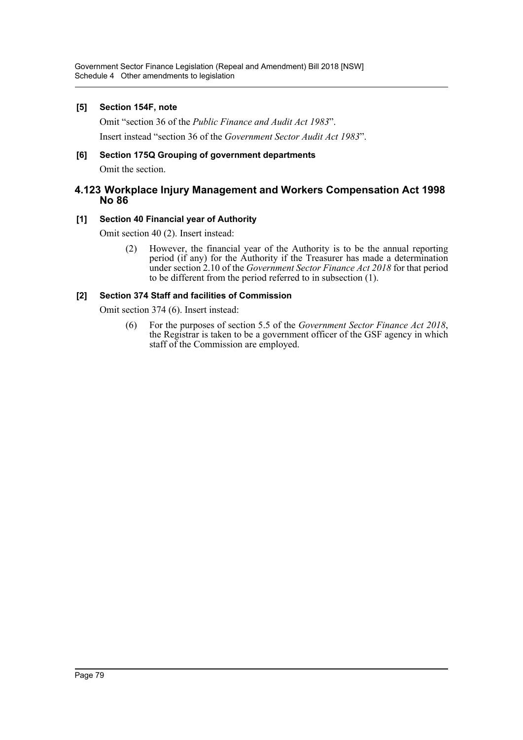**[5] Section 154F, note**

Omit "section 36 of the *Public Finance and Audit Act 1983*".

Insert instead "section 36 of the *Government Sector Audit Act 1983*".

**[6] Section 175Q Grouping of government departments**

Omit the section.

## 4.123 Workplace Injury Management and Workers Compensation Act 1998 No 86

**[1] Section 40 Financial year of Authority**

Omit section 40 (2). Insert instead:

> (2) However, the financial year of the Authority is to be the annual reporting period (if any) for the Authority if the Treasurer has made a determination under section 2.10 of the *Government Sector Finance Act 2018* for that period to be different from the period referred to in subsection (1).

**[2] Section 374 Staff and facilities of Commission**

Omit section 374 (6). Insert instead:

> (6) For the purposes of section 5.5 of the *Government Sector Finance Act 2018*, the Registrar is taken to be a government officer of the GSF agency in which staff of the Commission are employed.